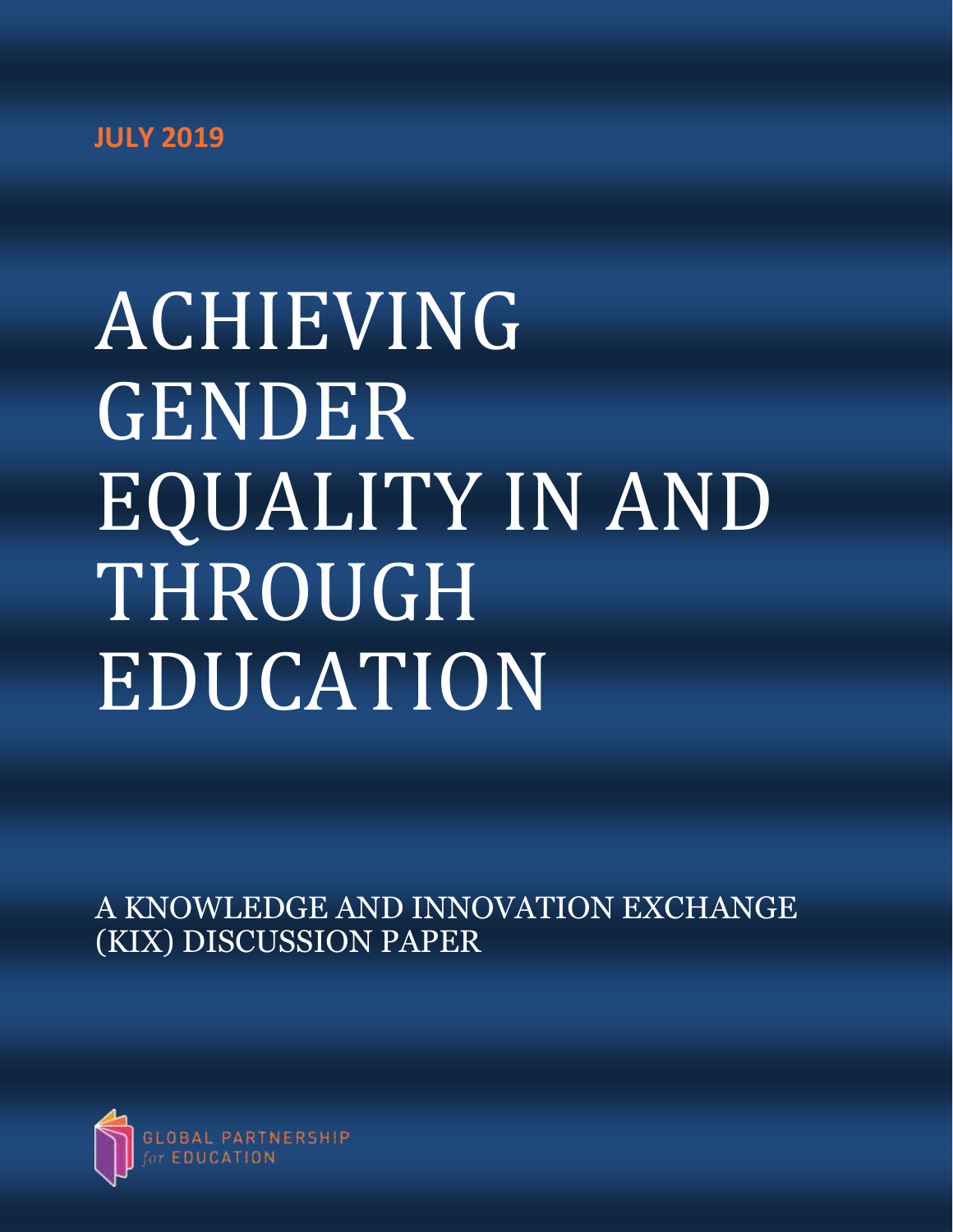JULY 2019

# ACHIEVING GENDER EQUALITY IN AND THROUGH EDUCATION

A KNOWLEDGE AND INNOVATION EXCHANGE (KIX) DISCUSSION PAPER

GLOBAL PARTNERSHIP *for* EDUCATION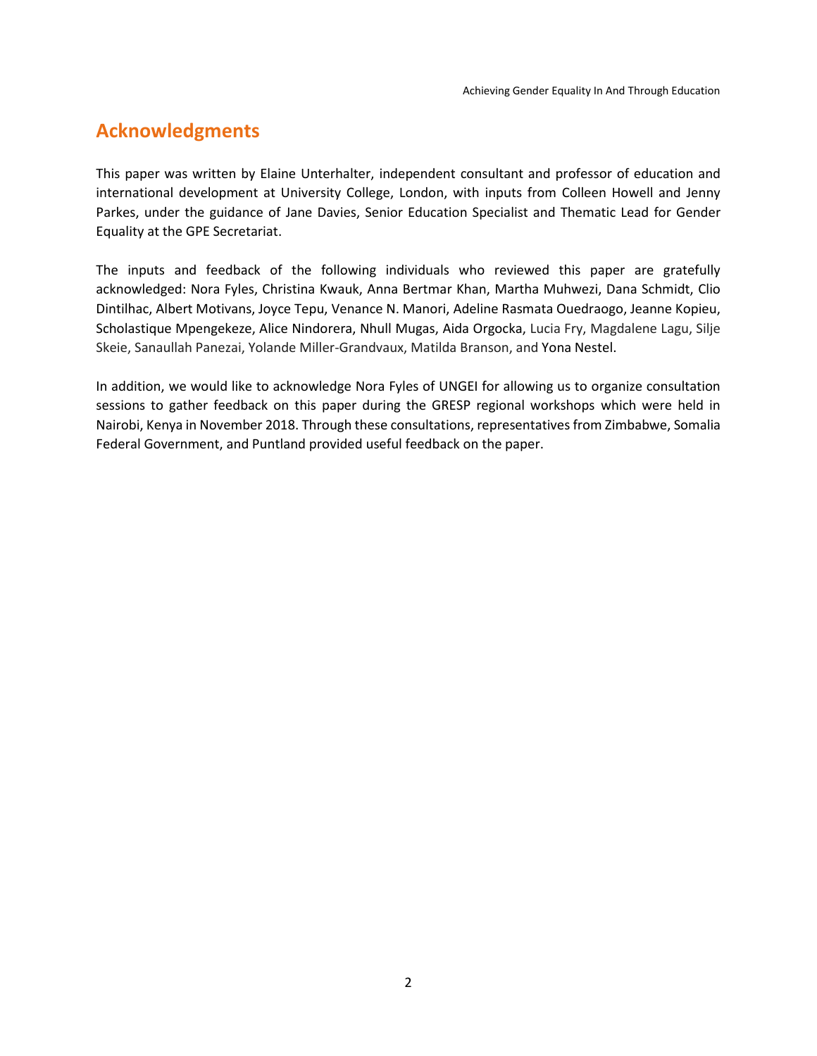## Acknowledgments

This paper was written by Elaine Unterhalter, independent consultant and professor of education and international development at University College, London, with inputs from Colleen Howell and Jenny Parkes, under the guidance of Jane Davies, Senior Education Specialist and Thematic Lead for Gender Equality at the GPE Secretariat.

The inputs and feedback of the following individuals who reviewed this paper are gratefully acknowledged: Nora Fyles, Christina Kwauk, Anna Bertmar Khan, Martha Muhwezi, Dana Schmidt, Clio Dintilhac, Albert Motivans, Joyce Tepu, Venance N. Manori, Adeline Rasmata Ouedraogo, Jeanne Kopieu, Scholastique Mpengekeze, Alice Nindorera, Nhull Mugas, Aida Orgocka, Lucia Fry, Magdalene Lagu, Silje Skeie, Sanaullah Panezai, Yolande Miller-Grandvaux, Matilda Branson, and Yona Nestel.

In addition, we would like to acknowledge Nora Fyles of UNGEI for allowing us to organize consultation sessions to gather feedback on this paper during the GRESP regional workshops which were held in Nairobi, Kenya in November 2018. Through these consultations, representatives from Zimbabwe, Somalia Federal Government, and Puntland provided useful feedback on the paper.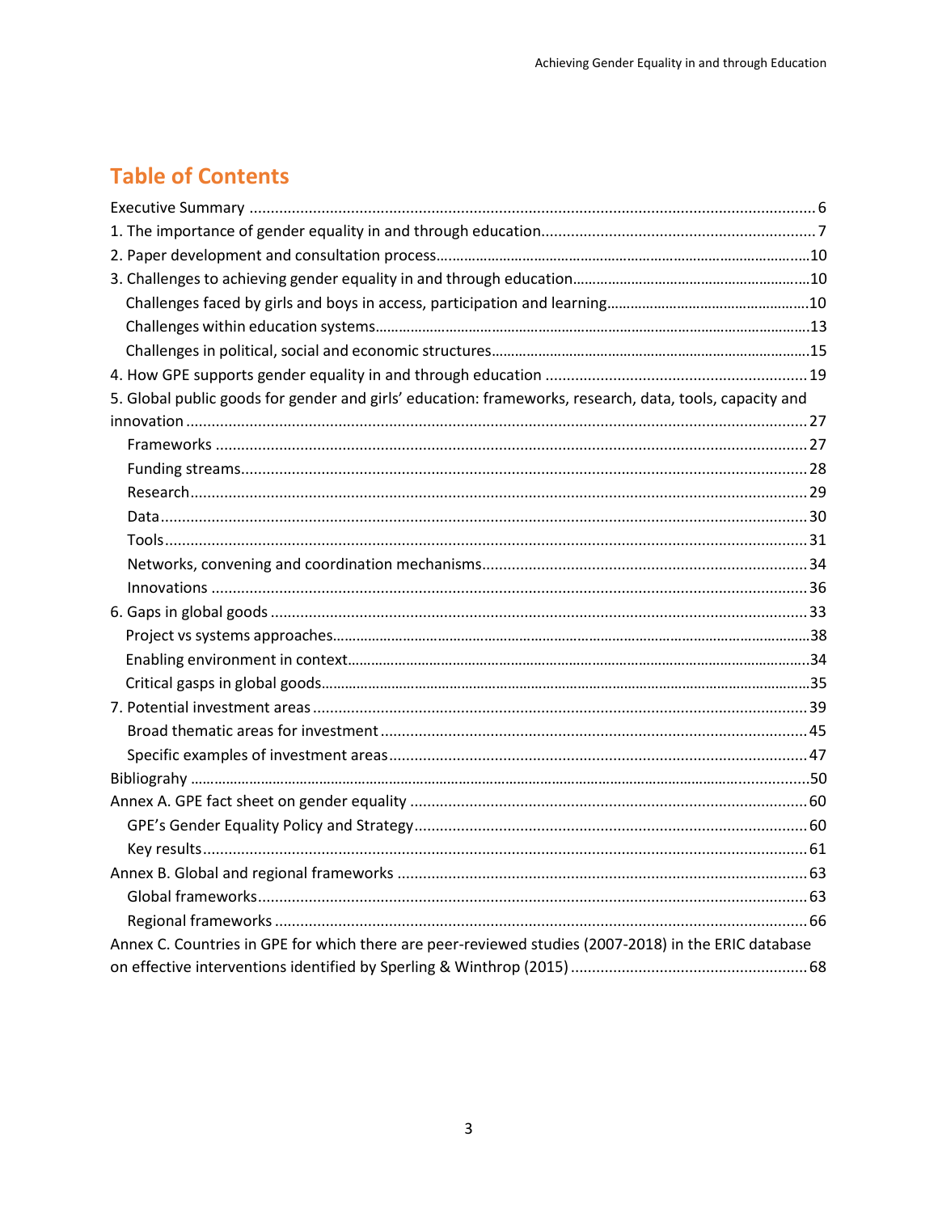# Table of Contents

Executive Summary ..... 6
1. The importance of gender equality in and through education ..... 7
2. Paper development and consultation process ..... 10
3. Challenges to achieving gender equality in and through education ..... 10
   - Challenges faced by girls and boys in access, participation and learning ..... 10
   - Challenges within education systems ..... 13
   - Challenges in political, social and economic structures ..... 15
4. How GPE supports gender equality in and through education ..... 19
5. Global public goods for gender and girls' education: frameworks, research, data, tools, capacity and innovation ..... 27
   - Frameworks ..... 27
   - Funding streams ..... 28
   - Research ..... 29
   - Data ..... 30
   - Tools ..... 31
   - Networks, convening and coordination mechanisms ..... 34
   - Innovations ..... 36
6. Gaps in global goods ..... 33
   - Project vs systems approaches ..... 38
   - Enabling environment in context ..... 34
   - Critical gasps in global goods ..... 35
7. Potential investment areas ..... 39
   - Broad thematic areas for investment ..... 45
   - Specific examples of investment areas ..... 47

Bibliograhy ..... 50

Annex A. GPE fact sheet on gender equality ..... 60
   - GPE's Gender Equality Policy and Strategy ..... 60
   - Key results ..... 61

Annex B. Global and regional frameworks ..... 63
   - Global frameworks ..... 63
   - Regional frameworks ..... 66

Annex C. Countries in GPE for which there are peer-reviewed studies (2007-2018) in the ERIC database on effective interventions identified by Sperling & Winthrop (2015) ..... 68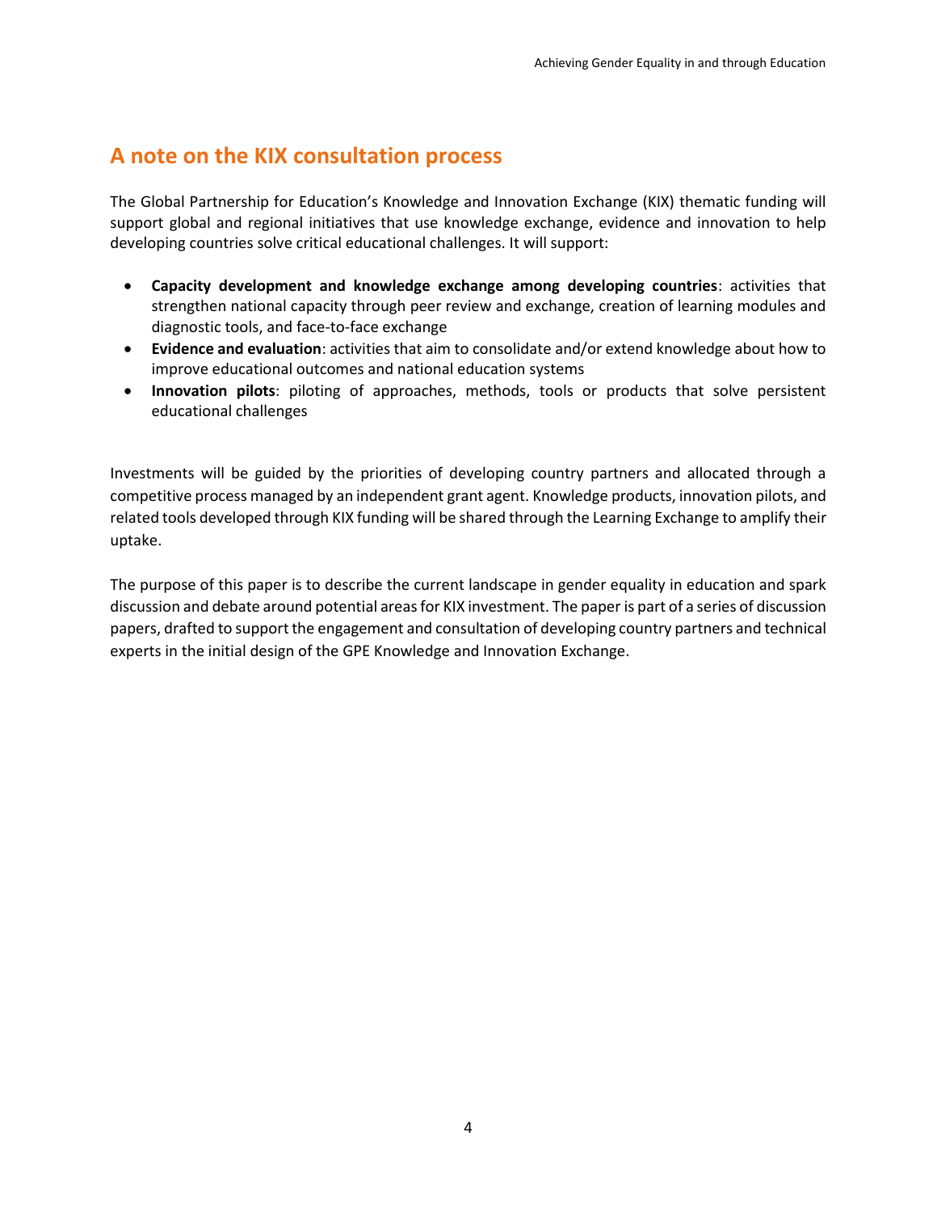## A note on the KIX consultation process

The Global Partnership for Education's Knowledge and Innovation Exchange (KIX) thematic funding will support global and regional initiatives that use knowledge exchange, evidence and innovation to help developing countries solve critical educational challenges. It will support:

- **Capacity development and knowledge exchange among developing countries**: activities that strengthen national capacity through peer review and exchange, creation of learning modules and diagnostic tools, and face-to-face exchange
- **Evidence and evaluation**: activities that aim to consolidate and/or extend knowledge about how to improve educational outcomes and national education systems
- **Innovation pilots**: piloting of approaches, methods, tools or products that solve persistent educational challenges

Investments will be guided by the priorities of developing country partners and allocated through a competitive process managed by an independent grant agent. Knowledge products, innovation pilots, and related tools developed through KIX funding will be shared through the Learning Exchange to amplify their uptake.

The purpose of this paper is to describe the current landscape in gender equality in education and spark discussion and debate around potential areas for KIX investment. The paper is part of a series of discussion papers, drafted to support the engagement and consultation of developing country partners and technical experts in the initial design of the GPE Knowledge and Innovation Exchange.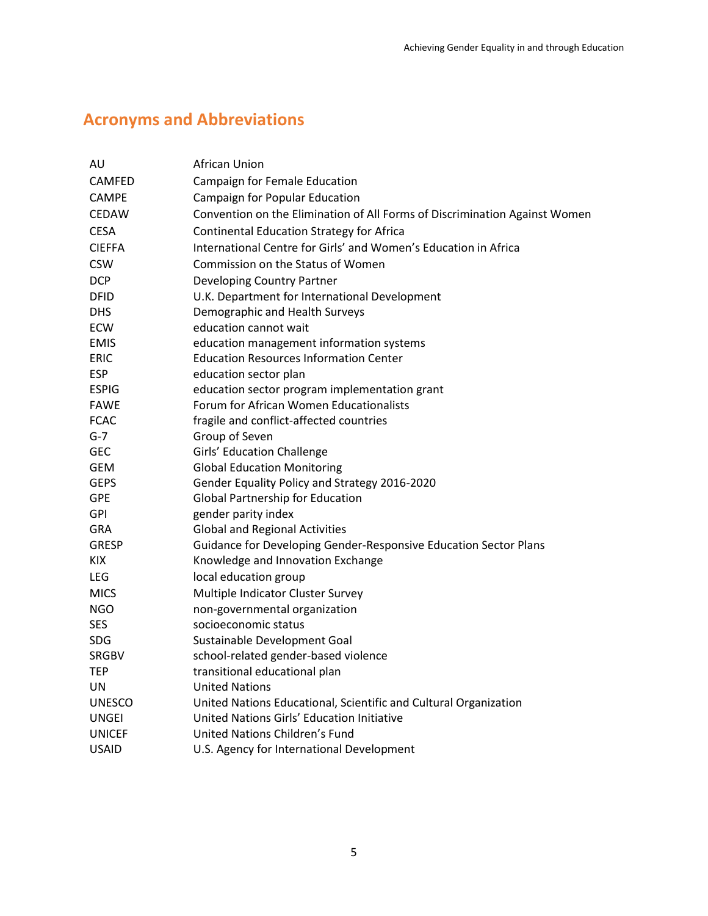## Acronyms and Abbreviations

| | |
|---|---|
| AU | African Union |
| CAMFED | Campaign for Female Education |
| CAMPE | Campaign for Popular Education |
| CEDAW | Convention on the Elimination of All Forms of Discrimination Against Women |
| CESA | Continental Education Strategy for Africa |
| CIEFFA | International Centre for Girls' and Women's Education in Africa |
| CSW | Commission on the Status of Women |
| DCP | Developing Country Partner |
| DFID | U.K. Department for International Development |
| DHS | Demographic and Health Surveys |
| ECW | education cannot wait |
| EMIS | education management information systems |
| ERIC | Education Resources Information Center |
| ESP | education sector plan |
| ESPIG | education sector program implementation grant |
| FAWE | Forum for African Women Educationalists |
| FCAC | fragile and conflict-affected countries |
| G-7 | Group of Seven |
| GEC | Girls' Education Challenge |
| GEM | Global Education Monitoring |
| GEPS | Gender Equality Policy and Strategy 2016-2020 |
| GPE | Global Partnership for Education |
| GPI | gender parity index |
| GRA | Global and Regional Activities |
| GRESP | Guidance for Developing Gender-Responsive Education Sector Plans |
| KIX | Knowledge and Innovation Exchange |
| LEG | local education group |
| MICS | Multiple Indicator Cluster Survey |
| NGO | non-governmental organization |
| SES | socioeconomic status |
| SDG | Sustainable Development Goal |
| SRGBV | school-related gender-based violence |
| TEP | transitional educational plan |
| UN | United Nations |
| UNESCO | United Nations Educational, Scientific and Cultural Organization |
| UNGEI | United Nations Girls' Education Initiative |
| UNICEF | United Nations Children's Fund |
| USAID | U.S. Agency for International Development |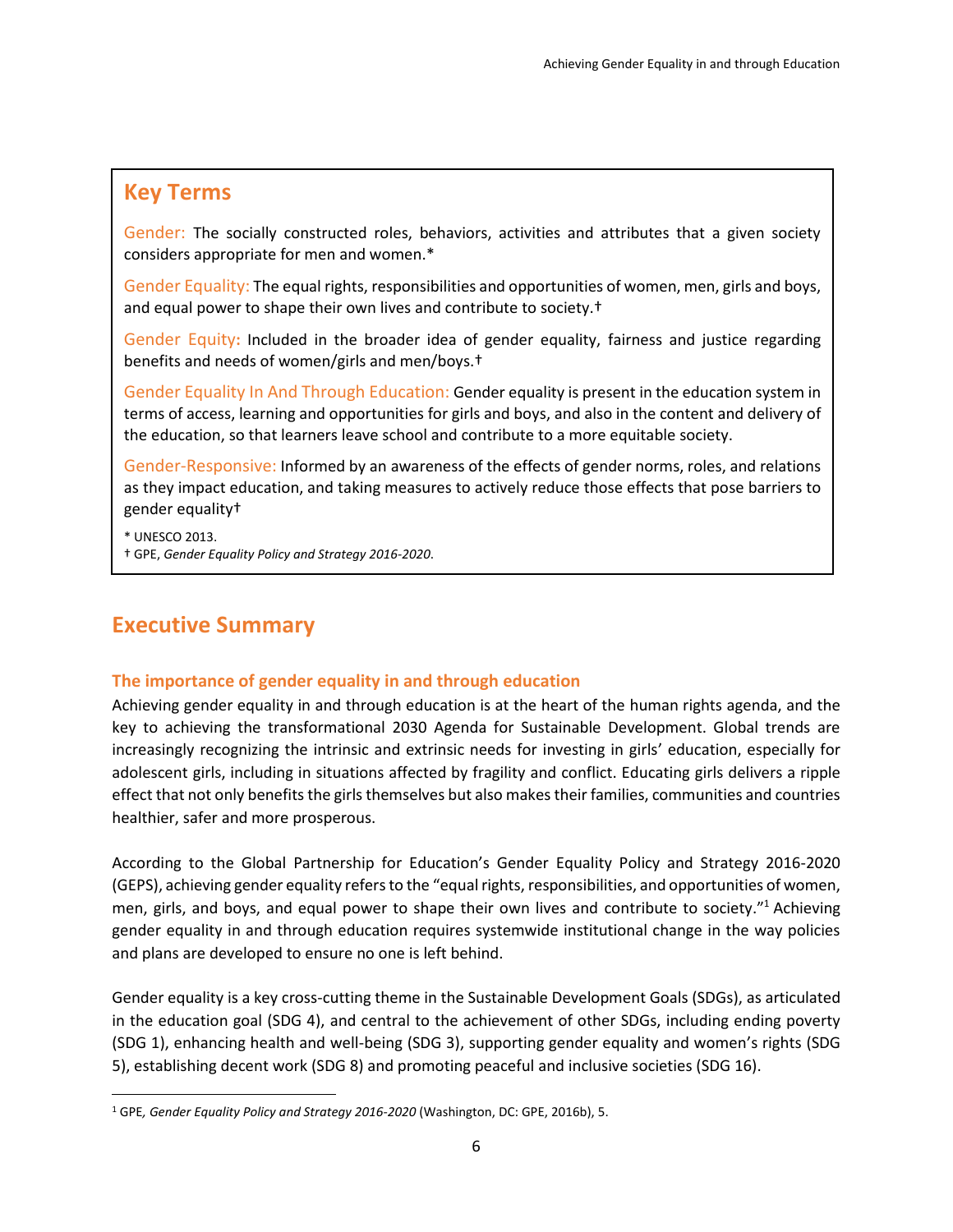## Key Terms

Gender: The socially constructed roles, behaviors, activities and attributes that a given society considers appropriate for men and women.*

Gender Equality: The equal rights, responsibilities and opportunities of women, men, girls and boys, and equal power to shape their own lives and contribute to society.†

Gender Equity: Included in the broader idea of gender equality, fairness and justice regarding benefits and needs of women/girls and men/boys.†

Gender Equality In And Through Education: Gender equality is present in the education system in terms of access, learning and opportunities for girls and boys, and also in the content and delivery of the education, so that learners leave school and contribute to a more equitable society.

Gender-Responsive: Informed by an awareness of the effects of gender norms, roles, and relations as they impact education, and taking measures to actively reduce those effects that pose barriers to gender equality†

\* UNESCO 2013.
† GPE, *Gender Equality Policy and Strategy 2016-2020*.

# Executive Summary

### The importance of gender equality in and through education

Achieving gender equality in and through education is at the heart of the human rights agenda, and the key to achieving the transformational 2030 Agenda for Sustainable Development. Global trends are increasingly recognizing the intrinsic and extrinsic needs for investing in girls' education, especially for adolescent girls, including in situations affected by fragility and conflict. Educating girls delivers a ripple effect that not only benefits the girls themselves but also makes their families, communities and countries healthier, safer and more prosperous.

According to the Global Partnership for Education's Gender Equality Policy and Strategy 2016-2020 (GEPS), achieving gender equality refers to the "equal rights, responsibilities, and opportunities of women, men, girls, and boys, and equal power to shape their own lives and contribute to society."[1] Achieving gender equality in and through education requires systemwide institutional change in the way policies and plans are developed to ensure no one is left behind.

Gender equality is a key cross-cutting theme in the Sustainable Development Goals (SDGs), as articulated in the education goal (SDG 4), and central to the achievement of other SDGs, including ending poverty (SDG 1), enhancing health and well-being (SDG 3), supporting gender equality and women's rights (SDG 5), establishing decent work (SDG 8) and promoting peaceful and inclusive societies (SDG 16).

[1] GPE, *Gender Equality Policy and Strategy 2016-2020* (Washington, DC: GPE, 2016b), 5.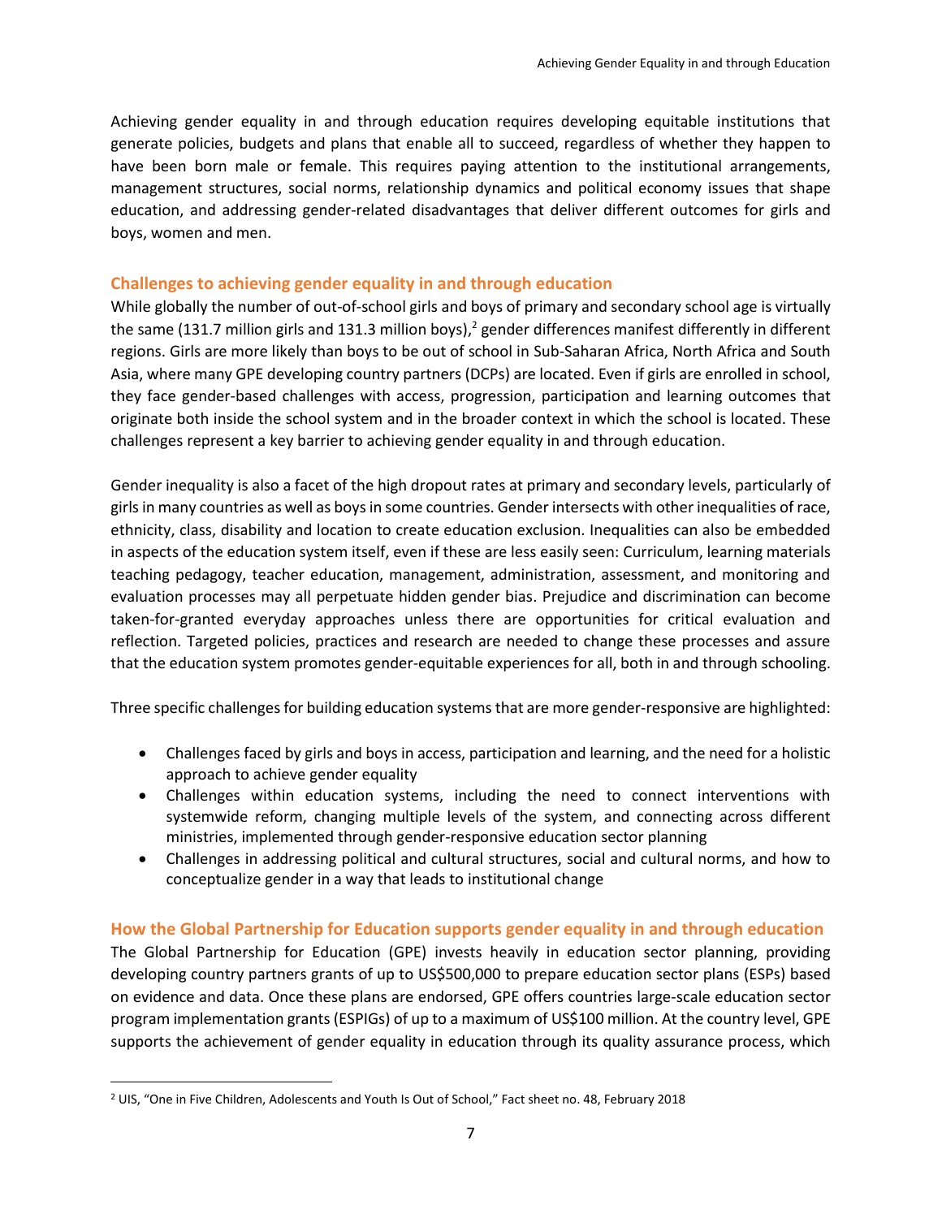Achieving gender equality in and through education requires developing equitable institutions that generate policies, budgets and plans that enable all to succeed, regardless of whether they happen to have been born male or female. This requires paying attention to the institutional arrangements, management structures, social norms, relationship dynamics and political economy issues that shape education, and addressing gender-related disadvantages that deliver different outcomes for girls and boys, women and men.

## Challenges to achieving gender equality in and through education

While globally the number of out-of-school girls and boys of primary and secondary school age is virtually the same (131.7 million girls and 131.3 million boys),[2] gender differences manifest differently in different regions. Girls are more likely than boys to be out of school in Sub-Saharan Africa, North Africa and South Asia, where many GPE developing country partners (DCPs) are located. Even if girls are enrolled in school, they face gender-based challenges with access, progression, participation and learning outcomes that originate both inside the school system and in the broader context in which the school is located. These challenges represent a key barrier to achieving gender equality in and through education.

Gender inequality is also a facet of the high dropout rates at primary and secondary levels, particularly of girls in many countries as well as boys in some countries. Gender intersects with other inequalities of race, ethnicity, class, disability and location to create education exclusion. Inequalities can also be embedded in aspects of the education system itself, even if these are less easily seen: Curriculum, learning materials teaching pedagogy, teacher education, management, administration, assessment, and monitoring and evaluation processes may all perpetuate hidden gender bias. Prejudice and discrimination can become taken-for-granted everyday approaches unless there are opportunities for critical evaluation and reflection. Targeted policies, practices and research are needed to change these processes and assure that the education system promotes gender-equitable experiences for all, both in and through schooling.

Three specific challenges for building education systems that are more gender-responsive are highlighted:

- Challenges faced by girls and boys in access, participation and learning, and the need for a holistic approach to achieve gender equality
- Challenges within education systems, including the need to connect interventions with systemwide reform, changing multiple levels of the system, and connecting across different ministries, implemented through gender-responsive education sector planning
- Challenges in addressing political and cultural structures, social and cultural norms, and how to conceptualize gender in a way that leads to institutional change

## How the Global Partnership for Education supports gender equality in and through education

The Global Partnership for Education (GPE) invests heavily in education sector planning, providing developing country partners grants of up to US$500,000 to prepare education sector plans (ESPs) based on evidence and data. Once these plans are endorsed, GPE offers countries large-scale education sector program implementation grants (ESPIGs) of up to a maximum of US$100 million. At the country level, GPE supports the achievement of gender equality in education through its quality assurance process, which

[2] UIS, "One in Five Children, Adolescents and Youth Is Out of School," Fact sheet no. 48, February 2018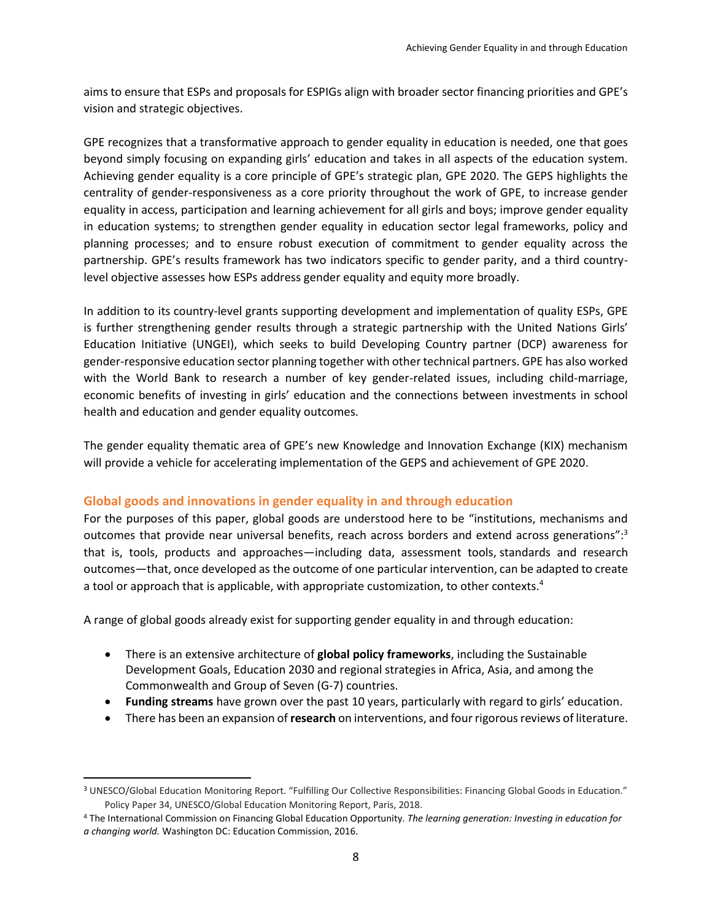aims to ensure that ESPs and proposals for ESPIGs align with broader sector financing priorities and GPE's vision and strategic objectives.

GPE recognizes that a transformative approach to gender equality in education is needed, one that goes beyond simply focusing on expanding girls' education and takes in all aspects of the education system. Achieving gender equality is a core principle of GPE's strategic plan, GPE 2020. The GEPS highlights the centrality of gender-responsiveness as a core priority throughout the work of GPE, to increase gender equality in access, participation and learning achievement for all girls and boys; improve gender equality in education systems; to strengthen gender equality in education sector legal frameworks, policy and planning processes; and to ensure robust execution of commitment to gender equality across the partnership. GPE's results framework has two indicators specific to gender parity, and a third country-level objective assesses how ESPs address gender equality and equity more broadly.

In addition to its country-level grants supporting development and implementation of quality ESPs, GPE is further strengthening gender results through a strategic partnership with the United Nations Girls' Education Initiative (UNGEI), which seeks to build Developing Country partner (DCP) awareness for gender-responsive education sector planning together with other technical partners. GPE has also worked with the World Bank to research a number of key gender-related issues, including child-marriage, economic benefits of investing in girls' education and the connections between investments in school health and education and gender equality outcomes.

The gender equality thematic area of GPE's new Knowledge and Innovation Exchange (KIX) mechanism will provide a vehicle for accelerating implementation of the GEPS and achievement of GPE 2020.

## Global goods and innovations in gender equality in and through education

For the purposes of this paper, global goods are understood here to be "institutions, mechanisms and outcomes that provide near universal benefits, reach across borders and extend across generations":[3] that is, tools, products and approaches—including data, assessment tools, standards and research outcomes—that, once developed as the outcome of one particular intervention, can be adapted to create a tool or approach that is applicable, with appropriate customization, to other contexts.[4]

A range of global goods already exist for supporting gender equality in and through education:

- There is an extensive architecture of **global policy frameworks**, including the Sustainable Development Goals, Education 2030 and regional strategies in Africa, Asia, and among the Commonwealth and Group of Seven (G-7) countries.
- **Funding streams** have grown over the past 10 years, particularly with regard to girls' education.
- There has been an expansion of **research** on interventions, and four rigorous reviews of literature.

---

[3] UNESCO/Global Education Monitoring Report. "Fulfilling Our Collective Responsibilities: Financing Global Goods in Education." Policy Paper 34, UNESCO/Global Education Monitoring Report, Paris, 2018.

[4] The International Commission on Financing Global Education Opportunity. *The learning generation: Investing in education for a changing world.* Washington DC: Education Commission, 2016.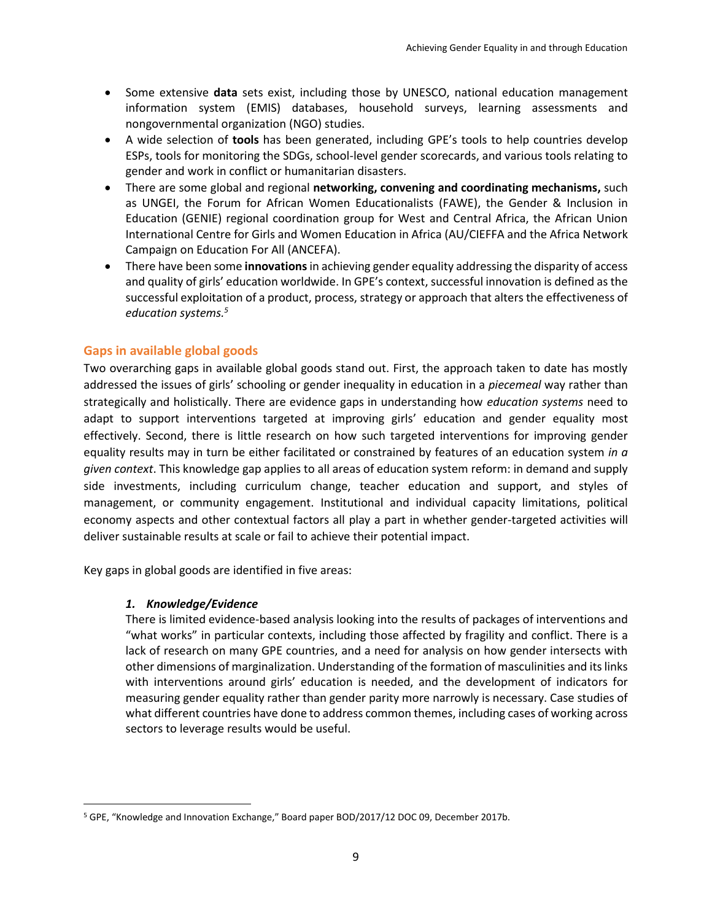- Some extensive **data** sets exist, including those by UNESCO, national education management information system (EMIS) databases, household surveys, learning assessments and nongovernmental organization (NGO) studies.
- A wide selection of **tools** has been generated, including GPE's tools to help countries develop ESPs, tools for monitoring the SDGs, school-level gender scorecards, and various tools relating to gender and work in conflict or humanitarian disasters.
- There are some global and regional **networking, convening and coordinating mechanisms,** such as UNGEI, the Forum for African Women Educationalists (FAWE), the Gender & Inclusion in Education (GENIE) regional coordination group for West and Central Africa, the African Union International Centre for Girls and Women Education in Africa (AU/CIEFFA and the Africa Network Campaign on Education For All (ANCEFA).
- There have been some **innovations** in achieving gender equality addressing the disparity of access and quality of girls' education worldwide. In GPE's context, successful innovation is defined as the successful exploitation of a product, process, strategy or approach that alters the effectiveness of *education systems.*[5]

## Gaps in available global goods

Two overarching gaps in available global goods stand out. First, the approach taken to date has mostly addressed the issues of girls' schooling or gender inequality in education in a *piecemeal* way rather than strategically and holistically. There are evidence gaps in understanding how *education systems* need to adapt to support interventions targeted at improving girls' education and gender equality most effectively. Second, there is little research on how such targeted interventions for improving gender equality results may in turn be either facilitated or constrained by features of an education system *in a given context*. This knowledge gap applies to all areas of education system reform: in demand and supply side investments, including curriculum change, teacher education and support, and styles of management, or community engagement. Institutional and individual capacity limitations, political economy aspects and other contextual factors all play a part in whether gender-targeted activities will deliver sustainable results at scale or fail to achieve their potential impact.

Key gaps in global goods are identified in five areas:

1. ***Knowledge/Evidence***

   There is limited evidence-based analysis looking into the results of packages of interventions and "what works" in particular contexts, including those affected by fragility and conflict. There is a lack of research on many GPE countries, and a need for analysis on how gender intersects with other dimensions of marginalization. Understanding of the formation of masculinities and its links with interventions around girls' education is needed, and the development of indicators for measuring gender equality rather than gender parity more narrowly is necessary. Case studies of what different countries have done to address common themes, including cases of working across sectors to leverage results would be useful.

[5] GPE, "Knowledge and Innovation Exchange," Board paper BOD/2017/12 DOC 09, December 2017b.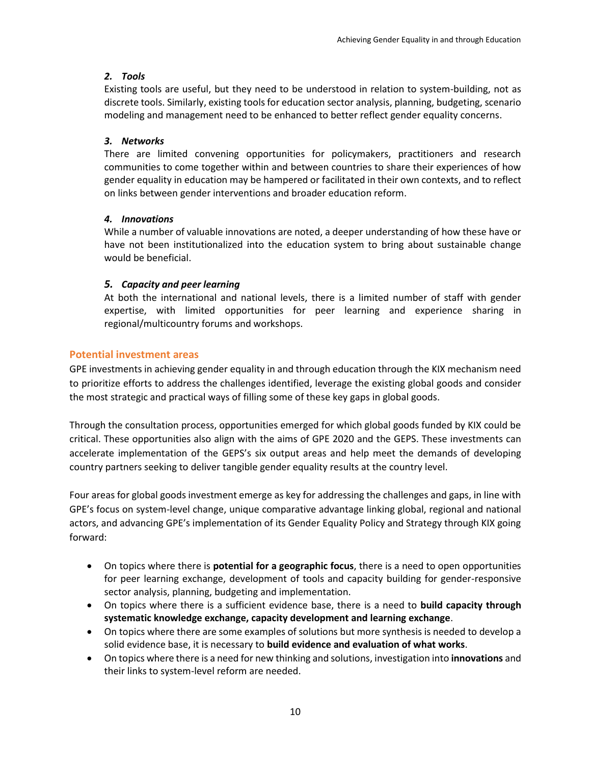***2. Tools***

Existing tools are useful, but they need to be understood in relation to system-building, not as discrete tools. Similarly, existing tools for education sector analysis, planning, budgeting, scenario modeling and management need to be enhanced to better reflect gender equality concerns.

***3. Networks***

There are limited convening opportunities for policymakers, practitioners and research communities to come together within and between countries to share their experiences of how gender equality in education may be hampered or facilitated in their own contexts, and to reflect on links between gender interventions and broader education reform.

***4. Innovations***

While a number of valuable innovations are noted, a deeper understanding of how these have or have not been institutionalized into the education system to bring about sustainable change would be beneficial.

***5. Capacity and peer learning***

At both the international and national levels, there is a limited number of staff with gender expertise, with limited opportunities for peer learning and experience sharing in regional/multicountry forums and workshops.

## Potential investment areas

GPE investments in achieving gender equality in and through education through the KIX mechanism need to prioritize efforts to address the challenges identified, leverage the existing global goods and consider the most strategic and practical ways of filling some of these key gaps in global goods.

Through the consultation process, opportunities emerged for which global goods funded by KIX could be critical. These opportunities also align with the aims of GPE 2020 and the GEPS. These investments can accelerate implementation of the GEPS's six output areas and help meet the demands of developing country partners seeking to deliver tangible gender equality results at the country level.

Four areas for global goods investment emerge as key for addressing the challenges and gaps, in line with GPE's focus on system-level change, unique comparative advantage linking global, regional and national actors, and advancing GPE's implementation of its Gender Equality Policy and Strategy through KIX going forward:

- On topics where there is **potential for a geographic focus**, there is a need to open opportunities for peer learning exchange, development of tools and capacity building for gender-responsive sector analysis, planning, budgeting and implementation.
- On topics where there is a sufficient evidence base, there is a need to **build capacity through systematic knowledge exchange, capacity development and learning exchange**.
- On topics where there are some examples of solutions but more synthesis is needed to develop a solid evidence base, it is necessary to **build evidence and evaluation of what works**.
- On topics where there is a need for new thinking and solutions, investigation into **innovations** and their links to system-level reform are needed.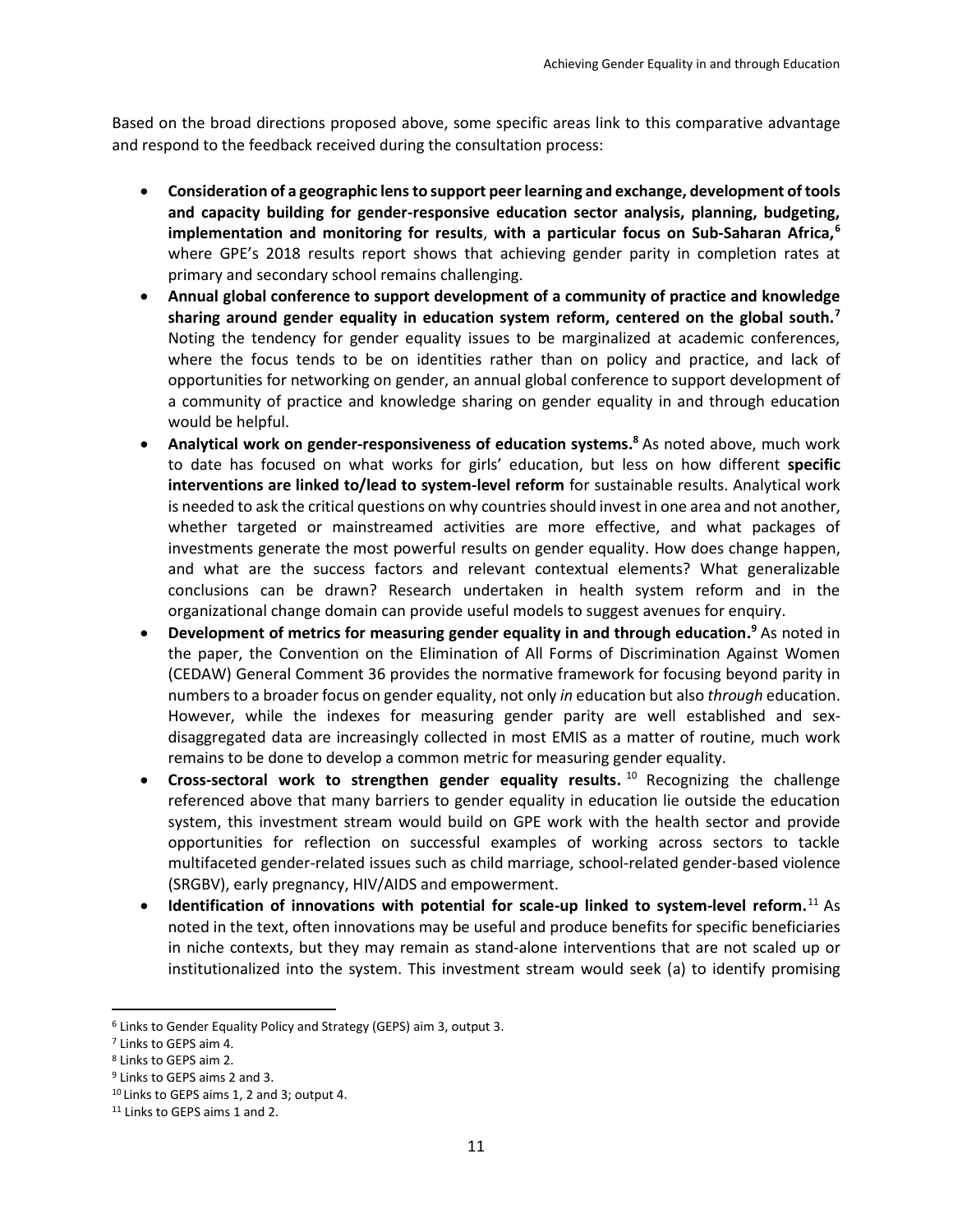Based on the broad directions proposed above, some specific areas link to this comparative advantage and respond to the feedback received during the consultation process:

- **Consideration of a geographic lens to support peer learning and exchange, development of tools and capacity building for gender-responsive education sector analysis, planning, budgeting, implementation and monitoring for results**, **with a particular focus on Sub-Saharan Africa,**[6] where GPE's 2018 results report shows that achieving gender parity in completion rates at primary and secondary school remains challenging.
- **Annual global conference to support development of a community of practice and knowledge sharing around gender equality in education system reform, centered on the global south.**[7] Noting the tendency for gender equality issues to be marginalized at academic conferences, where the focus tends to be on identities rather than on policy and practice, and lack of opportunities for networking on gender, an annual global conference to support development of a community of practice and knowledge sharing on gender equality in and through education would be helpful.
- **Analytical work on gender-responsiveness of education systems.**[8] As noted above, much work to date has focused on what works for girls' education, but less on how different **specific interventions are linked to/lead to system-level reform** for sustainable results. Analytical work is needed to ask the critical questions on why countries should invest in one area and not another, whether targeted or mainstreamed activities are more effective, and what packages of investments generate the most powerful results on gender equality. How does change happen, and what are the success factors and relevant contextual elements? What generalizable conclusions can be drawn? Research undertaken in health system reform and in the organizational change domain can provide useful models to suggest avenues for enquiry.
- **Development of metrics for measuring gender equality in and through education.**[9] As noted in the paper, the Convention on the Elimination of All Forms of Discrimination Against Women (CEDAW) General Comment 36 provides the normative framework for focusing beyond parity in numbers to a broader focus on gender equality, not only *in* education but also *through* education. However, while the indexes for measuring gender parity are well established and sex-disaggregated data are increasingly collected in most EMIS as a matter of routine, much work remains to be done to develop a common metric for measuring gender equality.
- **Cross-sectoral work to strengthen gender equality results.**[10] Recognizing the challenge referenced above that many barriers to gender equality in education lie outside the education system, this investment stream would build on GPE work with the health sector and provide opportunities for reflection on successful examples of working across sectors to tackle multifaceted gender-related issues such as child marriage, school-related gender-based violence (SRGBV), early pregnancy, HIV/AIDS and empowerment.
- **Identification of innovations with potential for scale-up linked to system-level reform.**[11] As noted in the text, often innovations may be useful and produce benefits for specific beneficiaries in niche contexts, but they may remain as stand-alone interventions that are not scaled up or institutionalized into the system. This investment stream would seek (a) to identify promising

---

[6] Links to Gender Equality Policy and Strategy (GEPS) aim 3, output 3.

[7] Links to GEPS aim 4.

[8] Links to GEPS aim 2.

[9] Links to GEPS aims 2 and 3.

[10] Links to GEPS aims 1, 2 and 3; output 4.

[11] Links to GEPS aims 1 and 2.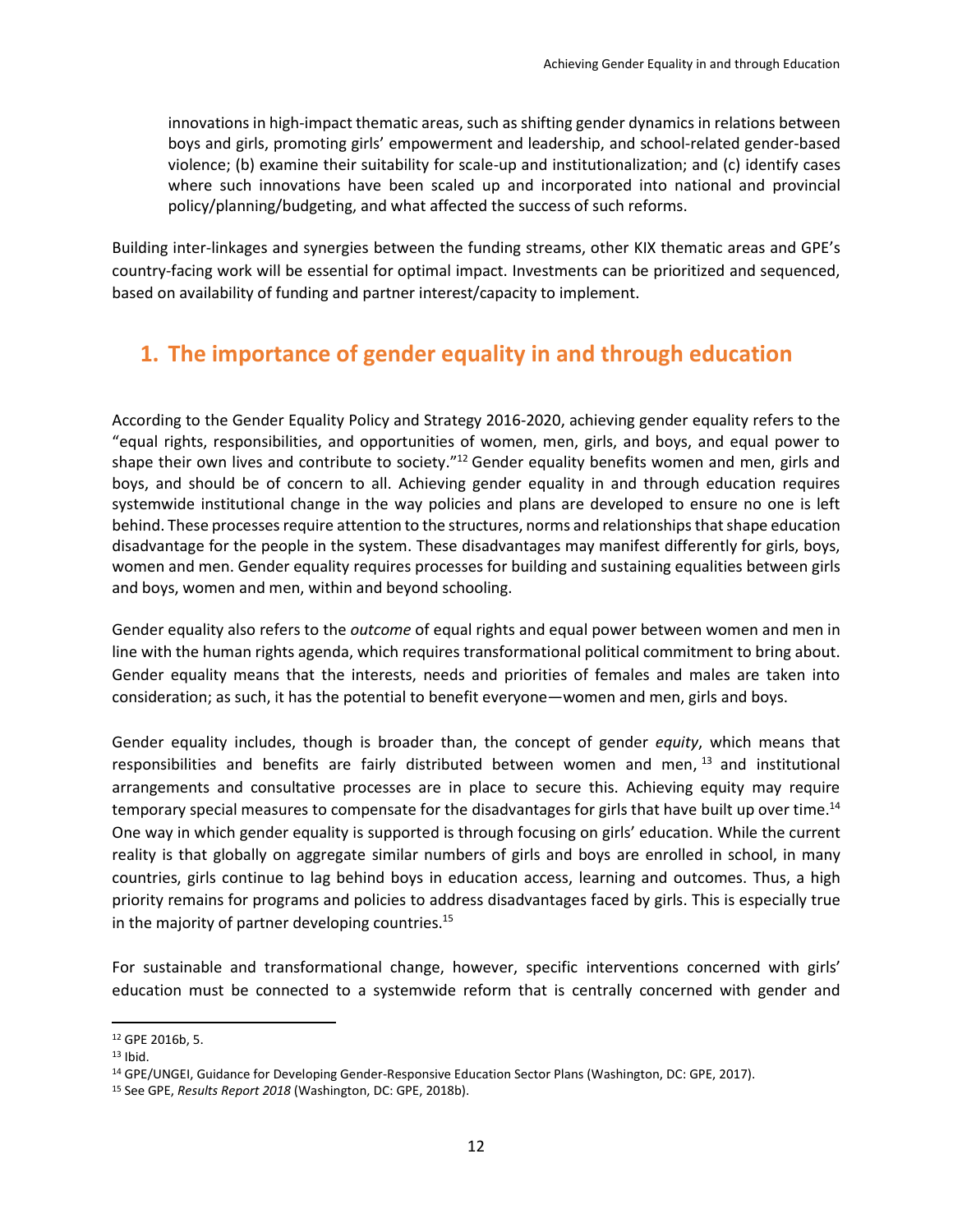innovations in high-impact thematic areas, such as shifting gender dynamics in relations between boys and girls, promoting girls' empowerment and leadership, and school-related gender-based violence; (b) examine their suitability for scale-up and institutionalization; and (c) identify cases where such innovations have been scaled up and incorporated into national and provincial policy/planning/budgeting, and what affected the success of such reforms.

Building inter-linkages and synergies between the funding streams, other KIX thematic areas and GPE's country-facing work will be essential for optimal impact. Investments can be prioritized and sequenced, based on availability of funding and partner interest/capacity to implement.

## 1. The importance of gender equality in and through education

According to the Gender Equality Policy and Strategy 2016-2020, achieving gender equality refers to the "equal rights, responsibilities, and opportunities of women, men, girls, and boys, and equal power to shape their own lives and contribute to society."[12] Gender equality benefits women and men, girls and boys, and should be of concern to all. Achieving gender equality in and through education requires systemwide institutional change in the way policies and plans are developed to ensure no one is left behind. These processes require attention to the structures, norms and relationships that shape education disadvantage for the people in the system. These disadvantages may manifest differently for girls, boys, women and men. Gender equality requires processes for building and sustaining equalities between girls and boys, women and men, within and beyond schooling.

Gender equality also refers to the *outcome* of equal rights and equal power between women and men in line with the human rights agenda, which requires transformational political commitment to bring about. Gender equality means that the interests, needs and priorities of females and males are taken into consideration; as such, it has the potential to benefit everyone—women and men, girls and boys.

Gender equality includes, though is broader than, the concept of gender *equity*, which means that responsibilities and benefits are fairly distributed between women and men, [13] and institutional arrangements and consultative processes are in place to secure this. Achieving equity may require temporary special measures to compensate for the disadvantages for girls that have built up over time.[14] One way in which gender equality is supported is through focusing on girls' education. While the current reality is that globally on aggregate similar numbers of girls and boys are enrolled in school, in many countries, girls continue to lag behind boys in education access, learning and outcomes. Thus, a high priority remains for programs and policies to address disadvantages faced by girls. This is especially true in the majority of partner developing countries.[15]

For sustainable and transformational change, however, specific interventions concerned with girls' education must be connected to a systemwide reform that is centrally concerned with gender and

---

[12] GPE 2016b, 5.

[13] Ibid.

[14] GPE/UNGEI, Guidance for Developing Gender-Responsive Education Sector Plans (Washington, DC: GPE, 2017).

[15] See GPE, *Results Report 2018* (Washington, DC: GPE, 2018b).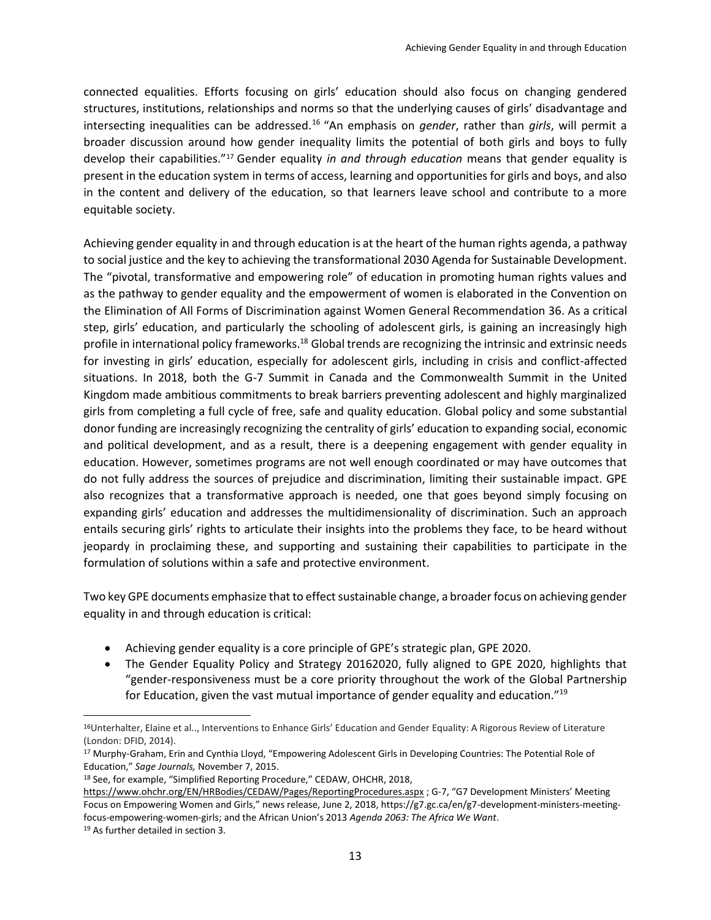connected equalities. Efforts focusing on girls' education should also focus on changing gendered structures, institutions, relationships and norms so that the underlying causes of girls' disadvantage and intersecting inequalities can be addressed.[16] "An emphasis on *gender*, rather than *girls*, will permit a broader discussion around how gender inequality limits the potential of both girls and boys to fully develop their capabilities."[17] Gender equality *in and through education* means that gender equality is present in the education system in terms of access, learning and opportunities for girls and boys, and also in the content and delivery of the education, so that learners leave school and contribute to a more equitable society.

Achieving gender equality in and through education is at the heart of the human rights agenda, a pathway to social justice and the key to achieving the transformational 2030 Agenda for Sustainable Development. The "pivotal, transformative and empowering role" of education in promoting human rights values and as the pathway to gender equality and the empowerment of women is elaborated in the Convention on the Elimination of All Forms of Discrimination against Women General Recommendation 36. As a critical step, girls' education, and particularly the schooling of adolescent girls, is gaining an increasingly high profile in international policy frameworks.[18] Global trends are recognizing the intrinsic and extrinsic needs for investing in girls' education, especially for adolescent girls, including in crisis and conflict-affected situations. In 2018, both the G-7 Summit in Canada and the Commonwealth Summit in the United Kingdom made ambitious commitments to break barriers preventing adolescent and highly marginalized girls from completing a full cycle of free, safe and quality education. Global policy and some substantial donor funding are increasingly recognizing the centrality of girls' education to expanding social, economic and political development, and as a result, there is a deepening engagement with gender equality in education. However, sometimes programs are not well enough coordinated or may have outcomes that do not fully address the sources of prejudice and discrimination, limiting their sustainable impact. GPE also recognizes that a transformative approach is needed, one that goes beyond simply focusing on expanding girls' education and addresses the multidimensionality of discrimination. Such an approach entails securing girls' rights to articulate their insights into the problems they face, to be heard without jeopardy in proclaiming these, and supporting and sustaining their capabilities to participate in the formulation of solutions within a safe and protective environment.

Two key GPE documents emphasize that to effect sustainable change, a broader focus on achieving gender equality in and through education is critical:

- Achieving gender equality is a core principle of GPE's strategic plan, GPE 2020.
- The Gender Equality Policy and Strategy 20162020, fully aligned to GPE 2020, highlights that "gender-responsiveness must be a core priority throughout the work of the Global Partnership for Education, given the vast mutual importance of gender equality and education."[19]

---

[16] Unterhalter, Elaine et al.., Interventions to Enhance Girls' Education and Gender Equality: A Rigorous Review of Literature (London: DFID, 2014).

[17] Murphy-Graham, Erin and Cynthia Lloyd, "Empowering Adolescent Girls in Developing Countries: The Potential Role of Education," *Sage Journals,* November 7, 2015.

[18] See, for example, "Simplified Reporting Procedure," CEDAW, OHCHR, 2018, https://www.ohchr.org/EN/HRBodies/CEDAW/Pages/ReportingProcedures.aspx ; G-7, "G7 Development Ministers' Meeting Focus on Empowering Women and Girls," news release, June 2, 2018, https://g7.gc.ca/en/g7-development-ministers-meeting-focus-empowering-women-girls; and the African Union's 2013 *Agenda 2063: The Africa We Want*.

[19] As further detailed in section 3.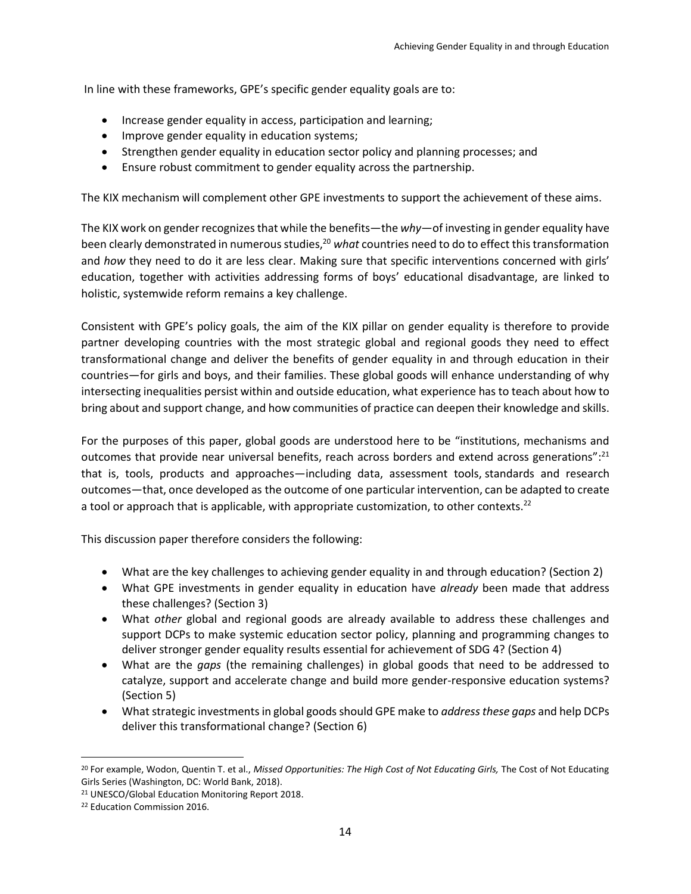In line with these frameworks, GPE's specific gender equality goals are to:

- Increase gender equality in access, participation and learning;
- Improve gender equality in education systems;
- Strengthen gender equality in education sector policy and planning processes; and
- Ensure robust commitment to gender equality across the partnership.

The KIX mechanism will complement other GPE investments to support the achievement of these aims.

The KIX work on gender recognizes that while the benefits—the *why*—of investing in gender equality have been clearly demonstrated in numerous studies,[20] *what* countries need to do to effect this transformation and *how* they need to do it are less clear. Making sure that specific interventions concerned with girls' education, together with activities addressing forms of boys' educational disadvantage, are linked to holistic, systemwide reform remains a key challenge.

Consistent with GPE's policy goals, the aim of the KIX pillar on gender equality is therefore to provide partner developing countries with the most strategic global and regional goods they need to effect transformational change and deliver the benefits of gender equality in and through education in their countries—for girls and boys, and their families. These global goods will enhance understanding of why intersecting inequalities persist within and outside education, what experience has to teach about how to bring about and support change, and how communities of practice can deepen their knowledge and skills.

For the purposes of this paper, global goods are understood here to be "institutions, mechanisms and outcomes that provide near universal benefits, reach across borders and extend across generations":[21] that is, tools, products and approaches—including data, assessment tools, standards and research outcomes—that, once developed as the outcome of one particular intervention, can be adapted to create a tool or approach that is applicable, with appropriate customization, to other contexts.[22]

This discussion paper therefore considers the following:

- What are the key challenges to achieving gender equality in and through education? (Section 2)
- What GPE investments in gender equality in education have *already* been made that address these challenges? (Section 3)
- What *other* global and regional goods are already available to address these challenges and support DCPs to make systemic education sector policy, planning and programming changes to deliver stronger gender equality results essential for achievement of SDG 4? (Section 4)
- What are the *gaps* (the remaining challenges) in global goods that need to be addressed to catalyze, support and accelerate change and build more gender-responsive education systems? (Section 5)
- What strategic investments in global goods should GPE make to *address these gaps* and help DCPs deliver this transformational change? (Section 6)

---

[20] For example, Wodon, Quentin T. et al., *Missed Opportunities: The High Cost of Not Educating Girls,* The Cost of Not Educating Girls Series (Washington, DC: World Bank, 2018).

[21] UNESCO/Global Education Monitoring Report 2018.

[22] Education Commission 2016.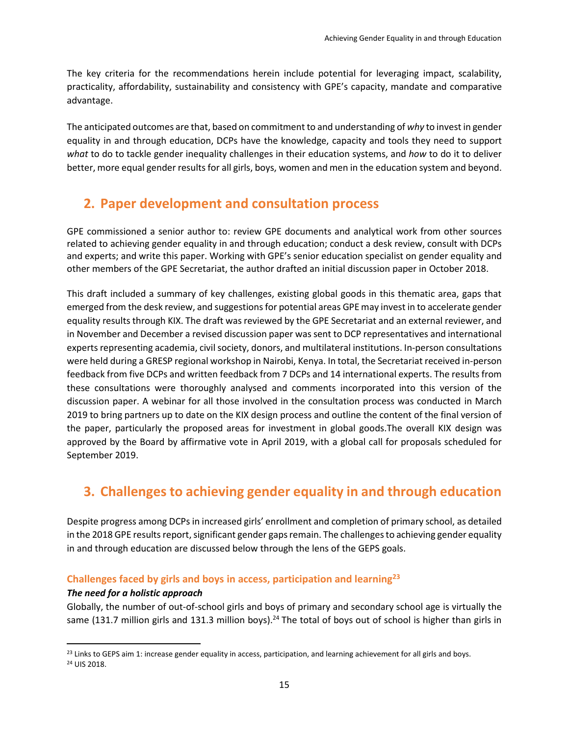The key criteria for the recommendations herein include potential for leveraging impact, scalability, practicality, affordability, sustainability and consistency with GPE's capacity, mandate and comparative advantage.

The anticipated outcomes are that, based on commitment to and understanding of *why* to invest in gender equality in and through education, DCPs have the knowledge, capacity and tools they need to support *what* to do to tackle gender inequality challenges in their education systems, and *how* to do it to deliver better, more equal gender results for all girls, boys, women and men in the education system and beyond.

## 2. Paper development and consultation process

GPE commissioned a senior author to: review GPE documents and analytical work from other sources related to achieving gender equality in and through education; conduct a desk review, consult with DCPs and experts; and write this paper. Working with GPE's senior education specialist on gender equality and other members of the GPE Secretariat, the author drafted an initial discussion paper in October 2018.

This draft included a summary of key challenges, existing global goods in this thematic area, gaps that emerged from the desk review, and suggestions for potential areas GPE may invest in to accelerate gender equality results through KIX. The draft was reviewed by the GPE Secretariat and an external reviewer, and in November and December a revised discussion paper was sent to DCP representatives and international experts representing academia, civil society, donors, and multilateral institutions. In-person consultations were held during a GRESP regional workshop in Nairobi, Kenya. In total, the Secretariat received in-person feedback from five DCPs and written feedback from 7 DCPs and 14 international experts. The results from these consultations were thoroughly analysed and comments incorporated into this version of the discussion paper. A webinar for all those involved in the consultation process was conducted in March 2019 to bring partners up to date on the KIX design process and outline the content of the final version of the paper, particularly the proposed areas for investment in global goods.The overall KIX design was approved by the Board by affirmative vote in April 2019, with a global call for proposals scheduled for September 2019.

## 3. Challenges to achieving gender equality in and through education

Despite progress among DCPs in increased girls' enrollment and completion of primary school, as detailed in the 2018 GPE results report, significant gender gaps remain. The challenges to achieving gender equality in and through education are discussed below through the lens of the GEPS goals.

### Challenges faced by girls and boys in access, participation and learning[23]

***The need for a holistic approach***

Globally, the number of out-of-school girls and boys of primary and secondary school age is virtually the same (131.7 million girls and 131.3 million boys).[24] The total of boys out of school is higher than girls in

[23] Links to GEPS aim 1: increase gender equality in access, participation, and learning achievement for all girls and boys.

[24] UIS 2018.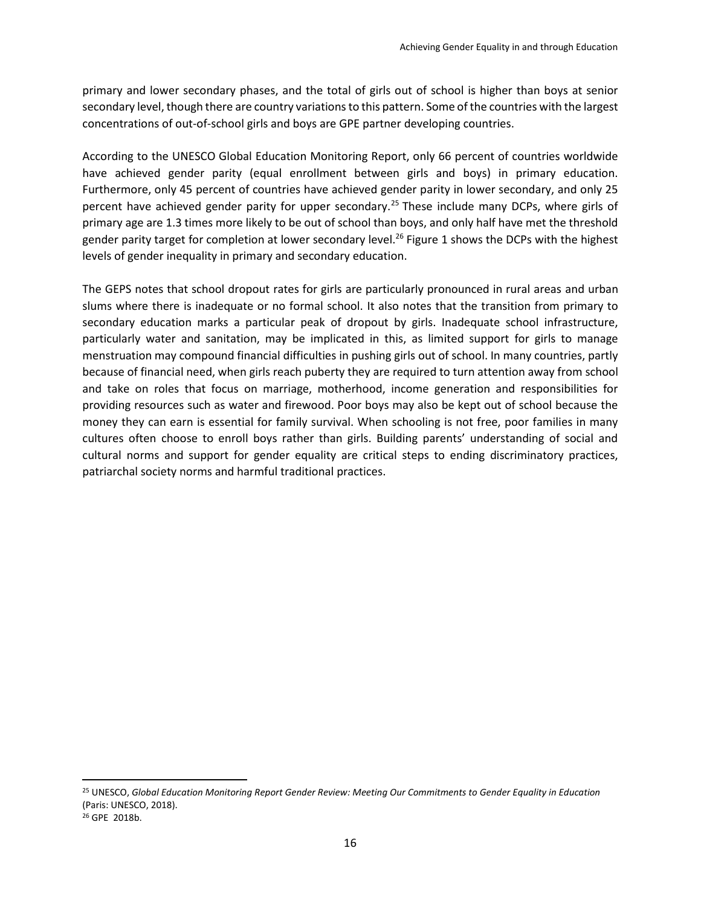primary and lower secondary phases, and the total of girls out of school is higher than boys at senior secondary level, though there are country variations to this pattern. Some of the countries with the largest concentrations of out-of-school girls and boys are GPE partner developing countries.

According to the UNESCO Global Education Monitoring Report, only 66 percent of countries worldwide have achieved gender parity (equal enrollment between girls and boys) in primary education. Furthermore, only 45 percent of countries have achieved gender parity in lower secondary, and only 25 percent have achieved gender parity for upper secondary.[25] These include many DCPs, where girls of primary age are 1.3 times more likely to be out of school than boys, and only half have met the threshold gender parity target for completion at lower secondary level.[26] Figure 1 shows the DCPs with the highest levels of gender inequality in primary and secondary education.

The GEPS notes that school dropout rates for girls are particularly pronounced in rural areas and urban slums where there is inadequate or no formal school. It also notes that the transition from primary to secondary education marks a particular peak of dropout by girls. Inadequate school infrastructure, particularly water and sanitation, may be implicated in this, as limited support for girls to manage menstruation may compound financial difficulties in pushing girls out of school. In many countries, partly because of financial need, when girls reach puberty they are required to turn attention away from school and take on roles that focus on marriage, motherhood, income generation and responsibilities for providing resources such as water and firewood. Poor boys may also be kept out of school because the money they can earn is essential for family survival. When schooling is not free, poor families in many cultures often choose to enroll boys rather than girls. Building parents' understanding of social and cultural norms and support for gender equality are critical steps to ending discriminatory practices, patriarchal society norms and harmful traditional practices.

---

[25] UNESCO, *Global Education Monitoring Report Gender Review: Meeting Our Commitments to Gender Equality in Education* (Paris: UNESCO, 2018).

[26] GPE 2018b.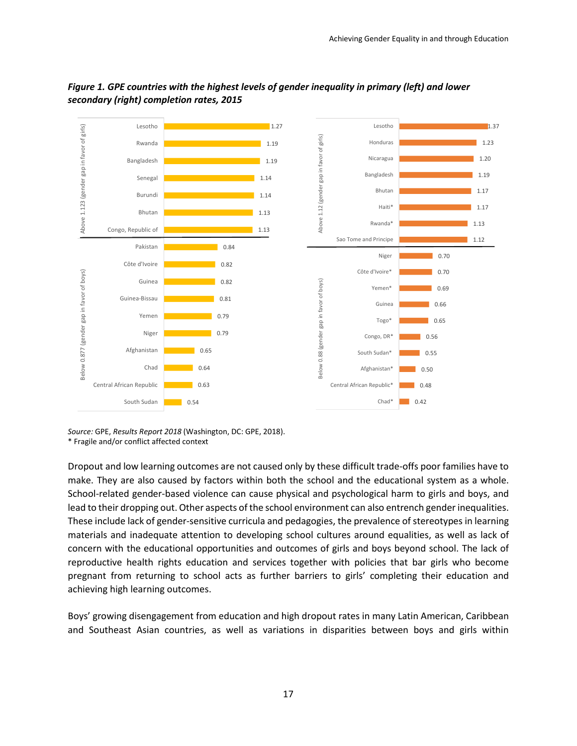***Figure 1. GPE countries with the highest levels of gender inequality in primary (left) and lower secondary (right) completion rates, 2015***

**Primary completion rates**

| Group | Country | Value |
|---|---|---|
| Above 1.123 (gender gap in favor of girls) | Lesotho | 1.27 |
| | Rwanda | 1.19 |
| | Bangladesh | 1.19 |
| | Senegal | 1.14 |
| | Burundi | 1.14 |
| | Bhutan | 1.13 |
| | Congo, Republic of | 1.13 |
| Below 0.877 (gender gap in favor of boys) | Pakistan | 0.84 |
| | Côte d'Ivoire | 0.82 |
| | Guinea | 0.82 |
| | Guinea-Bissau | 0.81 |
| | Yemen | 0.79 |
| | Niger | 0.79 |
| | Afghanistan | 0.65 |
| | Chad | 0.64 |
| | Central African Republic | 0.63 |
| | South Sudan | 0.54 |

**Lower secondary completion rates**

| Group | Country | Value |
|---|---|---|
| Above 1.12 (gender gap in favor of girls) | Lesotho | 1.37 |
| | Honduras | 1.23 |
| | Nicaragua | 1.20 |
| | Bangladesh | 1.19 |
| | Bhutan | 1.17 |
| | Haiti* | 1.17 |
| | Rwanda* | 1.13 |
| | Sao Tome and Principe | 1.12 |
| Below 0.88 (gender gap in favor of boys) | Niger | 0.70 |
| | Côte d'Ivoire* | 0.70 |
| | Yemen* | 0.69 |
| | Guinea | 0.66 |
| | Togo* | 0.65 |
| | Congo, DR* | 0.56 |
| | South Sudan* | 0.55 |
| | Afghanistan* | 0.50 |
| | Central African Republic* | 0.48 |
| | Chad* | 0.42 |

*Source:* GPE, *Results Report 2018* (Washington, DC: GPE, 2018).
\* Fragile and/or conflict affected context

Dropout and low learning outcomes are not caused only by these difficult trade-offs poor families have to make. They are also caused by factors within both the school and the educational system as a whole. School-related gender-based violence can cause physical and psychological harm to girls and boys, and lead to their dropping out. Other aspects of the school environment can also entrench gender inequalities. These include lack of gender-sensitive curricula and pedagogies, the prevalence of stereotypes in learning materials and inadequate attention to developing school cultures around equalities, as well as lack of concern with the educational opportunities and outcomes of girls and boys beyond school. The lack of reproductive health rights education and services together with policies that bar girls who become pregnant from returning to school acts as further barriers to girls' completing their education and achieving high learning outcomes.

Boys' growing disengagement from education and high dropout rates in many Latin American, Caribbean and Southeast Asian countries, as well as variations in disparities between boys and girls within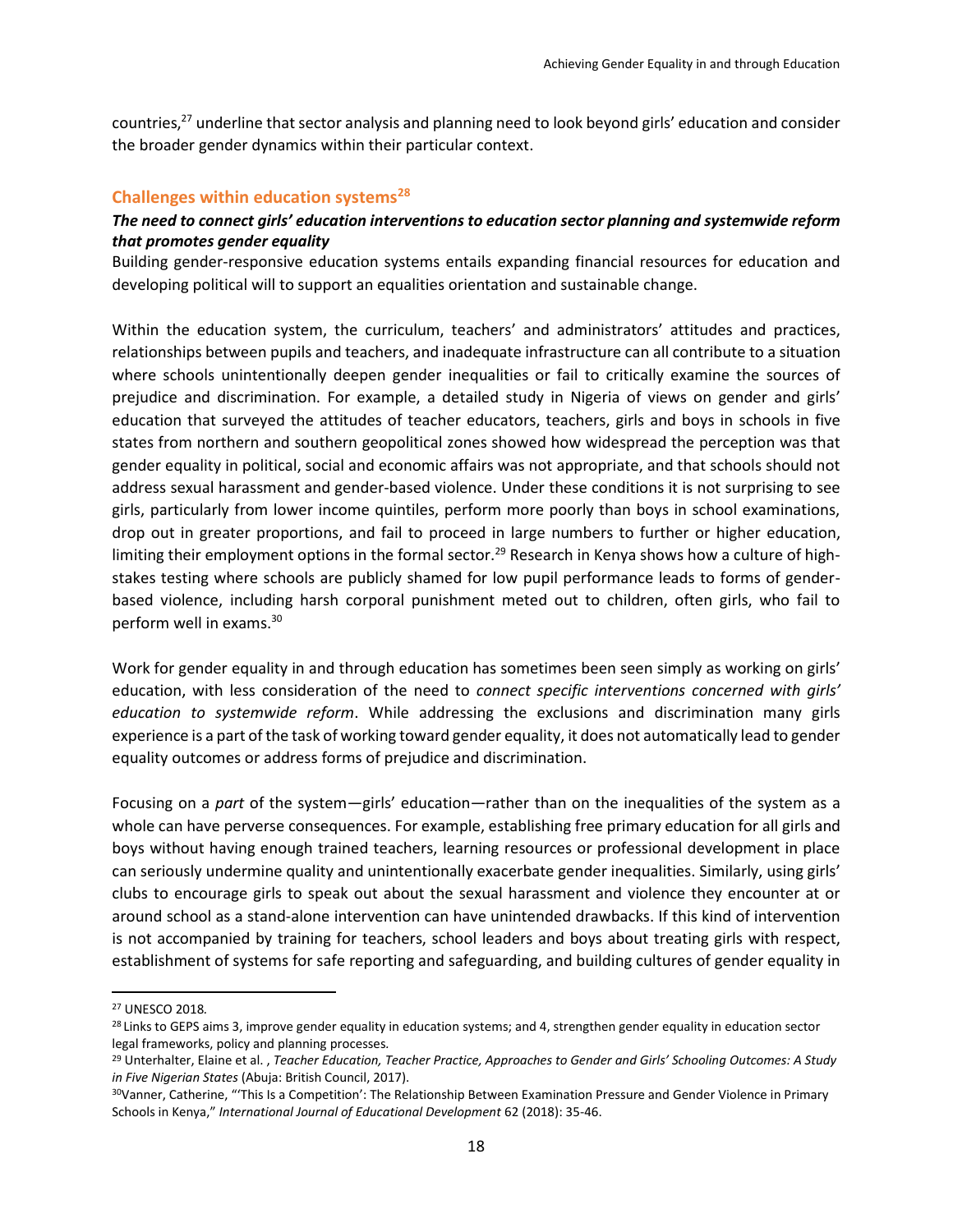countries,[27] underline that sector analysis and planning need to look beyond girls' education and consider the broader gender dynamics within their particular context.

## Challenges within education systems[28]

### *The need to connect girls' education interventions to education sector planning and systemwide reform that promotes gender equality*

Building gender-responsive education systems entails expanding financial resources for education and developing political will to support an equalities orientation and sustainable change.

Within the education system, the curriculum, teachers' and administrators' attitudes and practices, relationships between pupils and teachers, and inadequate infrastructure can all contribute to a situation where schools unintentionally deepen gender inequalities or fail to critically examine the sources of prejudice and discrimination. For example, a detailed study in Nigeria of views on gender and girls' education that surveyed the attitudes of teacher educators, teachers, girls and boys in schools in five states from northern and southern geopolitical zones showed how widespread the perception was that gender equality in political, social and economic affairs was not appropriate, and that schools should not address sexual harassment and gender-based violence. Under these conditions it is not surprising to see girls, particularly from lower income quintiles, perform more poorly than boys in school examinations, drop out in greater proportions, and fail to proceed in large numbers to further or higher education, limiting their employment options in the formal sector.[29] Research in Kenya shows how a culture of high-stakes testing where schools are publicly shamed for low pupil performance leads to forms of gender-based violence, including harsh corporal punishment meted out to children, often girls, who fail to perform well in exams.[30]

Work for gender equality in and through education has sometimes been seen simply as working on girls' education, with less consideration of the need to *connect specific interventions concerned with girls' education to systemwide reform*. While addressing the exclusions and discrimination many girls experience is a part of the task of working toward gender equality, it does not automatically lead to gender equality outcomes or address forms of prejudice and discrimination.

Focusing on a *part* of the system—girls' education—rather than on the inequalities of the system as a whole can have perverse consequences. For example, establishing free primary education for all girls and boys without having enough trained teachers, learning resources or professional development in place can seriously undermine quality and unintentionally exacerbate gender inequalities. Similarly, using girls' clubs to encourage girls to speak out about the sexual harassment and violence they encounter at or around school as a stand-alone intervention can have unintended drawbacks. If this kind of intervention is not accompanied by training for teachers, school leaders and boys about treating girls with respect, establishment of systems for safe reporting and safeguarding, and building cultures of gender equality in

---

[27] UNESCO 2018.

[28] Links to GEPS aims 3, improve gender equality in education systems; and 4, strengthen gender equality in education sector legal frameworks, policy and planning processes.

[29] Unterhalter, Elaine et al. , *Teacher Education, Teacher Practice, Approaches to Gender and Girls' Schooling Outcomes: A Study in Five Nigerian States* (Abuja: British Council, 2017).

[30] Vanner, Catherine, "'This Is a Competition': The Relationship Between Examination Pressure and Gender Violence in Primary Schools in Kenya," *International Journal of Educational Development* 62 (2018): 35-46.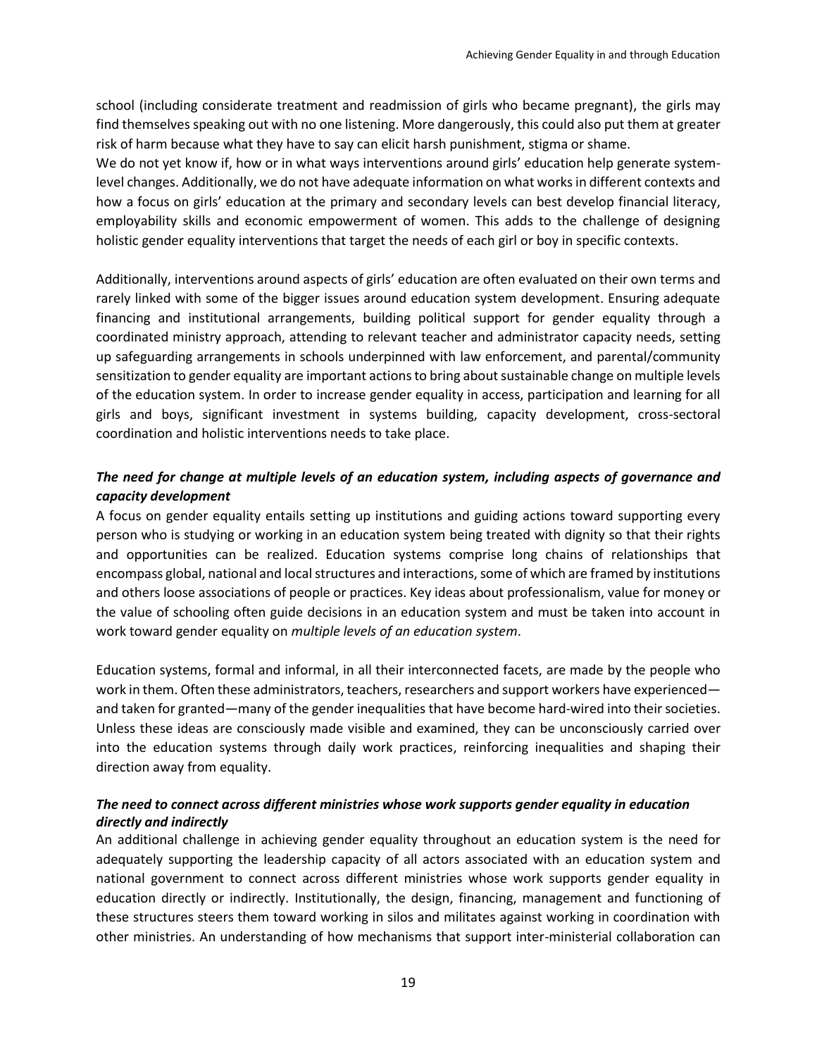school (including considerate treatment and readmission of girls who became pregnant), the girls may find themselves speaking out with no one listening. More dangerously, this could also put them at greater risk of harm because what they have to say can elicit harsh punishment, stigma or shame.

We do not yet know if, how or in what ways interventions around girls' education help generate system-level changes. Additionally, we do not have adequate information on what works in different contexts and how a focus on girls' education at the primary and secondary levels can best develop financial literacy, employability skills and economic empowerment of women. This adds to the challenge of designing holistic gender equality interventions that target the needs of each girl or boy in specific contexts.

Additionally, interventions around aspects of girls' education are often evaluated on their own terms and rarely linked with some of the bigger issues around education system development. Ensuring adequate financing and institutional arrangements, building political support for gender equality through a coordinated ministry approach, attending to relevant teacher and administrator capacity needs, setting up safeguarding arrangements in schools underpinned with law enforcement, and parental/community sensitization to gender equality are important actions to bring about sustainable change on multiple levels of the education system. In order to increase gender equality in access, participation and learning for all girls and boys, significant investment in systems building, capacity development, cross-sectoral coordination and holistic interventions needs to take place.

***The need for change at multiple levels of an education system, including aspects of governance and capacity development***

A focus on gender equality entails setting up institutions and guiding actions toward supporting every person who is studying or working in an education system being treated with dignity so that their rights and opportunities can be realized. Education systems comprise long chains of relationships that encompass global, national and local structures and interactions, some of which are framed by institutions and others loose associations of people or practices. Key ideas about professionalism, value for money or the value of schooling often guide decisions in an education system and must be taken into account in work toward gender equality on *multiple levels of an education system*.

Education systems, formal and informal, in all their interconnected facets, are made by the people who work in them. Often these administrators, teachers, researchers and support workers have experienced—and taken for granted—many of the gender inequalities that have become hard-wired into their societies. Unless these ideas are consciously made visible and examined, they can be unconsciously carried over into the education systems through daily work practices, reinforcing inequalities and shaping their direction away from equality.

***The need to connect across different ministries whose work supports gender equality in education directly and indirectly***

An additional challenge in achieving gender equality throughout an education system is the need for adequately supporting the leadership capacity of all actors associated with an education system and national government to connect across different ministries whose work supports gender equality in education directly or indirectly. Institutionally, the design, financing, management and functioning of these structures steers them toward working in silos and militates against working in coordination with other ministries. An understanding of how mechanisms that support inter-ministerial collaboration can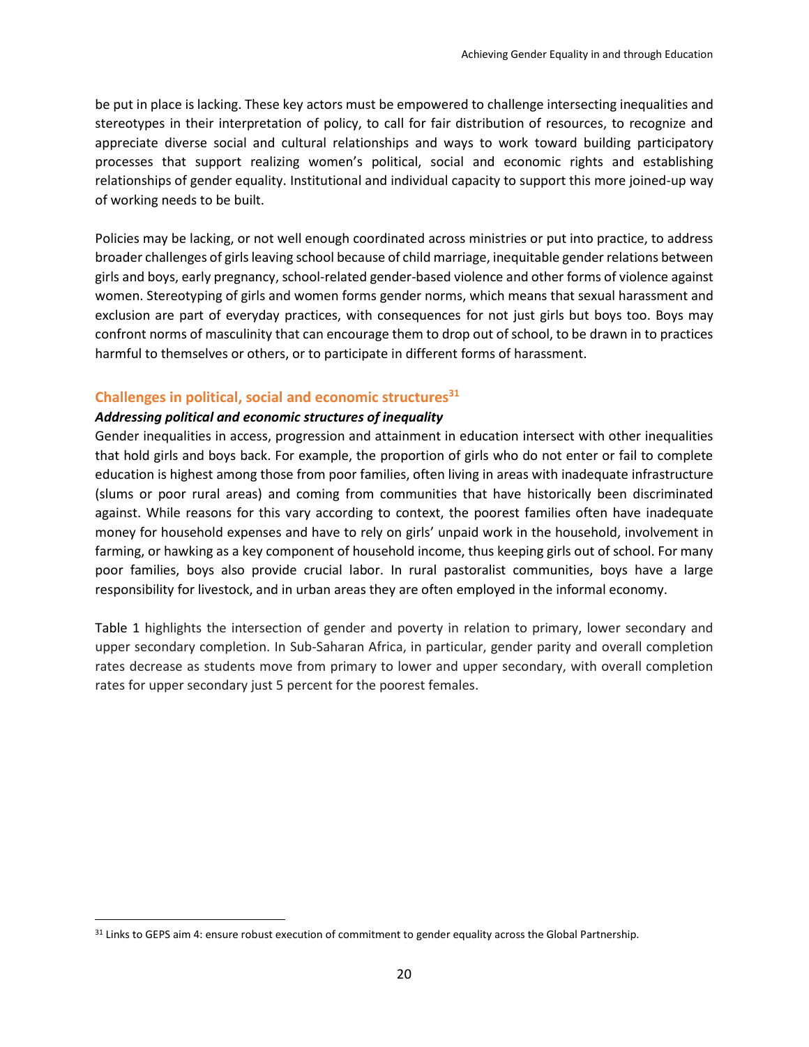be put in place is lacking. These key actors must be empowered to challenge intersecting inequalities and stereotypes in their interpretation of policy, to call for fair distribution of resources, to recognize and appreciate diverse social and cultural relationships and ways to work toward building participatory processes that support realizing women's political, social and economic rights and establishing relationships of gender equality. Institutional and individual capacity to support this more joined-up way of working needs to be built.

Policies may be lacking, or not well enough coordinated across ministries or put into practice, to address broader challenges of girls leaving school because of child marriage, inequitable gender relations between girls and boys, early pregnancy, school-related gender-based violence and other forms of violence against women. Stereotyping of girls and women forms gender norms, which means that sexual harassment and exclusion are part of everyday practices, with consequences for not just girls but boys too. Boys may confront norms of masculinity that can encourage them to drop out of school, to be drawn in to practices harmful to themselves or others, or to participate in different forms of harassment.

## Challenges in political, social and economic structures[31]

### *Addressing political and economic structures of inequality*

Gender inequalities in access, progression and attainment in education intersect with other inequalities that hold girls and boys back. For example, the proportion of girls who do not enter or fail to complete education is highest among those from poor families, often living in areas with inadequate infrastructure (slums or poor rural areas) and coming from communities that have historically been discriminated against. While reasons for this vary according to context, the poorest families often have inadequate money for household expenses and have to rely on girls' unpaid work in the household, involvement in farming, or hawking as a key component of household income, thus keeping girls out of school. For many poor families, boys also provide crucial labor. In rural pastoralist communities, boys have a large responsibility for livestock, and in urban areas they are often employed in the informal economy.

Table 1 highlights the intersection of gender and poverty in relation to primary, lower secondary and upper secondary completion. In Sub-Saharan Africa, in particular, gender parity and overall completion rates decrease as students move from primary to lower and upper secondary, with overall completion rates for upper secondary just 5 percent for the poorest females.

[31] Links to GEPS aim 4: ensure robust execution of commitment to gender equality across the Global Partnership.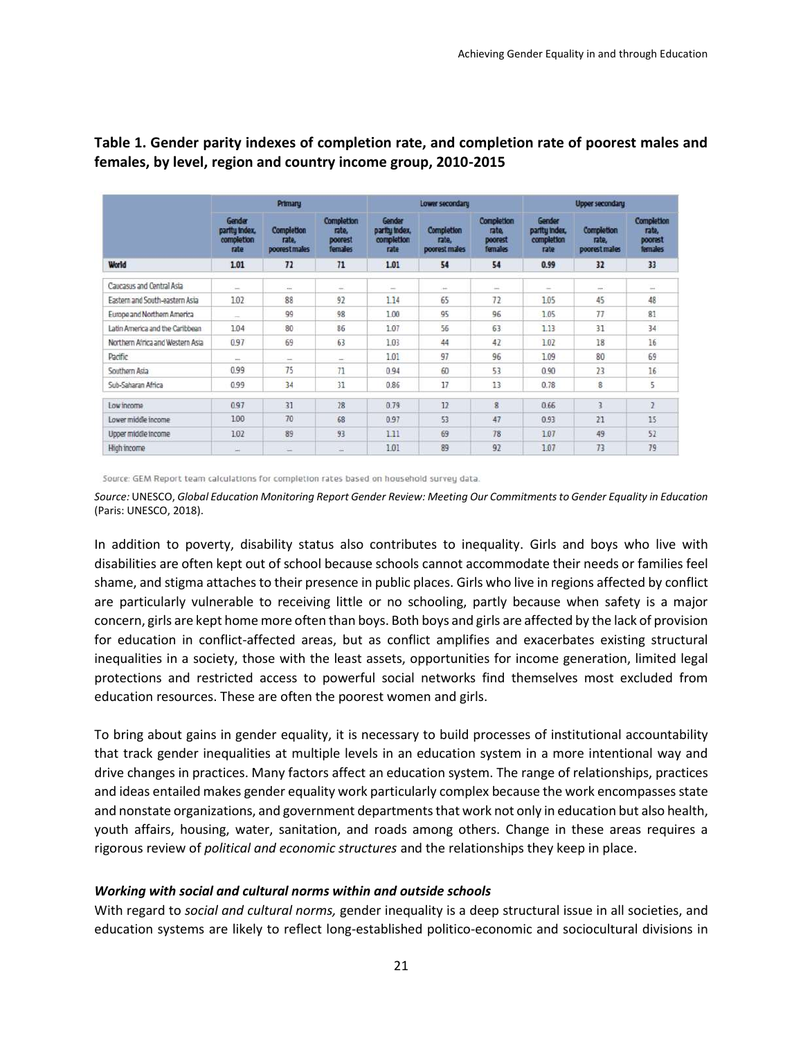**Table 1. Gender parity indexes of completion rate, and completion rate of poorest males and females, by level, region and country income group, 2010-2015**

| | Primary | | | Lower secondary | | | Upper secondary | | |
|---|---|---|---|---|---|---|---|---|---|
| | Gender parity index, completion rate | Completion rate, poorest males | Completion rate, poorest females | Gender parity index, completion rate | Completion rate, poorest males | Completion rate, poorest females | Gender parity index, completion rate | Completion rate, poorest males | Completion rate, poorest females |
| **World** | **1.01** | **72** | **71** | **1.01** | **54** | **54** | **0.99** | **32** | **33** |
| Caucasus and Central Asia | ... | ... | ... | ... | ... | ... | ... | ... | ... |
| Eastern and South-eastern Asia | 1.02 | 88 | 92 | 1.14 | 65 | 72 | 1.05 | 45 | 48 |
| Europe and Northern America | ... | 99 | 98 | 1.00 | 95 | 96 | 1.05 | 77 | 81 |
| Latin America and the Caribbean | 1.04 | 80 | 86 | 1.07 | 56 | 63 | 1.13 | 31 | 34 |
| Northern Africa and Western Asia | 0.97 | 69 | 63 | 1.03 | 44 | 42 | 1.02 | 18 | 16 |
| Pacific | ... | ... | ... | 1.01 | 97 | 96 | 1.09 | 80 | 69 |
| Southern Asia | 0.99 | 75 | 71 | 0.94 | 60 | 53 | 0.90 | 23 | 16 |
| Sub-Saharan Africa | 0.99 | 34 | 31 | 0.86 | 17 | 13 | 0.78 | 8 | 5 |
| Low income | 0.97 | 31 | 28 | 0.79 | 12 | 8 | 0.66 | 3 | 2 |
| Lower middle income | 1.00 | 70 | 68 | 0.97 | 53 | 47 | 0.93 | 21 | 15 |
| Upper middle income | 1.02 | 89 | 93 | 1.11 | 69 | 78 | 1.07 | 49 | 52 |
| High income | ... | ... | ... | 1.01 | 89 | 92 | 1.07 | 73 | 79 |

Source: GEM Report team calculations for completion rates based on household survey data.

*Source:* UNESCO, *Global Education Monitoring Report Gender Review: Meeting Our Commitments to Gender Equality in Education* (Paris: UNESCO, 2018).

In addition to poverty, disability status also contributes to inequality. Girls and boys who live with disabilities are often kept out of school because schools cannot accommodate their needs or families feel shame, and stigma attaches to their presence in public places. Girls who live in regions affected by conflict are particularly vulnerable to receiving little or no schooling, partly because when safety is a major concern, girls are kept home more often than boys. Both boys and girls are affected by the lack of provision for education in conflict-affected areas, but as conflict amplifies and exacerbates existing structural inequalities in a society, those with the least assets, opportunities for income generation, limited legal protections and restricted access to powerful social networks find themselves most excluded from education resources. These are often the poorest women and girls.

To bring about gains in gender equality, it is necessary to build processes of institutional accountability that track gender inequalities at multiple levels in an education system in a more intentional way and drive changes in practices. Many factors affect an education system. The range of relationships, practices and ideas entailed makes gender equality work particularly complex because the work encompasses state and nonstate organizations, and government departments that work not only in education but also health, youth affairs, housing, water, sanitation, and roads among others. Change in these areas requires a rigorous review of *political and economic structures* and the relationships they keep in place.

***Working with social and cultural norms within and outside schools***

With regard to *social and cultural norms,* gender inequality is a deep structural issue in all societies, and education systems are likely to reflect long-established politico-economic and sociocultural divisions in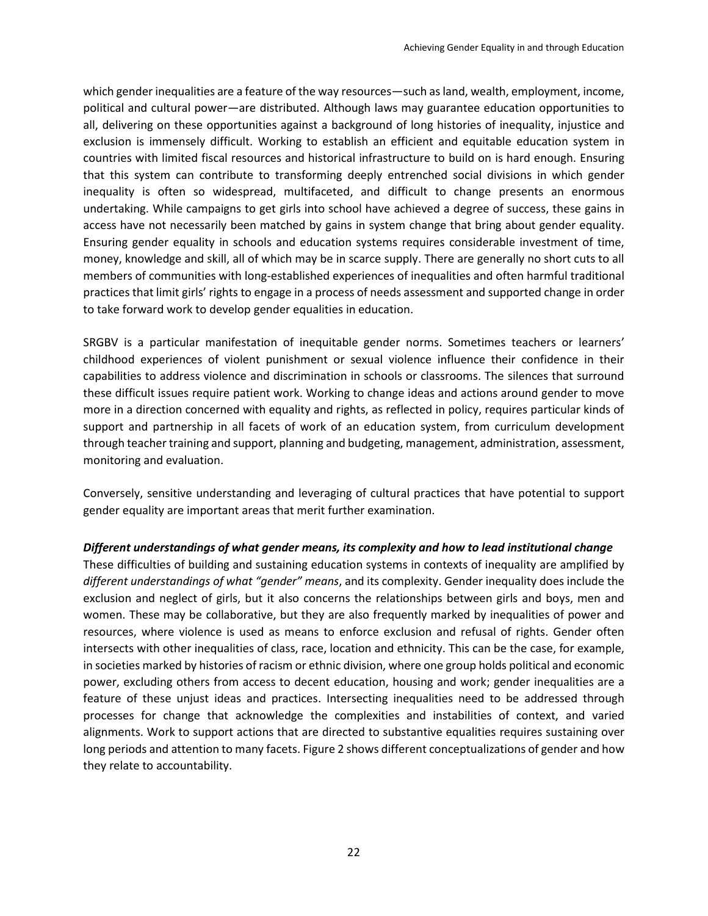which gender inequalities are a feature of the way resources—such as land, wealth, employment, income, political and cultural power—are distributed. Although laws may guarantee education opportunities to all, delivering on these opportunities against a background of long histories of inequality, injustice and exclusion is immensely difficult. Working to establish an efficient and equitable education system in countries with limited fiscal resources and historical infrastructure to build on is hard enough. Ensuring that this system can contribute to transforming deeply entrenched social divisions in which gender inequality is often so widespread, multifaceted, and difficult to change presents an enormous undertaking. While campaigns to get girls into school have achieved a degree of success, these gains in access have not necessarily been matched by gains in system change that bring about gender equality. Ensuring gender equality in schools and education systems requires considerable investment of time, money, knowledge and skill, all of which may be in scarce supply. There are generally no short cuts to all members of communities with long-established experiences of inequalities and often harmful traditional practices that limit girls' rights to engage in a process of needs assessment and supported change in order to take forward work to develop gender equalities in education.

SRGBV is a particular manifestation of inequitable gender norms. Sometimes teachers or learners' childhood experiences of violent punishment or sexual violence influence their confidence in their capabilities to address violence and discrimination in schools or classrooms. The silences that surround these difficult issues require patient work. Working to change ideas and actions around gender to move more in a direction concerned with equality and rights, as reflected in policy, requires particular kinds of support and partnership in all facets of work of an education system, from curriculum development through teacher training and support, planning and budgeting, management, administration, assessment, monitoring and evaluation.

Conversely, sensitive understanding and leveraging of cultural practices that have potential to support gender equality are important areas that merit further examination.

***Different understandings of what gender means, its complexity and how to lead institutional change***

These difficulties of building and sustaining education systems in contexts of inequality are amplified by *different understandings of what "gender" means*, and its complexity. Gender inequality does include the exclusion and neglect of girls, but it also concerns the relationships between girls and boys, men and women. These may be collaborative, but they are also frequently marked by inequalities of power and resources, where violence is used as means to enforce exclusion and refusal of rights. Gender often intersects with other inequalities of class, race, location and ethnicity. This can be the case, for example, in societies marked by histories of racism or ethnic division, where one group holds political and economic power, excluding others from access to decent education, housing and work; gender inequalities are a feature of these unjust ideas and practices. Intersecting inequalities need to be addressed through processes for change that acknowledge the complexities and instabilities of context, and varied alignments. Work to support actions that are directed to substantive equalities requires sustaining over long periods and attention to many facets. Figure 2 shows different conceptualizations of gender and how they relate to accountability.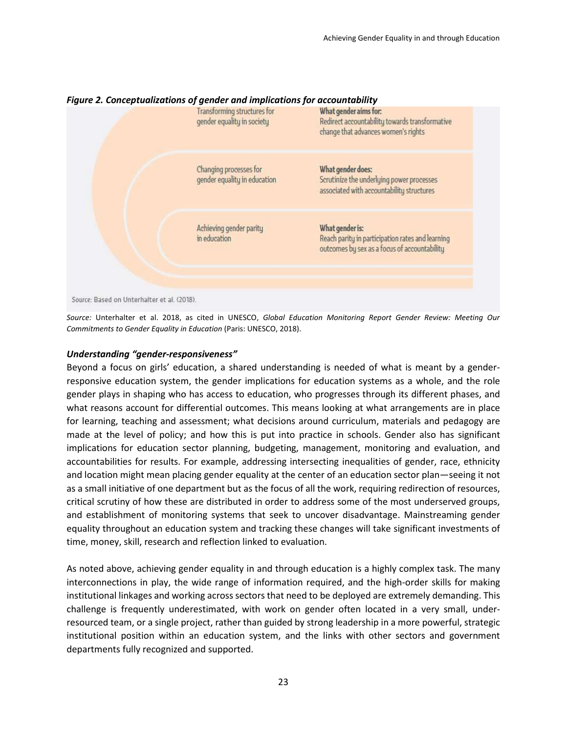*Figure 2. Conceptualizations of gender and implications for accountability*

| | |
|---|---|
| Transforming structures for gender equality in society | **What gender aims for:** Redirect accountability towards transformative change that advances women's rights |
| Changing processes for gender equality in education | **What gender does:** Scrutinize the underlying power processes associated with accountability structures |
| Achieving gender parity in education | **What gender is:** Reach parity in participation rates and learning outcomes by sex as a focus of accountability |

Source: Based on Unterhalter et al. (2018).

*Source:* Unterhalter et al. 2018, as cited in UNESCO, *Global Education Monitoring Report Gender Review: Meeting Our Commitments to Gender Equality in Education* (Paris: UNESCO, 2018).

### *Understanding "gender-responsiveness"*

Beyond a focus on girls' education, a shared understanding is needed of what is meant by a gender-responsive education system, the gender implications for education systems as a whole, and the role gender plays in shaping who has access to education, who progresses through its different phases, and what reasons account for differential outcomes. This means looking at what arrangements are in place for learning, teaching and assessment; what decisions around curriculum, materials and pedagogy are made at the level of policy; and how this is put into practice in schools. Gender also has significant implications for education sector planning, budgeting, management, monitoring and evaluation, and accountabilities for results. For example, addressing intersecting inequalities of gender, race, ethnicity and location might mean placing gender equality at the center of an education sector plan—seeing it not as a small initiative of one department but as the focus of all the work, requiring redirection of resources, critical scrutiny of how these are distributed in order to address some of the most underserved groups, and establishment of monitoring systems that seek to uncover disadvantage. Mainstreaming gender equality throughout an education system and tracking these changes will take significant investments of time, money, skill, research and reflection linked to evaluation.

As noted above, achieving gender equality in and through education is a highly complex task. The many interconnections in play, the wide range of information required, and the high-order skills for making institutional linkages and working across sectors that need to be deployed are extremely demanding. This challenge is frequently underestimated, with work on gender often located in a very small, under-resourced team, or a single project, rather than guided by strong leadership in a more powerful, strategic institutional position within an education system, and the links with other sectors and government departments fully recognized and supported.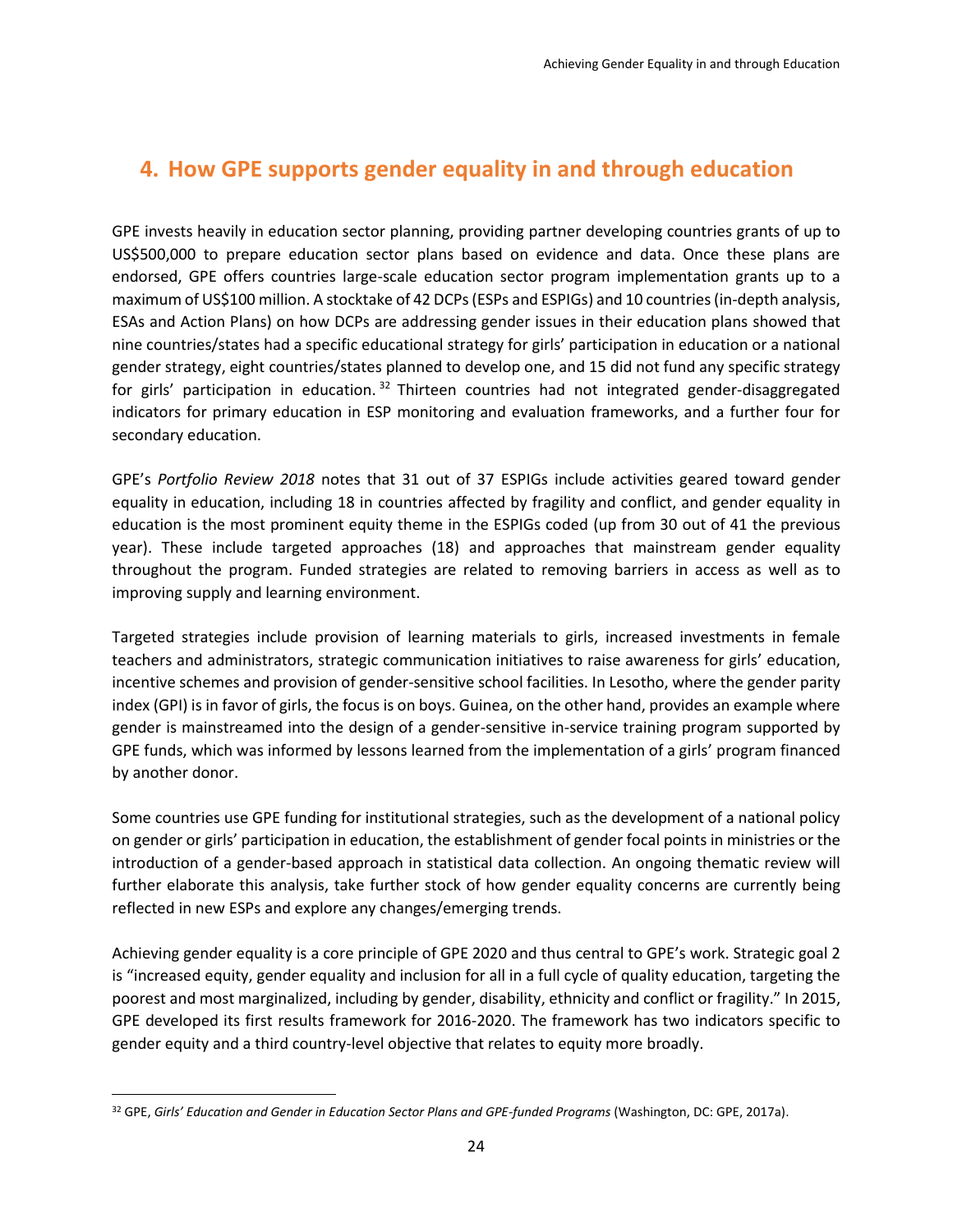## 4. How GPE supports gender equality in and through education

GPE invests heavily in education sector planning, providing partner developing countries grants of up to US$500,000 to prepare education sector plans based on evidence and data. Once these plans are endorsed, GPE offers countries large-scale education sector program implementation grants up to a maximum of US$100 million. A stocktake of 42 DCPs (ESPs and ESPIGs) and 10 countries (in-depth analysis, ESAs and Action Plans) on how DCPs are addressing gender issues in their education plans showed that nine countries/states had a specific educational strategy for girls' participation in education or a national gender strategy, eight countries/states planned to develop one, and 15 did not fund any specific strategy for girls' participation in education.[32] Thirteen countries had not integrated gender-disaggregated indicators for primary education in ESP monitoring and evaluation frameworks, and a further four for secondary education.

GPE's *Portfolio Review 2018* notes that 31 out of 37 ESPIGs include activities geared toward gender equality in education, including 18 in countries affected by fragility and conflict, and gender equality in education is the most prominent equity theme in the ESPIGs coded (up from 30 out of 41 the previous year). These include targeted approaches (18) and approaches that mainstream gender equality throughout the program. Funded strategies are related to removing barriers in access as well as to improving supply and learning environment.

Targeted strategies include provision of learning materials to girls, increased investments in female teachers and administrators, strategic communication initiatives to raise awareness for girls' education, incentive schemes and provision of gender-sensitive school facilities. In Lesotho, where the gender parity index (GPI) is in favor of girls, the focus is on boys. Guinea, on the other hand, provides an example where gender is mainstreamed into the design of a gender-sensitive in-service training program supported by GPE funds, which was informed by lessons learned from the implementation of a girls' program financed by another donor.

Some countries use GPE funding for institutional strategies, such as the development of a national policy on gender or girls' participation in education, the establishment of gender focal points in ministries or the introduction of a gender-based approach in statistical data collection. An ongoing thematic review will further elaborate this analysis, take further stock of how gender equality concerns are currently being reflected in new ESPs and explore any changes/emerging trends.

Achieving gender equality is a core principle of GPE 2020 and thus central to GPE's work. Strategic goal 2 is "increased equity, gender equality and inclusion for all in a full cycle of quality education, targeting the poorest and most marginalized, including by gender, disability, ethnicity and conflict or fragility." In 2015, GPE developed its first results framework for 2016-2020. The framework has two indicators specific to gender equity and a third country-level objective that relates to equity more broadly.

---

[32] GPE, *Girls' Education and Gender in Education Sector Plans and GPE-funded Programs* (Washington, DC: GPE, 2017a).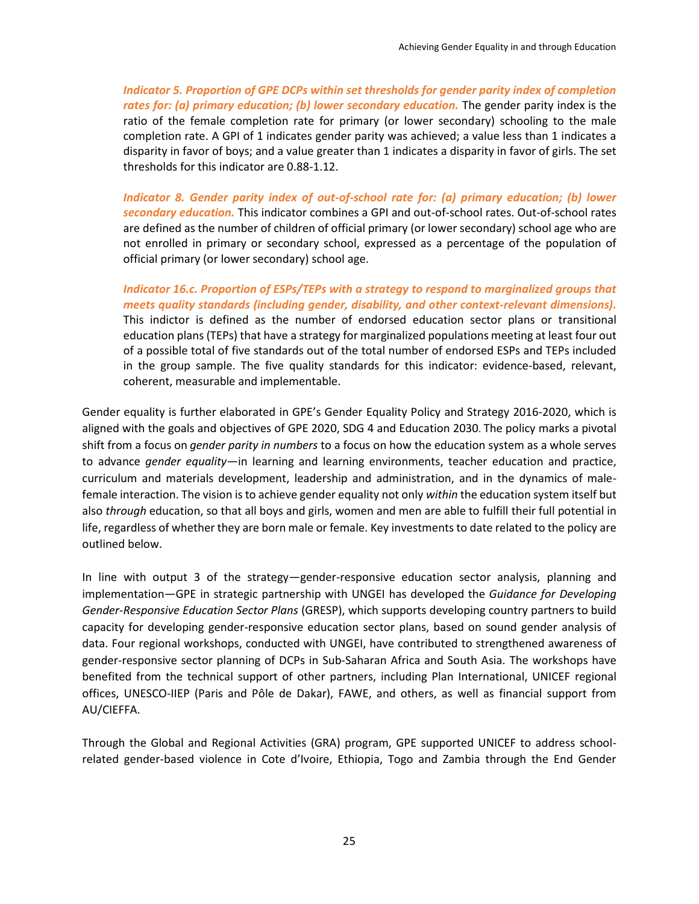***Indicator 5. Proportion of GPE DCPs within set thresholds for gender parity index of completion rates for: (a) primary education; (b) lower secondary education.*** The gender parity index is the ratio of the female completion rate for primary (or lower secondary) schooling to the male completion rate. A GPI of 1 indicates gender parity was achieved; a value less than 1 indicates a disparity in favor of boys; and a value greater than 1 indicates a disparity in favor of girls. The set thresholds for this indicator are 0.88-1.12.

***Indicator 8. Gender parity index of out-of-school rate for: (a) primary education; (b) lower secondary education.*** This indicator combines a GPI and out-of-school rates. Out-of-school rates are defined as the number of children of official primary (or lower secondary) school age who are not enrolled in primary or secondary school, expressed as a percentage of the population of official primary (or lower secondary) school age.

***Indicator 16.c. Proportion of ESPs/TEPs with a strategy to respond to marginalized groups that meets quality standards (including gender, disability, and other context-relevant dimensions).*** This indictor is defined as the number of endorsed education sector plans or transitional education plans (TEPs) that have a strategy for marginalized populations meeting at least four out of a possible total of five standards out of the total number of endorsed ESPs and TEPs included in the group sample. The five quality standards for this indicator: evidence-based, relevant, coherent, measurable and implementable.

Gender equality is further elaborated in GPE's Gender Equality Policy and Strategy 2016-2020, which is aligned with the goals and objectives of GPE 2020, SDG 4 and Education 2030. The policy marks a pivotal shift from a focus on *gender parity in numbers* to a focus on how the education system as a whole serves to advance *gender equality*—in learning and learning environments, teacher education and practice, curriculum and materials development, leadership and administration, and in the dynamics of male-female interaction. The vision is to achieve gender equality not only *within* the education system itself but also *through* education, so that all boys and girls, women and men are able to fulfill their full potential in life, regardless of whether they are born male or female. Key investments to date related to the policy are outlined below.

In line with output 3 of the strategy—gender-responsive education sector analysis, planning and implementation—GPE in strategic partnership with UNGEI has developed the *Guidance for Developing Gender-Responsive Education Sector Plans* (GRESP), which supports developing country partners to build capacity for developing gender-responsive education sector plans, based on sound gender analysis of data. Four regional workshops, conducted with UNGEI, have contributed to strengthened awareness of gender-responsive sector planning of DCPs in Sub-Saharan Africa and South Asia. The workshops have benefited from the technical support of other partners, including Plan International, UNICEF regional offices, UNESCO-IIEP (Paris and Pôle de Dakar), FAWE, and others, as well as financial support from AU/CIEFFA.

Through the Global and Regional Activities (GRA) program, GPE supported UNICEF to address school-related gender-based violence in Cote d'Ivoire, Ethiopia, Togo and Zambia through the End Gender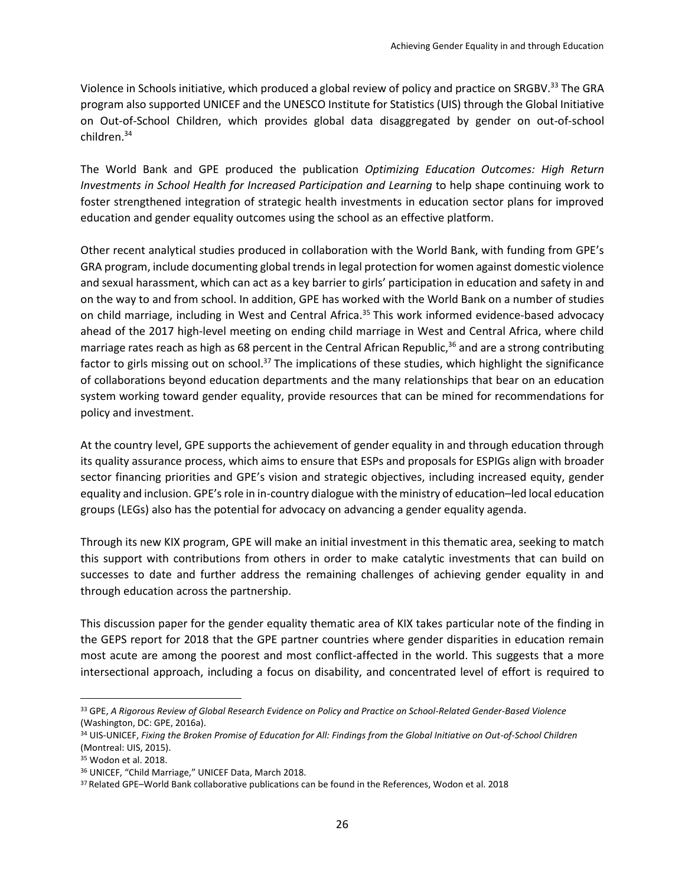Violence in Schools initiative, which produced a global review of policy and practice on SRGBV.[33] The GRA program also supported UNICEF and the UNESCO Institute for Statistics (UIS) through the Global Initiative on Out-of-School Children, which provides global data disaggregated by gender on out-of-school children.[34]

The World Bank and GPE produced the publication *Optimizing Education Outcomes: High Return Investments in School Health for Increased Participation and Learning* to help shape continuing work to foster strengthened integration of strategic health investments in education sector plans for improved education and gender equality outcomes using the school as an effective platform.

Other recent analytical studies produced in collaboration with the World Bank, with funding from GPE's GRA program, include documenting global trends in legal protection for women against domestic violence and sexual harassment, which can act as a key barrier to girls' participation in education and safety in and on the way to and from school. In addition, GPE has worked with the World Bank on a number of studies on child marriage, including in West and Central Africa.[35] This work informed evidence-based advocacy ahead of the 2017 high-level meeting on ending child marriage in West and Central Africa, where child marriage rates reach as high as 68 percent in the Central African Republic,[36] and are a strong contributing factor to girls missing out on school.[37] The implications of these studies, which highlight the significance of collaborations beyond education departments and the many relationships that bear on an education system working toward gender equality, provide resources that can be mined for recommendations for policy and investment.

At the country level, GPE supports the achievement of gender equality in and through education through its quality assurance process, which aims to ensure that ESPs and proposals for ESPIGs align with broader sector financing priorities and GPE's vision and strategic objectives, including increased equity, gender equality and inclusion. GPE's role in in-country dialogue with the ministry of education–led local education groups (LEGs) also has the potential for advocacy on advancing a gender equality agenda.

Through its new KIX program, GPE will make an initial investment in this thematic area, seeking to match this support with contributions from others in order to make catalytic investments that can build on successes to date and further address the remaining challenges of achieving gender equality in and through education across the partnership.

This discussion paper for the gender equality thematic area of KIX takes particular note of the finding in the GEPS report for 2018 that the GPE partner countries where gender disparities in education remain most acute are among the poorest and most conflict-affected in the world. This suggests that a more intersectional approach, including a focus on disability, and concentrated level of effort is required to

---

[33] GPE, *A Rigorous Review of Global Research Evidence on Policy and Practice on School-Related Gender-Based Violence* (Washington, DC: GPE, 2016a).

[34] UIS-UNICEF, *Fixing the Broken Promise of Education for All: Findings from the Global Initiative on Out-of-School Children* (Montreal: UIS, 2015).

[35] Wodon et al. 2018.

[36] UNICEF, "Child Marriage," UNICEF Data, March 2018.

[37] Related GPE–World Bank collaborative publications can be found in the References, Wodon et al. 2018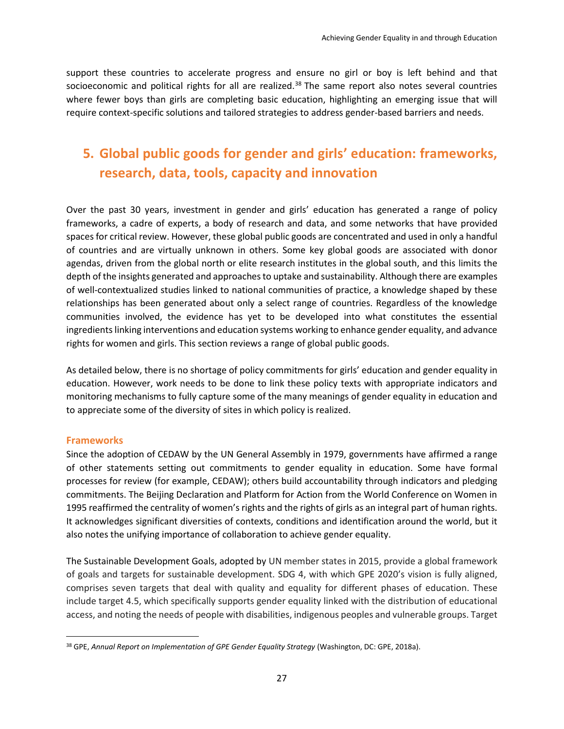support these countries to accelerate progress and ensure no girl or boy is left behind and that socioeconomic and political rights for all are realized.[38] The same report also notes several countries where fewer boys than girls are completing basic education, highlighting an emerging issue that will require context-specific solutions and tailored strategies to address gender-based barriers and needs.

## 5. Global public goods for gender and girls' education: frameworks, research, data, tools, capacity and innovation

Over the past 30 years, investment in gender and girls' education has generated a range of policy frameworks, a cadre of experts, a body of research and data, and some networks that have provided spaces for critical review. However, these global public goods are concentrated and used in only a handful of countries and are virtually unknown in others. Some key global goods are associated with donor agendas, driven from the global north or elite research institutes in the global south, and this limits the depth of the insights generated and approaches to uptake and sustainability. Although there are examples of well-contextualized studies linked to national communities of practice, a knowledge shaped by these relationships has been generated about only a select range of countries. Regardless of the knowledge communities involved, the evidence has yet to be developed into what constitutes the essential ingredients linking interventions and education systems working to enhance gender equality, and advance rights for women and girls. This section reviews a range of global public goods.

As detailed below, there is no shortage of policy commitments for girls' education and gender equality in education. However, work needs to be done to link these policy texts with appropriate indicators and monitoring mechanisms to fully capture some of the many meanings of gender equality in education and to appreciate some of the diversity of sites in which policy is realized.

### Frameworks

Since the adoption of CEDAW by the UN General Assembly in 1979, governments have affirmed a range of other statements setting out commitments to gender equality in education. Some have formal processes for review (for example, CEDAW); others build accountability through indicators and pledging commitments. The Beijing Declaration and Platform for Action from the World Conference on Women in 1995 reaffirmed the centrality of women's rights and the rights of girls as an integral part of human rights. It acknowledges significant diversities of contexts, conditions and identification around the world, but it also notes the unifying importance of collaboration to achieve gender equality.

The Sustainable Development Goals, adopted by UN member states in 2015, provide a global framework of goals and targets for sustainable development. SDG 4, with which GPE 2020's vision is fully aligned, comprises seven targets that deal with quality and equality for different phases of education. These include target 4.5, which specifically supports gender equality linked with the distribution of educational access, and noting the needs of people with disabilities, indigenous peoples and vulnerable groups. Target

[38] GPE, *Annual Report on Implementation of GPE Gender Equality Strategy* (Washington, DC: GPE, 2018a).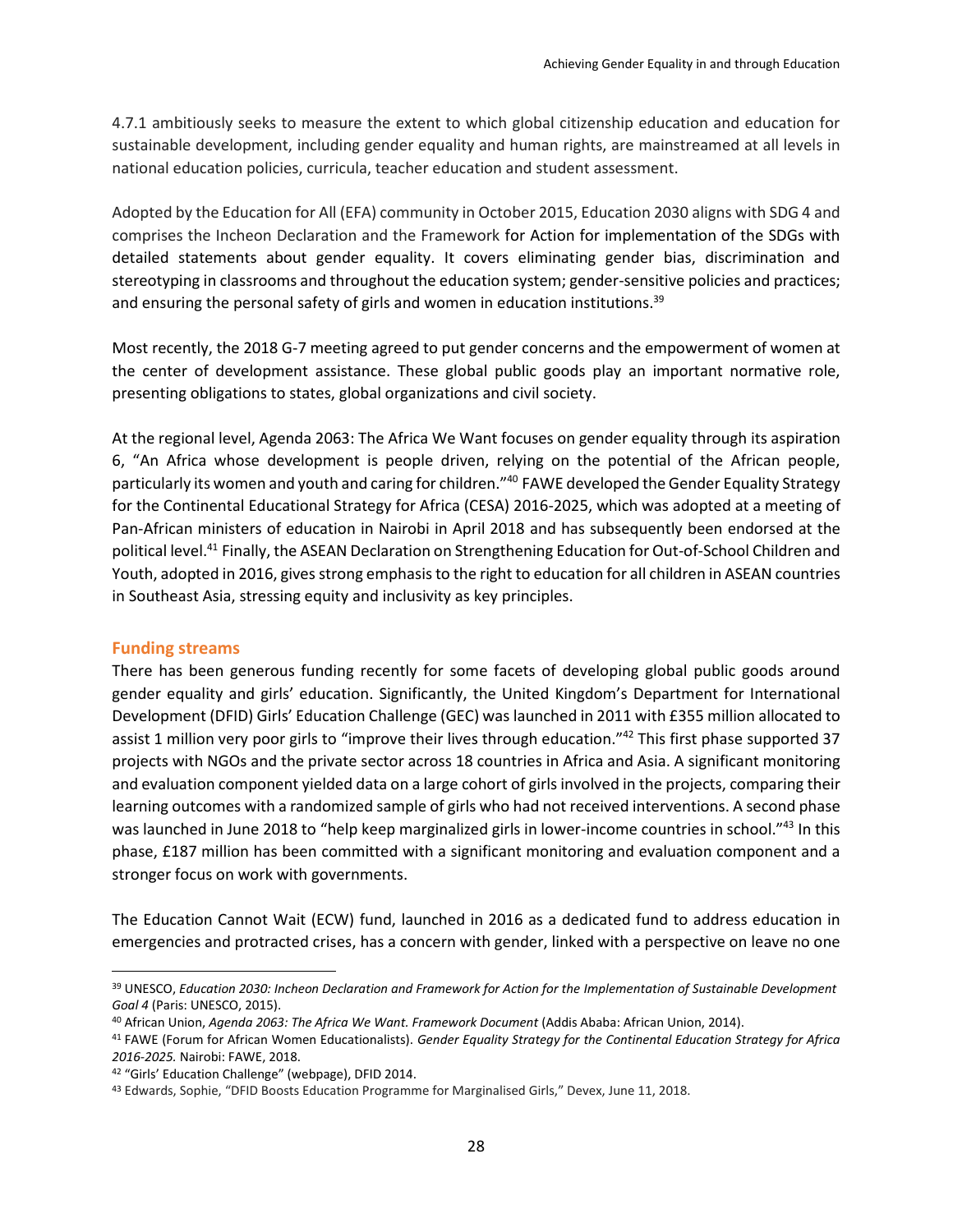4.7.1 ambitiously seeks to measure the extent to which global citizenship education and education for sustainable development, including gender equality and human rights, are mainstreamed at all levels in national education policies, curricula, teacher education and student assessment.

Adopted by the Education for All (EFA) community in October 2015, Education 2030 aligns with SDG 4 and comprises the Incheon Declaration and the Framework for Action for implementation of the SDGs with detailed statements about gender equality. It covers eliminating gender bias, discrimination and stereotyping in classrooms and throughout the education system; gender-sensitive policies and practices; and ensuring the personal safety of girls and women in education institutions.[39]

Most recently, the 2018 G-7 meeting agreed to put gender concerns and the empowerment of women at the center of development assistance. These global public goods play an important normative role, presenting obligations to states, global organizations and civil society.

At the regional level, Agenda 2063: The Africa We Want focuses on gender equality through its aspiration 6, "An Africa whose development is people driven, relying on the potential of the African people, particularly its women and youth and caring for children."[40] FAWE developed the Gender Equality Strategy for the Continental Educational Strategy for Africa (CESA) 2016-2025, which was adopted at a meeting of Pan-African ministers of education in Nairobi in April 2018 and has subsequently been endorsed at the political level.[41] Finally, the ASEAN Declaration on Strengthening Education for Out-of-School Children and Youth, adopted in 2016, gives strong emphasis to the right to education for all children in ASEAN countries in Southeast Asia, stressing equity and inclusivity as key principles.

### Funding streams

There has been generous funding recently for some facets of developing global public goods around gender equality and girls' education. Significantly, the United Kingdom's Department for International Development (DFID) Girls' Education Challenge (GEC) was launched in 2011 with £355 million allocated to assist 1 million very poor girls to "improve their lives through education."[42] This first phase supported 37 projects with NGOs and the private sector across 18 countries in Africa and Asia. A significant monitoring and evaluation component yielded data on a large cohort of girls involved in the projects, comparing their learning outcomes with a randomized sample of girls who had not received interventions. A second phase was launched in June 2018 to "help keep marginalized girls in lower-income countries in school."[43] In this phase, £187 million has been committed with a significant monitoring and evaluation component and a stronger focus on work with governments.

The Education Cannot Wait (ECW) fund, launched in 2016 as a dedicated fund to address education in emergencies and protracted crises, has a concern with gender, linked with a perspective on leave no one

---

[39] UNESCO, *Education 2030: Incheon Declaration and Framework for Action for the Implementation of Sustainable Development Goal 4* (Paris: UNESCO, 2015).

[40] African Union, *Agenda 2063: The Africa We Want. Framework Document* (Addis Ababa: African Union, 2014).

[41] FAWE (Forum for African Women Educationalists). *Gender Equality Strategy for the Continental Education Strategy for Africa 2016-2025.* Nairobi: FAWE, 2018.

[42] "Girls' Education Challenge" (webpage), DFID 2014.

[43] Edwards, Sophie, "DFID Boosts Education Programme for Marginalised Girls," Devex, June 11, 2018.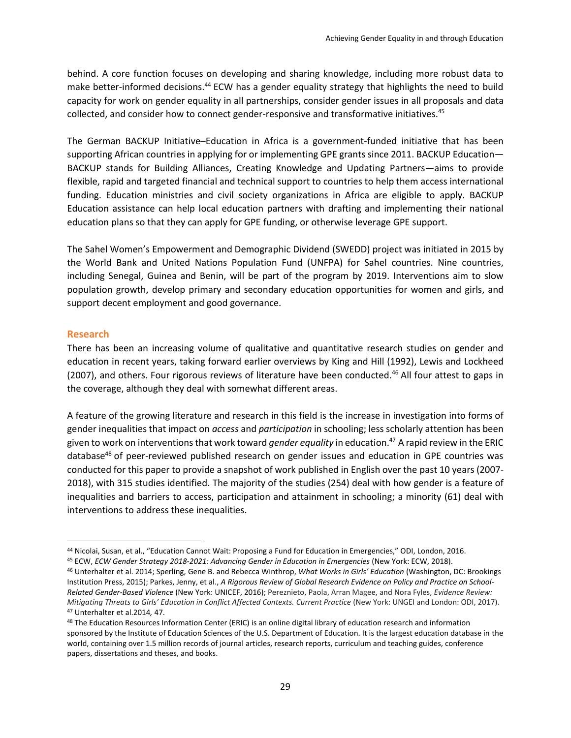behind. A core function focuses on developing and sharing knowledge, including more robust data to make better-informed decisions.[44] ECW has a gender equality strategy that highlights the need to build capacity for work on gender equality in all partnerships, consider gender issues in all proposals and data collected, and consider how to connect gender-responsive and transformative initiatives.[45]

The German BACKUP Initiative–Education in Africa is a government-funded initiative that has been supporting African countries in applying for or implementing GPE grants since 2011. BACKUP Education—BACKUP stands for Building Alliances, Creating Knowledge and Updating Partners—aims to provide flexible, rapid and targeted financial and technical support to countries to help them access international funding. Education ministries and civil society organizations in Africa are eligible to apply. BACKUP Education assistance can help local education partners with drafting and implementing their national education plans so that they can apply for GPE funding, or otherwise leverage GPE support.

The Sahel Women's Empowerment and Demographic Dividend (SWEDD) project was initiated in 2015 by the World Bank and United Nations Population Fund (UNFPA) for Sahel countries. Nine countries, including Senegal, Guinea and Benin, will be part of the program by 2019. Interventions aim to slow population growth, develop primary and secondary education opportunities for women and girls, and support decent employment and good governance.

## Research

There has been an increasing volume of qualitative and quantitative research studies on gender and education in recent years, taking forward earlier overviews by King and Hill (1992), Lewis and Lockheed (2007), and others. Four rigorous reviews of literature have been conducted.[46] All four attest to gaps in the coverage, although they deal with somewhat different areas.

A feature of the growing literature and research in this field is the increase in investigation into forms of gender inequalities that impact on *access* and *participation* in schooling; less scholarly attention has been given to work on interventions that work toward *gender equality* in education.[47] A rapid review in the ERIC database[48] of peer-reviewed published research on gender issues and education in GPE countries was conducted for this paper to provide a snapshot of work published in English over the past 10 years (2007-2018), with 315 studies identified. The majority of the studies (254) deal with how gender is a feature of inequalities and barriers to access, participation and attainment in schooling; a minority (61) deal with interventions to address these inequalities.

---

[44] Nicolai, Susan, et al., "Education Cannot Wait: Proposing a Fund for Education in Emergencies," ODI, London, 2016.

[45] ECW, *ECW Gender Strategy 2018-2021: Advancing Gender in Education in Emergencies* (New York: ECW, 2018).

[46] Unterhalter et al. 2014; Sperling, Gene B. and Rebecca Winthrop, *What Works in Girls' Education* (Washington, DC: Brookings Institution Press, 2015); Parkes, Jenny, et al., *A Rigorous Review of Global Research Evidence on Policy and Practice on School-Related Gender-Based Violence* (New York: UNICEF, 2016); Pereznieto, Paola, Arran Magee, and Nora Fyles, *Evidence Review: Mitigating Threats to Girls' Education in Conflict Affected Contexts. Current Practice* (New York: UNGEI and London: ODI, 2017).

[47] Unterhalter et al.2014, 47.

[48] The Education Resources Information Center (ERIC) is an online digital library of education research and information sponsored by the Institute of Education Sciences of the U.S. Department of Education. It is the largest education database in the world, containing over 1.5 million records of journal articles, research reports, curriculum and teaching guides, conference papers, dissertations and theses, and books.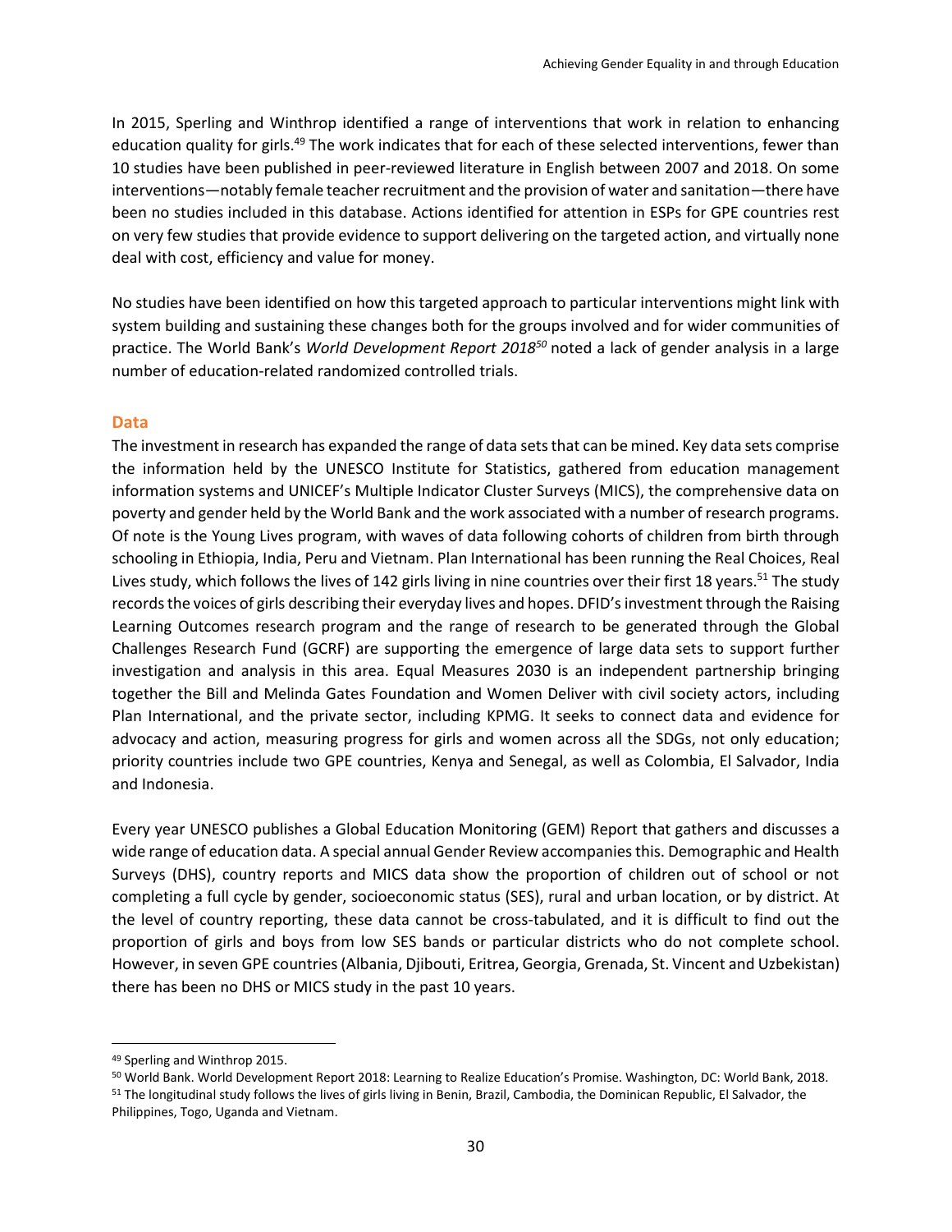In 2015, Sperling and Winthrop identified a range of interventions that work in relation to enhancing education quality for girls.[49] The work indicates that for each of these selected interventions, fewer than 10 studies have been published in peer-reviewed literature in English between 2007 and 2018. On some interventions—notably female teacher recruitment and the provision of water and sanitation—there have been no studies included in this database. Actions identified for attention in ESPs for GPE countries rest on very few studies that provide evidence to support delivering on the targeted action, and virtually none deal with cost, efficiency and value for money.

No studies have been identified on how this targeted approach to particular interventions might link with system building and sustaining these changes both for the groups involved and for wider communities of practice. The World Bank's *World Development Report 2018*[50] noted a lack of gender analysis in a large number of education-related randomized controlled trials.

### Data

The investment in research has expanded the range of data sets that can be mined. Key data sets comprise the information held by the UNESCO Institute for Statistics, gathered from education management information systems and UNICEF's Multiple Indicator Cluster Surveys (MICS), the comprehensive data on poverty and gender held by the World Bank and the work associated with a number of research programs. Of note is the Young Lives program, with waves of data following cohorts of children from birth through schooling in Ethiopia, India, Peru and Vietnam. Plan International has been running the Real Choices, Real Lives study, which follows the lives of 142 girls living in nine countries over their first 18 years.[51] The study records the voices of girls describing their everyday lives and hopes. DFID's investment through the Raising Learning Outcomes research program and the range of research to be generated through the Global Challenges Research Fund (GCRF) are supporting the emergence of large data sets to support further investigation and analysis in this area. Equal Measures 2030 is an independent partnership bringing together the Bill and Melinda Gates Foundation and Women Deliver with civil society actors, including Plan International, and the private sector, including KPMG. It seeks to connect data and evidence for advocacy and action, measuring progress for girls and women across all the SDGs, not only education; priority countries include two GPE countries, Kenya and Senegal, as well as Colombia, El Salvador, India and Indonesia.

Every year UNESCO publishes a Global Education Monitoring (GEM) Report that gathers and discusses a wide range of education data. A special annual Gender Review accompanies this. Demographic and Health Surveys (DHS), country reports and MICS data show the proportion of children out of school or not completing a full cycle by gender, socioeconomic status (SES), rural and urban location, or by district. At the level of country reporting, these data cannot be cross-tabulated, and it is difficult to find out the proportion of girls and boys from low SES bands or particular districts who do not complete school. However, in seven GPE countries (Albania, Djibouti, Eritrea, Georgia, Grenada, St. Vincent and Uzbekistan) there has been no DHS or MICS study in the past 10 years.

---

[49] Sperling and Winthrop 2015.

[50] World Bank. World Development Report 2018: Learning to Realize Education's Promise. Washington, DC: World Bank, 2018.

[51] The longitudinal study follows the lives of girls living in Benin, Brazil, Cambodia, the Dominican Republic, El Salvador, the Philippines, Togo, Uganda and Vietnam.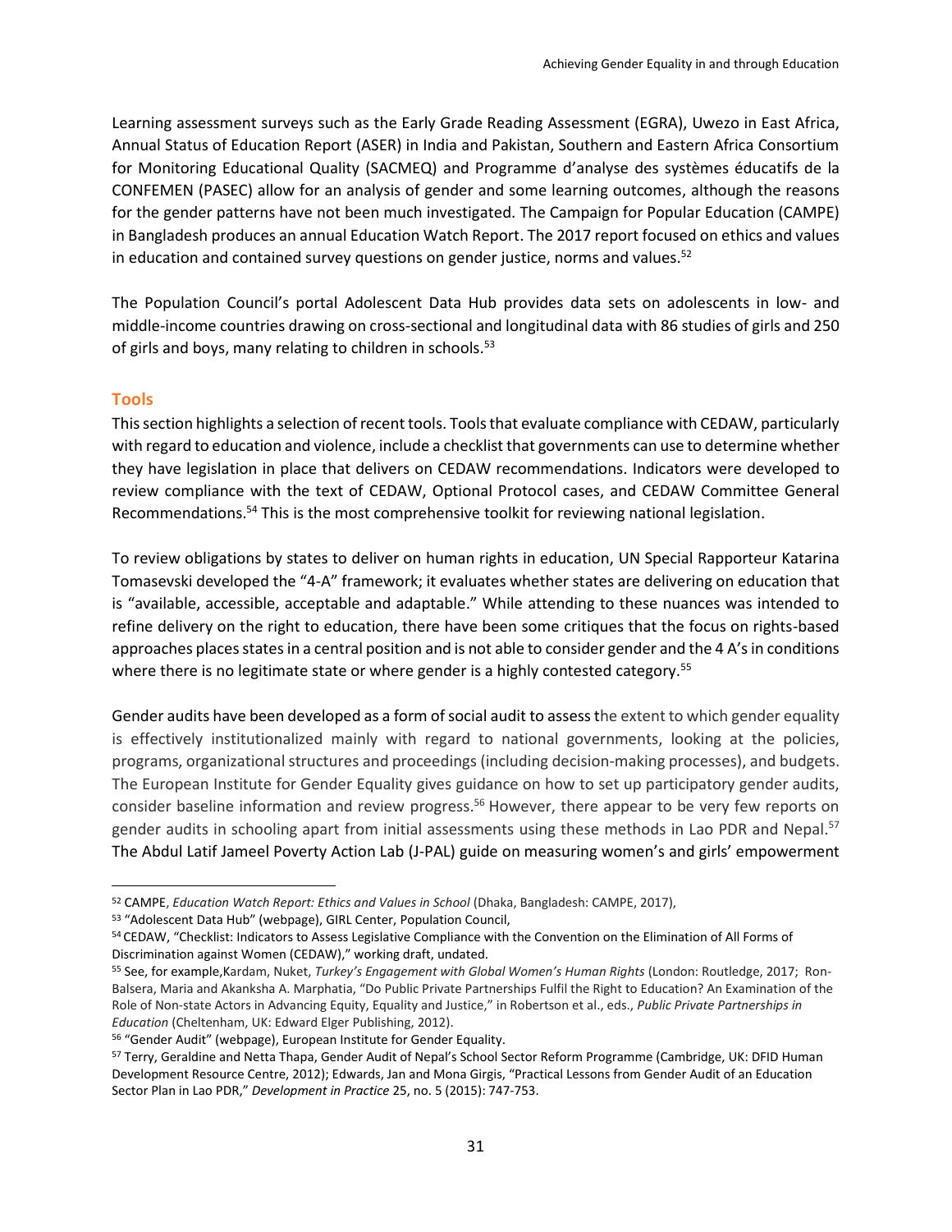Learning assessment surveys such as the Early Grade Reading Assessment (EGRA), Uwezo in East Africa, Annual Status of Education Report (ASER) in India and Pakistan, Southern and Eastern Africa Consortium for Monitoring Educational Quality (SACMEQ) and Programme d'analyse des systèmes éducatifs de la CONFEMEN (PASEC) allow for an analysis of gender and some learning outcomes, although the reasons for the gender patterns have not been much investigated. The Campaign for Popular Education (CAMPE) in Bangladesh produces an annual Education Watch Report. The 2017 report focused on ethics and values in education and contained survey questions on gender justice, norms and values.[52]

The Population Council's portal Adolescent Data Hub provides data sets on adolescents in low- and middle-income countries drawing on cross-sectional and longitudinal data with 86 studies of girls and 250 of girls and boys, many relating to children in schools.[53]

### Tools

This section highlights a selection of recent tools. Tools that evaluate compliance with CEDAW, particularly with regard to education and violence, include a checklist that governments can use to determine whether they have legislation in place that delivers on CEDAW recommendations. Indicators were developed to review compliance with the text of CEDAW, Optional Protocol cases, and CEDAW Committee General Recommendations.[54] This is the most comprehensive toolkit for reviewing national legislation.

To review obligations by states to deliver on human rights in education, UN Special Rapporteur Katarina Tomasevski developed the "4-A" framework; it evaluates whether states are delivering on education that is "available, accessible, acceptable and adaptable." While attending to these nuances was intended to refine delivery on the right to education, there have been some critiques that the focus on rights-based approaches places states in a central position and is not able to consider gender and the 4 A's in conditions where there is no legitimate state or where gender is a highly contested category.[55]

Gender audits have been developed as a form of social audit to assess the extent to which gender equality is effectively institutionalized mainly with regard to national governments, looking at the policies, programs, organizational structures and proceedings (including decision-making processes), and budgets. The European Institute for Gender Equality gives guidance on how to set up participatory gender audits, consider baseline information and review progress.[56] However, there appear to be very few reports on gender audits in schooling apart from initial assessments using these methods in Lao PDR and Nepal.[57] The Abdul Latif Jameel Poverty Action Lab (J-PAL) guide on measuring women's and girls' empowerment

---

[52] CAMPE, *Education Watch Report: Ethics and Values in School* (Dhaka, Bangladesh: CAMPE, 2017),

[53] "Adolescent Data Hub" (webpage), GIRL Center, Population Council,

[54] CEDAW, "Checklist: Indicators to Assess Legislative Compliance with the Convention on the Elimination of All Forms of Discrimination against Women (CEDAW)," working draft, undated.

[55] See, for example,Kardam, Nuket, *Turkey's Engagement with Global Women's Human Rights* (London: Routledge, 2017; Ron-Balsera, Maria and Akanksha A. Marphatia, "Do Public Private Partnerships Fulfil the Right to Education? An Examination of the Role of Non-state Actors in Advancing Equity, Equality and Justice," in Robertson et al., eds., *Public Private Partnerships in Education* (Cheltenham, UK: Edward Elgar Publishing, 2012).

[56] "Gender Audit" (webpage), European Institute for Gender Equality.

[57] Terry, Geraldine and Netta Thapa, Gender Audit of Nepal's School Sector Reform Programme (Cambridge, UK: DFID Human Development Resource Centre, 2012); Edwards, Jan and Mona Girgis, "Practical Lessons from Gender Audit of an Education Sector Plan in Lao PDR," *Development in Practice* 25, no. 5 (2015): 747-753.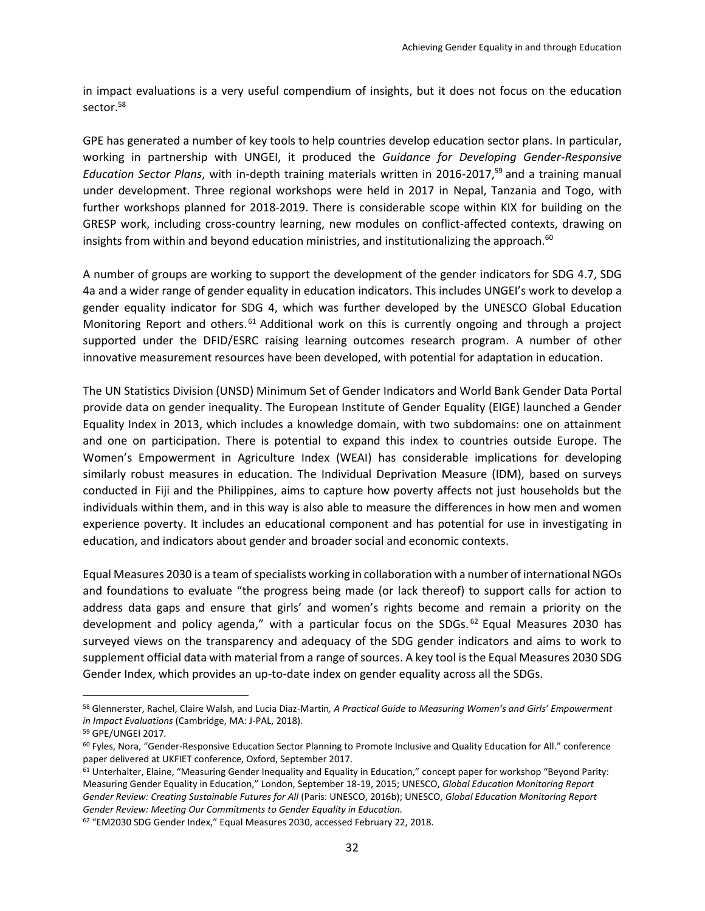in impact evaluations is a very useful compendium of insights, but it does not focus on the education sector.[58]

GPE has generated a number of key tools to help countries develop education sector plans. In particular, working in partnership with UNGEI, it produced the *Guidance for Developing Gender-Responsive Education Sector Plans*, with in-depth training materials written in 2016-2017,[59] and a training manual under development. Three regional workshops were held in 2017 in Nepal, Tanzania and Togo, with further workshops planned for 2018-2019. There is considerable scope within KIX for building on the GRESP work, including cross-country learning, new modules on conflict-affected contexts, drawing on insights from within and beyond education ministries, and institutionalizing the approach.[60]

A number of groups are working to support the development of the gender indicators for SDG 4.7, SDG 4a and a wider range of gender equality in education indicators. This includes UNGEI's work to develop a gender equality indicator for SDG 4, which was further developed by the UNESCO Global Education Monitoring Report and others.[61] Additional work on this is currently ongoing and through a project supported under the DFID/ESRC raising learning outcomes research program. A number of other innovative measurement resources have been developed, with potential for adaptation in education.

The UN Statistics Division (UNSD) Minimum Set of Gender Indicators and World Bank Gender Data Portal provide data on gender inequality. The European Institute of Gender Equality (EIGE) launched a Gender Equality Index in 2013, which includes a knowledge domain, with two subdomains: one on attainment and one on participation. There is potential to expand this index to countries outside Europe. The Women's Empowerment in Agriculture Index (WEAI) has considerable implications for developing similarly robust measures in education. The Individual Deprivation Measure (IDM), based on surveys conducted in Fiji and the Philippines, aims to capture how poverty affects not just households but the individuals within them, and in this way is also able to measure the differences in how men and women experience poverty. It includes an educational component and has potential for use in investigating in education, and indicators about gender and broader social and economic contexts.

Equal Measures 2030 is a team of specialists working in collaboration with a number of international NGOs and foundations to evaluate "the progress being made (or lack thereof) to support calls for action to address data gaps and ensure that girls' and women's rights become and remain a priority on the development and policy agenda," with a particular focus on the SDGs.[62] Equal Measures 2030 has surveyed views on the transparency and adequacy of the SDG gender indicators and aims to work to supplement official data with material from a range of sources. A key tool is the Equal Measures 2030 SDG Gender Index, which provides an up-to-date index on gender equality across all the SDGs.

---

[58] Glennerster, Rachel, Claire Walsh, and Lucia Diaz-Martin*, A Practical Guide to Measuring Women's and Girls' Empowerment in Impact Evaluations* (Cambridge, MA: J-PAL, 2018).

[59] GPE/UNGEI 2017*.*

[60] Fyles, Nora, "Gender-Responsive Education Sector Planning to Promote Inclusive and Quality Education for All." conference paper delivered at UKFIET conference, Oxford, September 2017.

[61] Unterhalter, Elaine, "Measuring Gender Inequality and Equality in Education," concept paper for workshop "Beyond Parity: Measuring Gender Equality in Education," London, September 18-19, 2015; UNESCO, *Global Education Monitoring Report Gender Review: Creating Sustainable Futures for All* (Paris: UNESCO, 2016b); UNESCO, *Global Education Monitoring Report Gender Review: Meeting Our Commitments to Gender Equality in Education.*

[62] "EM2030 SDG Gender Index," Equal Measures 2030, accessed February 22, 2018.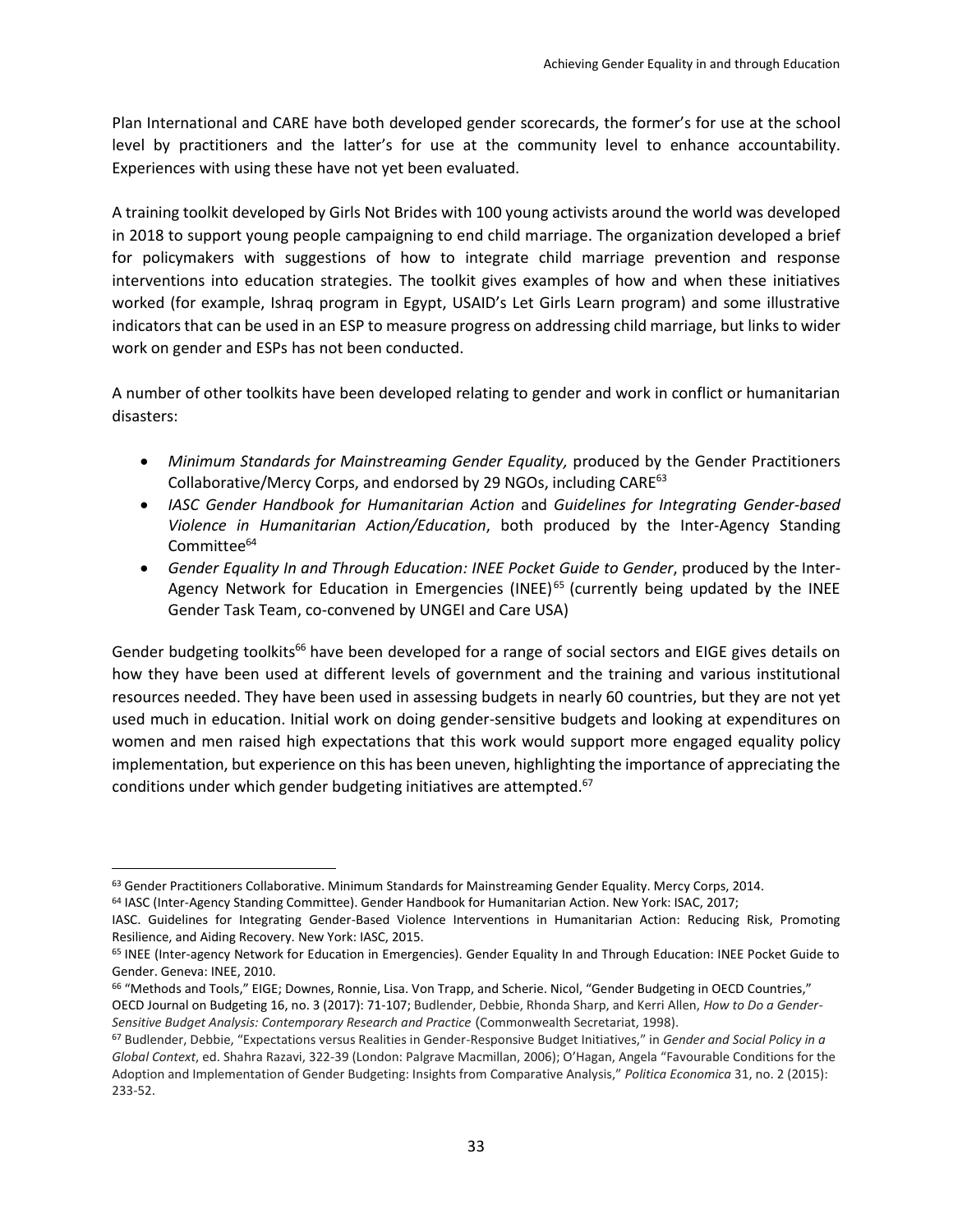Plan International and CARE have both developed gender scorecards, the former's for use at the school level by practitioners and the latter's for use at the community level to enhance accountability. Experiences with using these have not yet been evaluated.

A training toolkit developed by Girls Not Brides with 100 young activists around the world was developed in 2018 to support young people campaigning to end child marriage. The organization developed a brief for policymakers with suggestions of how to integrate child marriage prevention and response interventions into education strategies. The toolkit gives examples of how and when these initiatives worked (for example, Ishraq program in Egypt, USAID's Let Girls Learn program) and some illustrative indicators that can be used in an ESP to measure progress on addressing child marriage, but links to wider work on gender and ESPs has not been conducted.

A number of other toolkits have been developed relating to gender and work in conflict or humanitarian disasters:

- *Minimum Standards for Mainstreaming Gender Equality,* produced by the Gender Practitioners Collaborative/Mercy Corps, and endorsed by 29 NGOs, including CARE[63]
- *IASC Gender Handbook for Humanitarian Action* and *Guidelines for Integrating Gender-based Violence in Humanitarian Action/Education*, both produced by the Inter-Agency Standing Committee[64]
- *Gender Equality In and Through Education: INEE Pocket Guide to Gender*, produced by the Inter-Agency Network for Education in Emergencies (INEE)[65] (currently being updated by the INEE Gender Task Team, co-convened by UNGEI and Care USA)

Gender budgeting toolkits[66] have been developed for a range of social sectors and EIGE gives details on how they have been used at different levels of government and the training and various institutional resources needed. They have been used in assessing budgets in nearly 60 countries, but they are not yet used much in education. Initial work on doing gender-sensitive budgets and looking at expenditures on women and men raised high expectations that this work would support more engaged equality policy implementation, but experience on this has been uneven, highlighting the importance of appreciating the conditions under which gender budgeting initiatives are attempted.[67]

---

[63] Gender Practitioners Collaborative. Minimum Standards for Mainstreaming Gender Equality. Mercy Corps, 2014.

[64] IASC (Inter-Agency Standing Committee). Gender Handbook for Humanitarian Action. New York: ISAC, 2017;
IASC. Guidelines for Integrating Gender-Based Violence Interventions in Humanitarian Action: Reducing Risk, Promoting Resilience, and Aiding Recovery. New York: IASC, 2015.

[65] INEE (Inter-agency Network for Education in Emergencies). Gender Equality In and Through Education: INEE Pocket Guide to Gender. Geneva: INEE, 2010.

[66] "Methods and Tools," EIGE; Downes, Ronnie, Lisa. Von Trapp, and Scherie. Nicol, "Gender Budgeting in OECD Countries," OECD Journal on Budgeting 16, no. 3 (2017): 71-107; Budlender, Debbie, Rhonda Sharp, and Kerri Allen, *How to Do a Gender-Sensitive Budget Analysis: Contemporary Research and Practice* (Commonwealth Secretariat, 1998).

[67] Budlender, Debbie, "Expectations versus Realities in Gender-Responsive Budget Initiatives," in *Gender and Social Policy in a Global Context*, ed. Shahra Razavi, 322-39 (London: Palgrave Macmillan, 2006); O'Hagan, Angela "Favourable Conditions for the Adoption and Implementation of Gender Budgeting: Insights from Comparative Analysis," *Politica Economica* 31, no. 2 (2015): 233-52.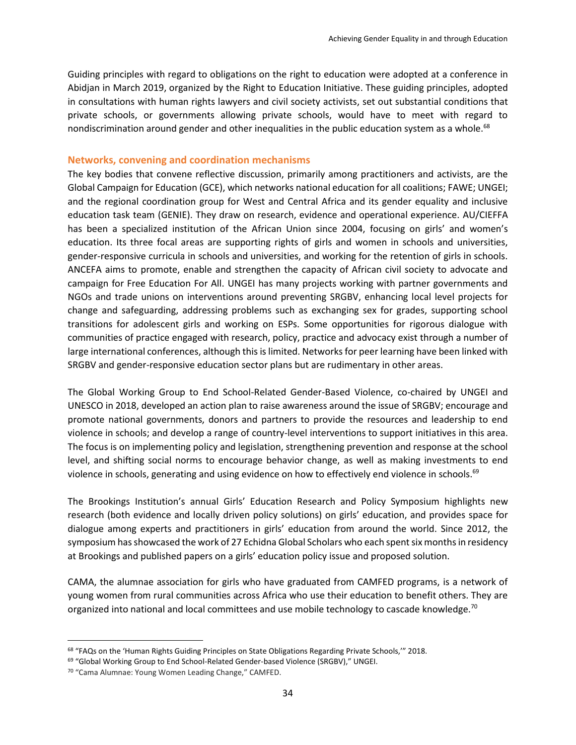Guiding principles with regard to obligations on the right to education were adopted at a conference in Abidjan in March 2019, organized by the Right to Education Initiative. These guiding principles, adopted in consultations with human rights lawyers and civil society activists, set out substantial conditions that private schools, or governments allowing private schools, would have to meet with regard to nondiscrimination around gender and other inequalities in the public education system as a whole.[68]

## Networks, convening and coordination mechanisms

The key bodies that convene reflective discussion, primarily among practitioners and activists, are the Global Campaign for Education (GCE), which networks national education for all coalitions; FAWE; UNGEI; and the regional coordination group for West and Central Africa and its gender equality and inclusive education task team (GENIE). They draw on research, evidence and operational experience. AU/CIEFFA has been a specialized institution of the African Union since 2004, focusing on girls' and women's education. Its three focal areas are supporting rights of girls and women in schools and universities, gender-responsive curricula in schools and universities, and working for the retention of girls in schools. ANCEFA aims to promote, enable and strengthen the capacity of African civil society to advocate and campaign for Free Education For All. UNGEI has many projects working with partner governments and NGOs and trade unions on interventions around preventing SRGBV, enhancing local level projects for change and safeguarding, addressing problems such as exchanging sex for grades, supporting school transitions for adolescent girls and working on ESPs. Some opportunities for rigorous dialogue with communities of practice engaged with research, policy, practice and advocacy exist through a number of large international conferences, although this is limited. Networks for peer learning have been linked with SRGBV and gender-responsive education sector plans but are rudimentary in other areas.

The Global Working Group to End School-Related Gender-Based Violence, co-chaired by UNGEI and UNESCO in 2018, developed an action plan to raise awareness around the issue of SRGBV; encourage and promote national governments, donors and partners to provide the resources and leadership to end violence in schools; and develop a range of country-level interventions to support initiatives in this area. The focus is on implementing policy and legislation, strengthening prevention and response at the school level, and shifting social norms to encourage behavior change, as well as making investments to end violence in schools, generating and using evidence on how to effectively end violence in schools.[69]

The Brookings Institution's annual Girls' Education Research and Policy Symposium highlights new research (both evidence and locally driven policy solutions) on girls' education, and provides space for dialogue among experts and practitioners in girls' education from around the world. Since 2012, the symposium has showcased the work of 27 Echidna Global Scholars who each spent six months in residency at Brookings and published papers on a girls' education policy issue and proposed solution.

CAMA, the alumnae association for girls who have graduated from CAMFED programs, is a network of young women from rural communities across Africa who use their education to benefit others. They are organized into national and local committees and use mobile technology to cascade knowledge.[70]

---

[68] "FAQs on the 'Human Rights Guiding Principles on State Obligations Regarding Private Schools,'" 2018.

[69] "Global Working Group to End School-Related Gender-based Violence (SRGBV)," UNGEI.

[70] "Cama Alumnae: Young Women Leading Change," CAMFED.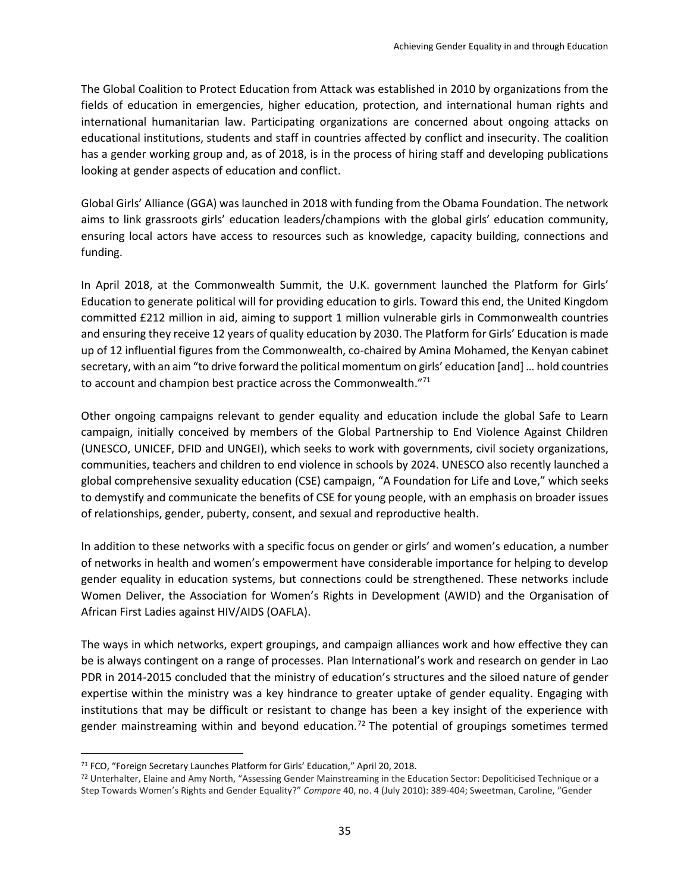The Global Coalition to Protect Education from Attack was established in 2010 by organizations from the fields of education in emergencies, higher education, protection, and international human rights and international humanitarian law. Participating organizations are concerned about ongoing attacks on educational institutions, students and staff in countries affected by conflict and insecurity. The coalition has a gender working group and, as of 2018, is in the process of hiring staff and developing publications looking at gender aspects of education and conflict.

Global Girls' Alliance (GGA) was launched in 2018 with funding from the Obama Foundation. The network aims to link grassroots girls' education leaders/champions with the global girls' education community, ensuring local actors have access to resources such as knowledge, capacity building, connections and funding.

In April 2018, at the Commonwealth Summit, the U.K. government launched the Platform for Girls' Education to generate political will for providing education to girls. Toward this end, the United Kingdom committed £212 million in aid, aiming to support 1 million vulnerable girls in Commonwealth countries and ensuring they receive 12 years of quality education by 2030. The Platform for Girls' Education is made up of 12 influential figures from the Commonwealth, co-chaired by Amina Mohamed, the Kenyan cabinet secretary, with an aim "to drive forward the political momentum on girls' education [and] … hold countries to account and champion best practice across the Commonwealth."[71]

Other ongoing campaigns relevant to gender equality and education include the global Safe to Learn campaign, initially conceived by members of the Global Partnership to End Violence Against Children (UNESCO, UNICEF, DFID and UNGEI), which seeks to work with governments, civil society organizations, communities, teachers and children to end violence in schools by 2024. UNESCO also recently launched a global comprehensive sexuality education (CSE) campaign, "A Foundation for Life and Love," which seeks to demystify and communicate the benefits of CSE for young people, with an emphasis on broader issues of relationships, gender, puberty, consent, and sexual and reproductive health.

In addition to these networks with a specific focus on gender or girls' and women's education, a number of networks in health and women's empowerment have considerable importance for helping to develop gender equality in education systems, but connections could be strengthened. These networks include Women Deliver, the Association for Women's Rights in Development (AWID) and the Organisation of African First Ladies against HIV/AIDS (OAFLA).

The ways in which networks, expert groupings, and campaign alliances work and how effective they can be is always contingent on a range of processes. Plan International's work and research on gender in Lao PDR in 2014-2015 concluded that the ministry of education's structures and the siloed nature of gender expertise within the ministry was a key hindrance to greater uptake of gender equality. Engaging with institutions that may be difficult or resistant to change has been a key insight of the experience with gender mainstreaming within and beyond education.[72] The potential of groupings sometimes termed

---

[71] FCO, "Foreign Secretary Launches Platform for Girls' Education," April 20, 2018.

[72] Unterhalter, Elaine and Amy North, "Assessing Gender Mainstreaming in the Education Sector: Depoliticised Technique or a Step Towards Women's Rights and Gender Equality?" *Compare* 40, no. 4 (July 2010): 389-404; Sweetman, Caroline, "Gender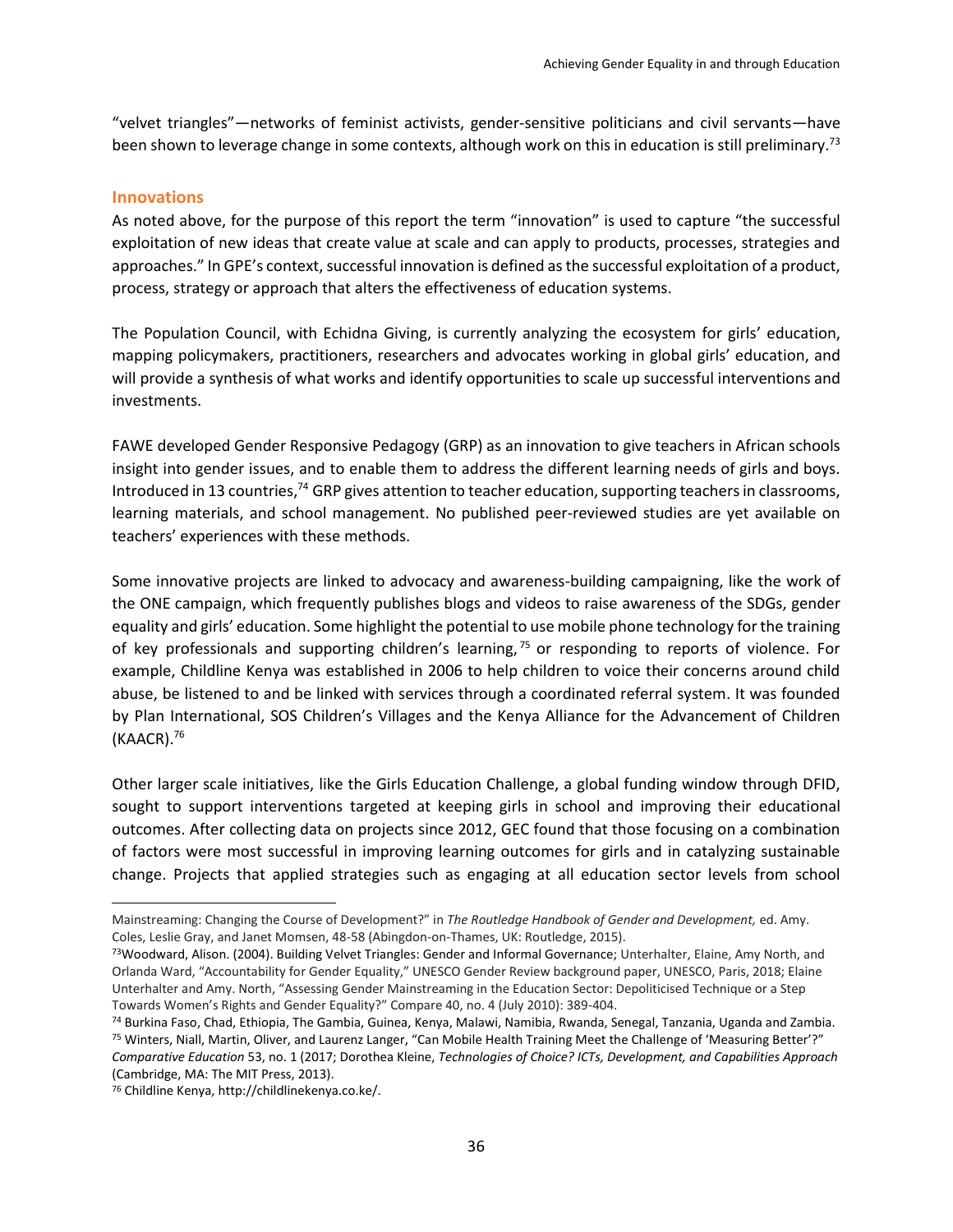"velvet triangles"—networks of feminist activists, gender-sensitive politicians and civil servants—have been shown to leverage change in some contexts, although work on this in education is still preliminary.[73]

## Innovations

As noted above, for the purpose of this report the term "innovation" is used to capture "the successful exploitation of new ideas that create value at scale and can apply to products, processes, strategies and approaches." In GPE's context, successful innovation is defined as the successful exploitation of a product, process, strategy or approach that alters the effectiveness of education systems.

The Population Council, with Echidna Giving, is currently analyzing the ecosystem for girls' education, mapping policymakers, practitioners, researchers and advocates working in global girls' education, and will provide a synthesis of what works and identify opportunities to scale up successful interventions and investments.

FAWE developed Gender Responsive Pedagogy (GRP) as an innovation to give teachers in African schools insight into gender issues, and to enable them to address the different learning needs of girls and boys. Introduced in 13 countries,[74] GRP gives attention to teacher education, supporting teachers in classrooms, learning materials, and school management. No published peer-reviewed studies are yet available on teachers' experiences with these methods.

Some innovative projects are linked to advocacy and awareness-building campaigning, like the work of the ONE campaign, which frequently publishes blogs and videos to raise awareness of the SDGs, gender equality and girls' education. Some highlight the potential to use mobile phone technology for the training of key professionals and supporting children's learning,[75] or responding to reports of violence. For example, Childline Kenya was established in 2006 to help children to voice their concerns around child abuse, be listened to and be linked with services through a coordinated referral system. It was founded by Plan International, SOS Children's Villages and the Kenya Alliance for the Advancement of Children (KAACR).[76]

Other larger scale initiatives, like the Girls Education Challenge, a global funding window through DFID, sought to support interventions targeted at keeping girls in school and improving their educational outcomes. After collecting data on projects since 2012, GEC found that those focusing on a combination of factors were most successful in improving learning outcomes for girls and in catalyzing sustainable change. Projects that applied strategies such as engaging at all education sector levels from school

---

Mainstreaming: Changing the Course of Development?" in *The Routledge Handbook of Gender and Development,* ed. Amy. Coles, Leslie Gray, and Janet Momsen, 48-58 (Abingdon-on-Thames, UK: Routledge, 2015).

[73] Woodward, Alison. (2004). Building Velvet Triangles: Gender and Informal Governance; Unterhalter, Elaine, Amy North, and Orlanda Ward, "Accountability for Gender Equality," UNESCO Gender Review background paper, UNESCO, Paris, 2018; Elaine Unterhalter and Amy. North, "Assessing Gender Mainstreaming in the Education Sector: Depoliticised Technique or a Step Towards Women's Rights and Gender Equality?" Compare 40, no. 4 (July 2010): 389-404.

[74] Burkina Faso, Chad, Ethiopia, The Gambia, Guinea, Kenya, Malawi, Namibia, Rwanda, Senegal, Tanzania, Uganda and Zambia.

[75] Winters, Niall, Martin, Oliver, and Laurenz Langer, "Can Mobile Health Training Meet the Challenge of 'Measuring Better'?" *Comparative Education* 53, no. 1 (2017; Dorothea Kleine, *Technologies of Choice? ICTs, Development, and Capabilities Approach* (Cambridge, MA: The MIT Press, 2013).

[76] Childline Kenya, http://childlinekenya.co.ke/.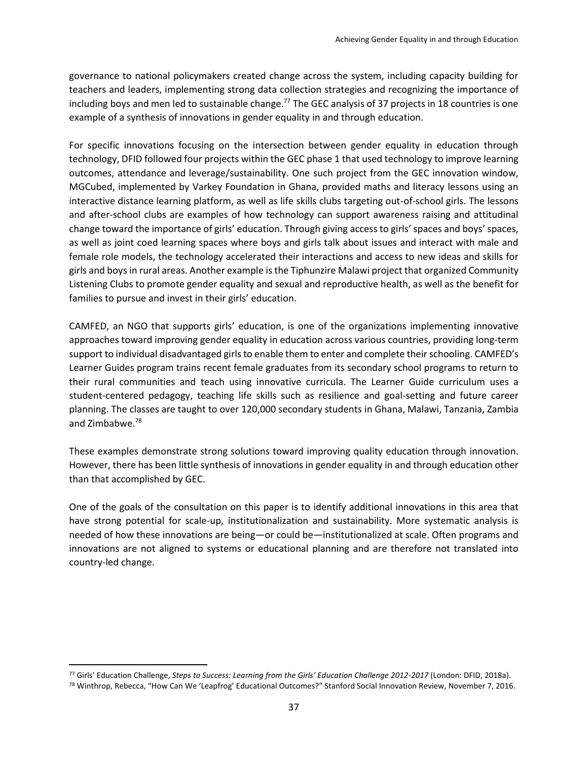governance to national policymakers created change across the system, including capacity building for teachers and leaders, implementing strong data collection strategies and recognizing the importance of including boys and men led to sustainable change.[77] The GEC analysis of 37 projects in 18 countries is one example of a synthesis of innovations in gender equality in and through education.

For specific innovations focusing on the intersection between gender equality in education through technology, DFID followed four projects within the GEC phase 1 that used technology to improve learning outcomes, attendance and leverage/sustainability. One such project from the GEC innovation window, MGCubed, implemented by Varkey Foundation in Ghana, provided maths and literacy lessons using an interactive distance learning platform, as well as life skills clubs targeting out-of-school girls. The lessons and after-school clubs are examples of how technology can support awareness raising and attitudinal change toward the importance of girls' education. Through giving access to girls' spaces and boys' spaces, as well as joint coed learning spaces where boys and girls talk about issues and interact with male and female role models, the technology accelerated their interactions and access to new ideas and skills for girls and boys in rural areas. Another example is the Tiphunzire Malawi project that organized Community Listening Clubs to promote gender equality and sexual and reproductive health, as well as the benefit for families to pursue and invest in their girls' education.

CAMFED, an NGO that supports girls' education, is one of the organizations implementing innovative approaches toward improving gender equality in education across various countries, providing long-term support to individual disadvantaged girls to enable them to enter and complete their schooling. CAMFED's Learner Guides program trains recent female graduates from its secondary school programs to return to their rural communities and teach using innovative curricula. The Learner Guide curriculum uses a student-centered pedagogy, teaching life skills such as resilience and goal-setting and future career planning. The classes are taught to over 120,000 secondary students in Ghana, Malawi, Tanzania, Zambia and Zimbabwe.[78]

These examples demonstrate strong solutions toward improving quality education through innovation. However, there has been little synthesis of innovations in gender equality in and through education other than that accomplished by GEC.

One of the goals of the consultation on this paper is to identify additional innovations in this area that have strong potential for scale-up, institutionalization and sustainability. More systematic analysis is needed of how these innovations are being—or could be—institutionalized at scale. Often programs and innovations are not aligned to systems or educational planning and are therefore not translated into country-led change.

---

[77] Girls' Education Challenge, *Steps to Success: Learning from the Girls' Education Challenge 2012-2017* (London: DFID, 2018a).

[78] Winthrop, Rebecca, "How Can We 'Leapfrog' Educational Outcomes?" Stanford Social Innovation Review, November 7, 2016.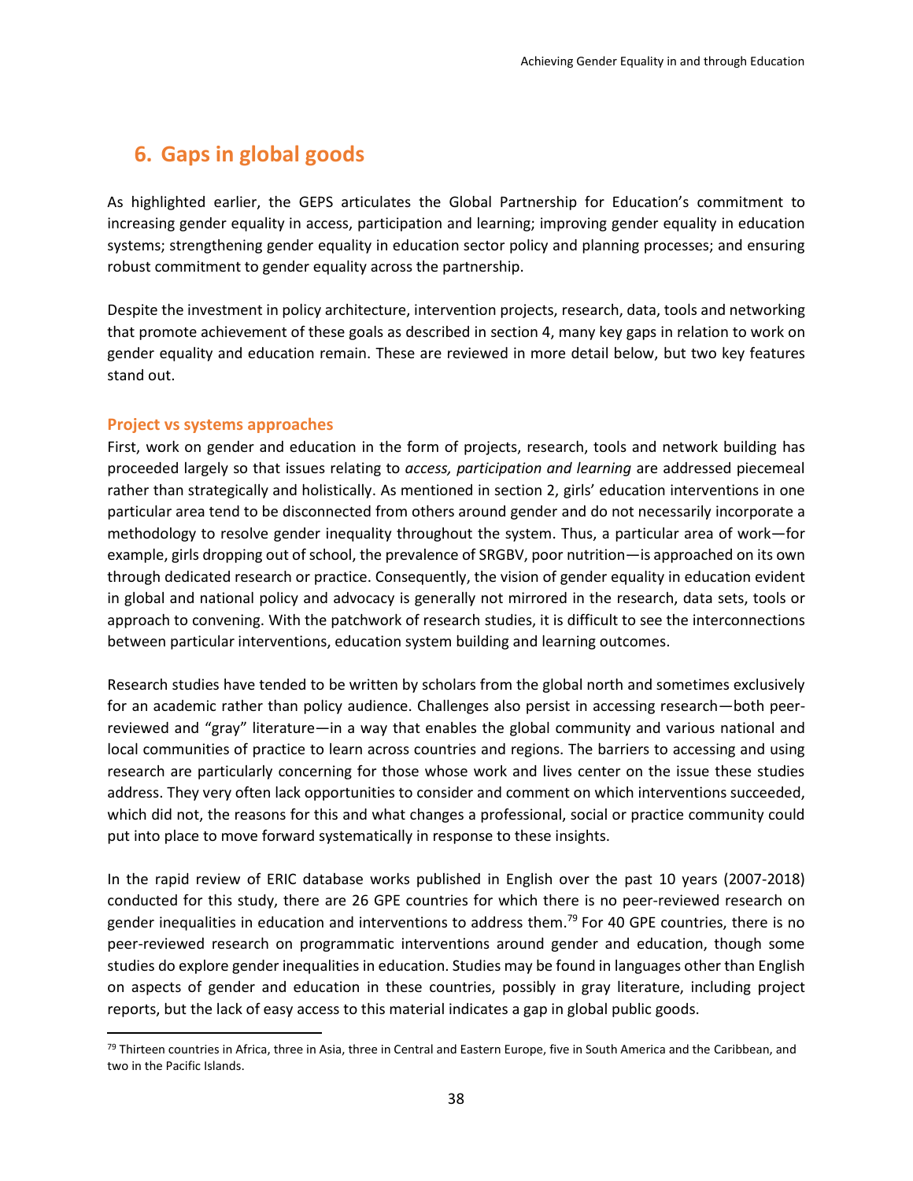## 6. Gaps in global goods

As highlighted earlier, the GEPS articulates the Global Partnership for Education's commitment to increasing gender equality in access, participation and learning; improving gender equality in education systems; strengthening gender equality in education sector policy and planning processes; and ensuring robust commitment to gender equality across the partnership.

Despite the investment in policy architecture, intervention projects, research, data, tools and networking that promote achievement of these goals as described in section 4, many key gaps in relation to work on gender equality and education remain. These are reviewed in more detail below, but two key features stand out.

### Project vs systems approaches

First, work on gender and education in the form of projects, research, tools and network building has proceeded largely so that issues relating to *access, participation and learning* are addressed piecemeal rather than strategically and holistically. As mentioned in section 2, girls' education interventions in one particular area tend to be disconnected from others around gender and do not necessarily incorporate a methodology to resolve gender inequality throughout the system. Thus, a particular area of work—for example, girls dropping out of school, the prevalence of SRGBV, poor nutrition—is approached on its own through dedicated research or practice. Consequently, the vision of gender equality in education evident in global and national policy and advocacy is generally not mirrored in the research, data sets, tools or approach to convening. With the patchwork of research studies, it is difficult to see the interconnections between particular interventions, education system building and learning outcomes.

Research studies have tended to be written by scholars from the global north and sometimes exclusively for an academic rather than policy audience. Challenges also persist in accessing research—both peer-reviewed and "gray" literature—in a way that enables the global community and various national and local communities of practice to learn across countries and regions. The barriers to accessing and using research are particularly concerning for those whose work and lives center on the issue these studies address. They very often lack opportunities to consider and comment on which interventions succeeded, which did not, the reasons for this and what changes a professional, social or practice community could put into place to move forward systematically in response to these insights.

In the rapid review of ERIC database works published in English over the past 10 years (2007-2018) conducted for this study, there are 26 GPE countries for which there is no peer-reviewed research on gender inequalities in education and interventions to address them.[79] For 40 GPE countries, there is no peer-reviewed research on programmatic interventions around gender and education, though some studies do explore gender inequalities in education. Studies may be found in languages other than English on aspects of gender and education in these countries, possibly in gray literature, including project reports, but the lack of easy access to this material indicates a gap in global public goods.

[79] Thirteen countries in Africa, three in Asia, three in Central and Eastern Europe, five in South America and the Caribbean, and two in the Pacific Islands.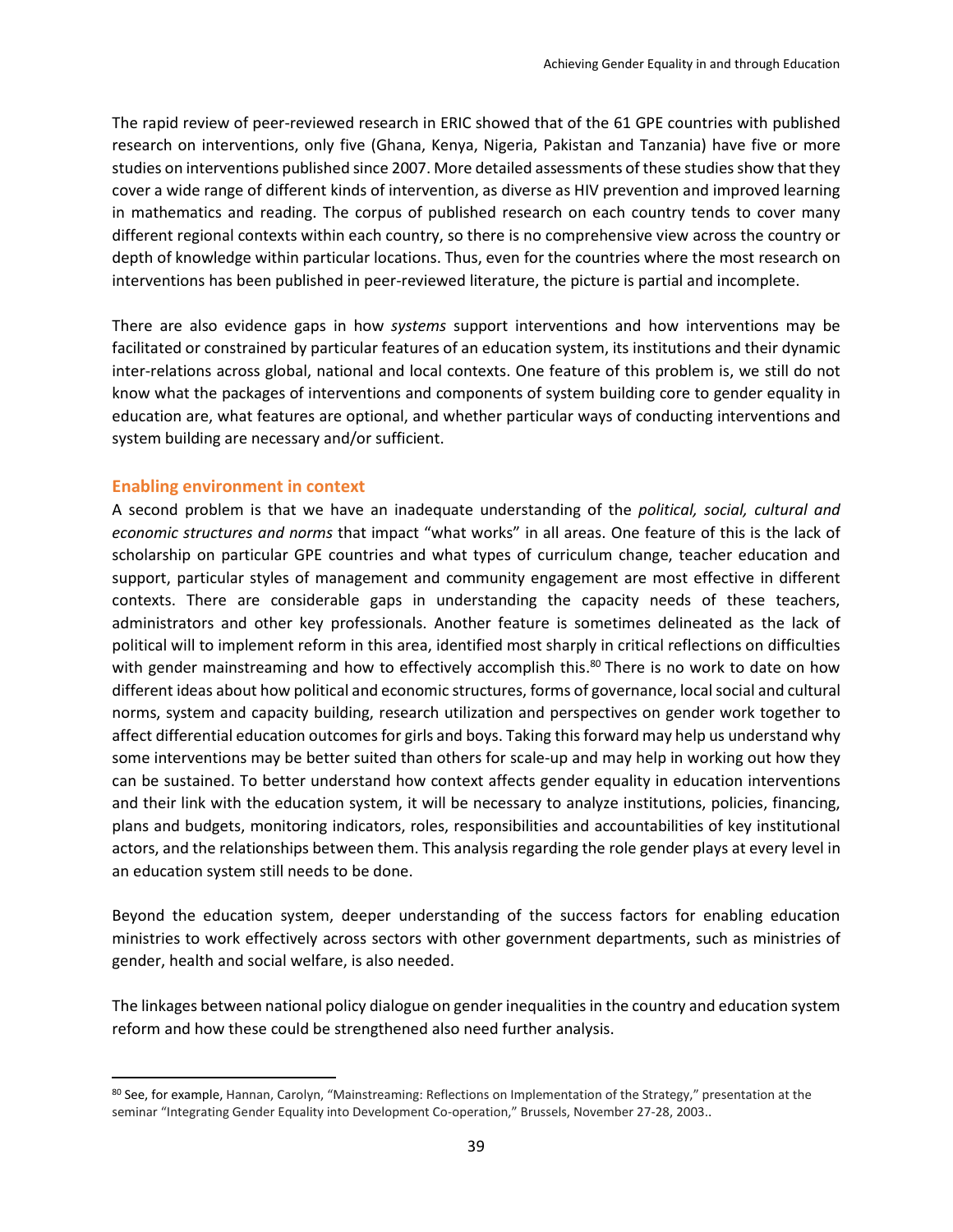The rapid review of peer-reviewed research in ERIC showed that of the 61 GPE countries with published research on interventions, only five (Ghana, Kenya, Nigeria, Pakistan and Tanzania) have five or more studies on interventions published since 2007. More detailed assessments of these studies show that they cover a wide range of different kinds of intervention, as diverse as HIV prevention and improved learning in mathematics and reading. The corpus of published research on each country tends to cover many different regional contexts within each country, so there is no comprehensive view across the country or depth of knowledge within particular locations. Thus, even for the countries where the most research on interventions has been published in peer-reviewed literature, the picture is partial and incomplete.

There are also evidence gaps in how *systems* support interventions and how interventions may be facilitated or constrained by particular features of an education system, its institutions and their dynamic inter-relations across global, national and local contexts. One feature of this problem is, we still do not know what the packages of interventions and components of system building core to gender equality in education are, what features are optional, and whether particular ways of conducting interventions and system building are necessary and/or sufficient.

### Enabling environment in context

A second problem is that we have an inadequate understanding of the *political, social, cultural and economic structures and norms* that impact "what works" in all areas. One feature of this is the lack of scholarship on particular GPE countries and what types of curriculum change, teacher education and support, particular styles of management and community engagement are most effective in different contexts. There are considerable gaps in understanding the capacity needs of these teachers, administrators and other key professionals. Another feature is sometimes delineated as the lack of political will to implement reform in this area, identified most sharply in critical reflections on difficulties with gender mainstreaming and how to effectively accomplish this.[80] There is no work to date on how different ideas about how political and economic structures, forms of governance, local social and cultural norms, system and capacity building, research utilization and perspectives on gender work together to affect differential education outcomes for girls and boys. Taking this forward may help us understand why some interventions may be better suited than others for scale-up and may help in working out how they can be sustained. To better understand how context affects gender equality in education interventions and their link with the education system, it will be necessary to analyze institutions, policies, financing, plans and budgets, monitoring indicators, roles, responsibilities and accountabilities of key institutional actors, and the relationships between them. This analysis regarding the role gender plays at every level in an education system still needs to be done.

Beyond the education system, deeper understanding of the success factors for enabling education ministries to work effectively across sectors with other government departments, such as ministries of gender, health and social welfare, is also needed.

The linkages between national policy dialogue on gender inequalities in the country and education system reform and how these could be strengthened also need further analysis.

---

[80] See, for example, Hannan, Carolyn, "Mainstreaming: Reflections on Implementation of the Strategy," presentation at the seminar "Integrating Gender Equality into Development Co-operation," Brussels, November 27-28, 2003..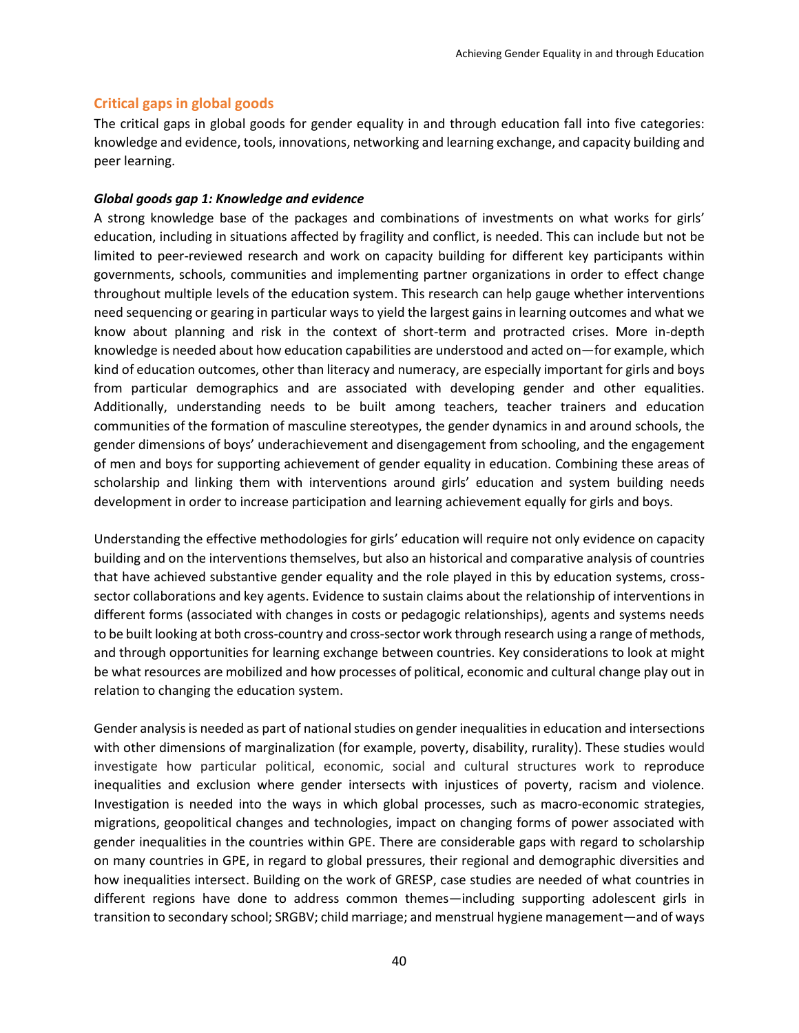## Critical gaps in global goods

The critical gaps in global goods for gender equality in and through education fall into five categories: knowledge and evidence, tools, innovations, networking and learning exchange, and capacity building and peer learning.

### *Global goods gap 1: Knowledge and evidence*

A strong knowledge base of the packages and combinations of investments on what works for girls' education, including in situations affected by fragility and conflict, is needed. This can include but not be limited to peer-reviewed research and work on capacity building for different key participants within governments, schools, communities and implementing partner organizations in order to effect change throughout multiple levels of the education system. This research can help gauge whether interventions need sequencing or gearing in particular ways to yield the largest gains in learning outcomes and what we know about planning and risk in the context of short-term and protracted crises. More in-depth knowledge is needed about how education capabilities are understood and acted on—for example, which kind of education outcomes, other than literacy and numeracy, are especially important for girls and boys from particular demographics and are associated with developing gender and other equalities. Additionally, understanding needs to be built among teachers, teacher trainers and education communities of the formation of masculine stereotypes, the gender dynamics in and around schools, the gender dimensions of boys' underachievement and disengagement from schooling, and the engagement of men and boys for supporting achievement of gender equality in education. Combining these areas of scholarship and linking them with interventions around girls' education and system building needs development in order to increase participation and learning achievement equally for girls and boys.

Understanding the effective methodologies for girls' education will require not only evidence on capacity building and on the interventions themselves, but also an historical and comparative analysis of countries that have achieved substantive gender equality and the role played in this by education systems, cross-sector collaborations and key agents. Evidence to sustain claims about the relationship of interventions in different forms (associated with changes in costs or pedagogic relationships), agents and systems needs to be built looking at both cross-country and cross-sector work through research using a range of methods, and through opportunities for learning exchange between countries. Key considerations to look at might be what resources are mobilized and how processes of political, economic and cultural change play out in relation to changing the education system.

Gender analysis is needed as part of national studies on gender inequalities in education and intersections with other dimensions of marginalization (for example, poverty, disability, rurality). These studies would investigate how particular political, economic, social and cultural structures work to reproduce inequalities and exclusion where gender intersects with injustices of poverty, racism and violence. Investigation is needed into the ways in which global processes, such as macro-economic strategies, migrations, geopolitical changes and technologies, impact on changing forms of power associated with gender inequalities in the countries within GPE. There are considerable gaps with regard to scholarship on many countries in GPE, in regard to global pressures, their regional and demographic diversities and how inequalities intersect. Building on the work of GRESP, case studies are needed of what countries in different regions have done to address common themes—including supporting adolescent girls in transition to secondary school; SRGBV; child marriage; and menstrual hygiene management—and of ways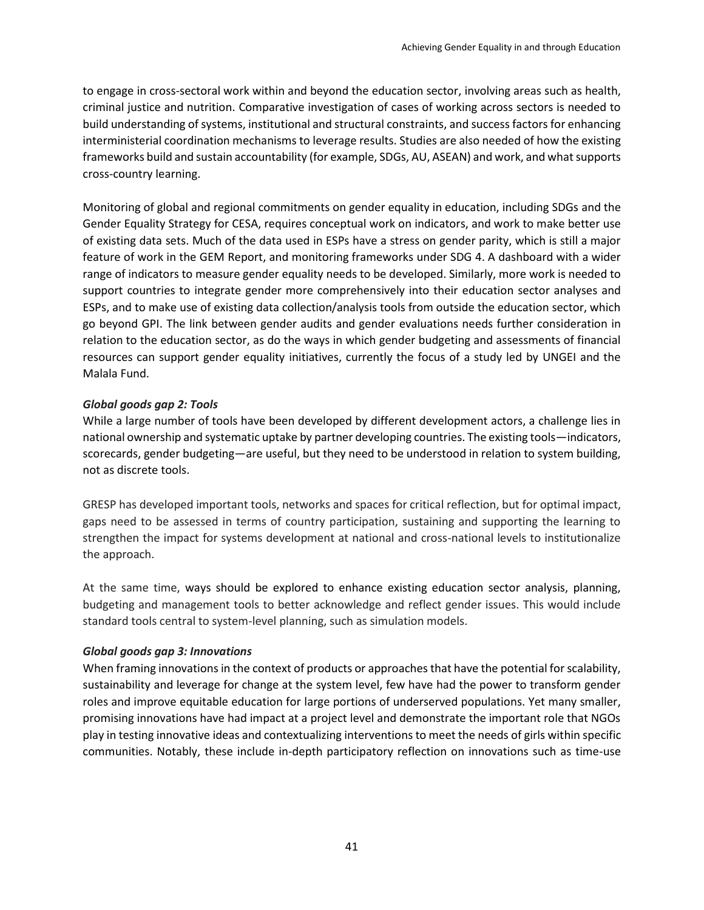to engage in cross-sectoral work within and beyond the education sector, involving areas such as health, criminal justice and nutrition. Comparative investigation of cases of working across sectors is needed to build understanding of systems, institutional and structural constraints, and success factors for enhancing interministerial coordination mechanisms to leverage results. Studies are also needed of how the existing frameworks build and sustain accountability (for example, SDGs, AU, ASEAN) and work, and what supports cross-country learning.

Monitoring of global and regional commitments on gender equality in education, including SDGs and the Gender Equality Strategy for CESA, requires conceptual work on indicators, and work to make better use of existing data sets. Much of the data used in ESPs have a stress on gender parity, which is still a major feature of work in the GEM Report, and monitoring frameworks under SDG 4. A dashboard with a wider range of indicators to measure gender equality needs to be developed. Similarly, more work is needed to support countries to integrate gender more comprehensively into their education sector analyses and ESPs, and to make use of existing data collection/analysis tools from outside the education sector, which go beyond GPI. The link between gender audits and gender evaluations needs further consideration in relation to the education sector, as do the ways in which gender budgeting and assessments of financial resources can support gender equality initiatives, currently the focus of a study led by UNGEI and the Malala Fund.

***Global goods gap 2: Tools***

While a large number of tools have been developed by different development actors, a challenge lies in national ownership and systematic uptake by partner developing countries. The existing tools—indicators, scorecards, gender budgeting—are useful, but they need to be understood in relation to system building, not as discrete tools.

GRESP has developed important tools, networks and spaces for critical reflection, but for optimal impact, gaps need to be assessed in terms of country participation, sustaining and supporting the learning to strengthen the impact for systems development at national and cross-national levels to institutionalize the approach.

At the same time, ways should be explored to enhance existing education sector analysis, planning, budgeting and management tools to better acknowledge and reflect gender issues. This would include standard tools central to system-level planning, such as simulation models.

***Global goods gap 3: Innovations***

When framing innovations in the context of products or approaches that have the potential for scalability, sustainability and leverage for change at the system level, few have had the power to transform gender roles and improve equitable education for large portions of underserved populations. Yet many smaller, promising innovations have had impact at a project level and demonstrate the important role that NGOs play in testing innovative ideas and contextualizing interventions to meet the needs of girls within specific communities. Notably, these include in-depth participatory reflection on innovations such as time-use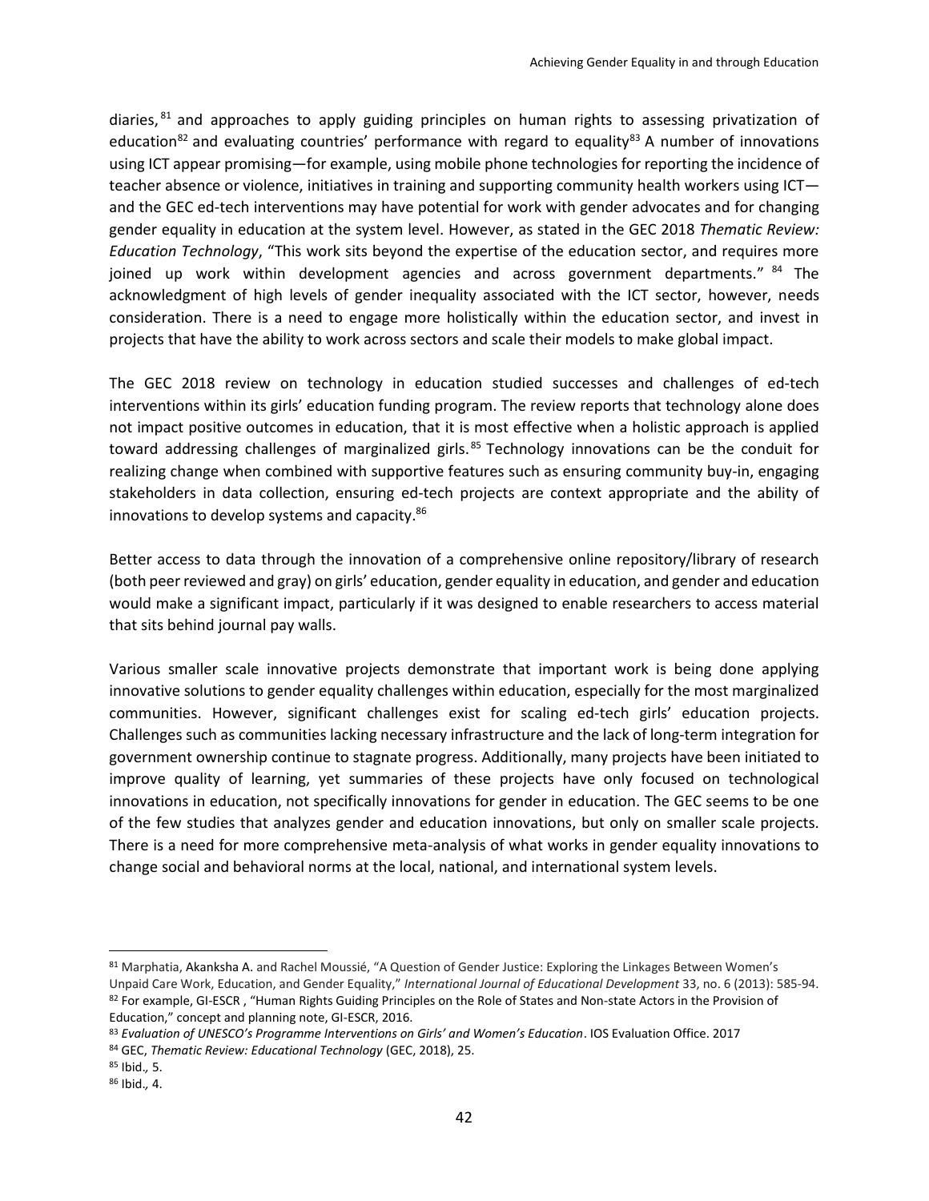diaries,[81] and approaches to apply guiding principles on human rights to assessing privatization of education[82] and evaluating countries' performance with regard to equality[83] A number of innovations using ICT appear promising—for example, using mobile phone technologies for reporting the incidence of teacher absence or violence, initiatives in training and supporting community health workers using ICT—and the GEC ed-tech interventions may have potential for work with gender advocates and for changing gender equality in education at the system level. However, as stated in the GEC 2018 *Thematic Review: Education Technology*, "This work sits beyond the expertise of the education sector, and requires more joined up work within development agencies and across government departments."[84] The acknowledgment of high levels of gender inequality associated with the ICT sector, however, needs consideration. There is a need to engage more holistically within the education sector, and invest in projects that have the ability to work across sectors and scale their models to make global impact.

The GEC 2018 review on technology in education studied successes and challenges of ed-tech interventions within its girls' education funding program. The review reports that technology alone does not impact positive outcomes in education, that it is most effective when a holistic approach is applied toward addressing challenges of marginalized girls.[85] Technology innovations can be the conduit for realizing change when combined with supportive features such as ensuring community buy-in, engaging stakeholders in data collection, ensuring ed-tech projects are context appropriate and the ability of innovations to develop systems and capacity.[86]

Better access to data through the innovation of a comprehensive online repository/library of research (both peer reviewed and gray) on girls' education, gender equality in education, and gender and education would make a significant impact, particularly if it was designed to enable researchers to access material that sits behind journal pay walls.

Various smaller scale innovative projects demonstrate that important work is being done applying innovative solutions to gender equality challenges within education, especially for the most marginalized communities. However, significant challenges exist for scaling ed-tech girls' education projects. Challenges such as communities lacking necessary infrastructure and the lack of long-term integration for government ownership continue to stagnate progress. Additionally, many projects have been initiated to improve quality of learning, yet summaries of these projects have only focused on technological innovations in education, not specifically innovations for gender in education. The GEC seems to be one of the few studies that analyzes gender and education innovations, but only on smaller scale projects. There is a need for more comprehensive meta-analysis of what works in gender equality innovations to change social and behavioral norms at the local, national, and international system levels.

---

[81] Marphatia, Akanksha A. and Rachel Moussié, "A Question of Gender Justice: Exploring the Linkages Between Women's Unpaid Care Work, Education, and Gender Equality," *International Journal of Educational Development* 33, no. 6 (2013): 585-94.

[82] For example, GI-ESCR , "Human Rights Guiding Principles on the Role of States and Non-state Actors in the Provision of Education," concept and planning note, GI-ESCR, 2016.

[83] *Evaluation of UNESCO's Programme Interventions on Girls' and Women's Education*. IOS Evaluation Office. 2017

[84] GEC, *Thematic Review: Educational Technology* (GEC, 2018), 25.

[85] Ibid., 5.

[86] Ibid., 4.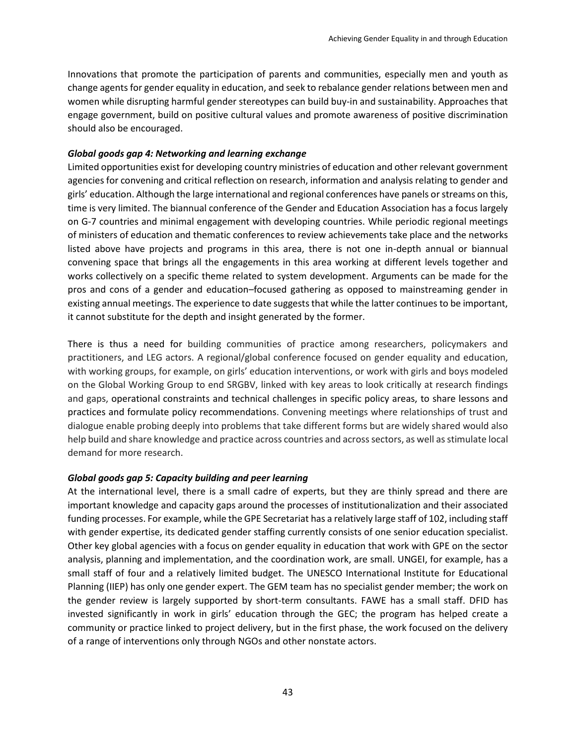Innovations that promote the participation of parents and communities, especially men and youth as change agents for gender equality in education, and seek to rebalance gender relations between men and women while disrupting harmful gender stereotypes can build buy-in and sustainability. Approaches that engage government, build on positive cultural values and promote awareness of positive discrimination should also be encouraged.

***Global goods gap 4: Networking and learning exchange***

Limited opportunities exist for developing country ministries of education and other relevant government agencies for convening and critical reflection on research, information and analysis relating to gender and girls' education. Although the large international and regional conferences have panels or streams on this, time is very limited. The biannual conference of the Gender and Education Association has a focus largely on G-7 countries and minimal engagement with developing countries. While periodic regional meetings of ministers of education and thematic conferences to review achievements take place and the networks listed above have projects and programs in this area, there is not one in-depth annual or biannual convening space that brings all the engagements in this area working at different levels together and works collectively on a specific theme related to system development. Arguments can be made for the pros and cons of a gender and education–focused gathering as opposed to mainstreaming gender in existing annual meetings. The experience to date suggests that while the latter continues to be important, it cannot substitute for the depth and insight generated by the former.

There is thus a need for building communities of practice among researchers, policymakers and practitioners, and LEG actors. A regional/global conference focused on gender equality and education, with working groups, for example, on girls' education interventions, or work with girls and boys modeled on the Global Working Group to end SRGBV, linked with key areas to look critically at research findings and gaps, operational constraints and technical challenges in specific policy areas, to share lessons and practices and formulate policy recommendations. Convening meetings where relationships of trust and dialogue enable probing deeply into problems that take different forms but are widely shared would also help build and share knowledge and practice across countries and across sectors, as well as stimulate local demand for more research.

***Global goods gap 5: Capacity building and peer learning***

At the international level, there is a small cadre of experts, but they are thinly spread and there are important knowledge and capacity gaps around the processes of institutionalization and their associated funding processes. For example, while the GPE Secretariat has a relatively large staff of 102, including staff with gender expertise, its dedicated gender staffing currently consists of one senior education specialist. Other key global agencies with a focus on gender equality in education that work with GPE on the sector analysis, planning and implementation, and the coordination work, are small. UNGEI, for example, has a small staff of four and a relatively limited budget. The UNESCO International Institute for Educational Planning (IIEP) has only one gender expert. The GEM team has no specialist gender member; the work on the gender review is largely supported by short-term consultants. FAWE has a small staff. DFID has invested significantly in work in girls' education through the GEC; the program has helped create a community or practice linked to project delivery, but in the first phase, the work focused on the delivery of a range of interventions only through NGOs and other nonstate actors.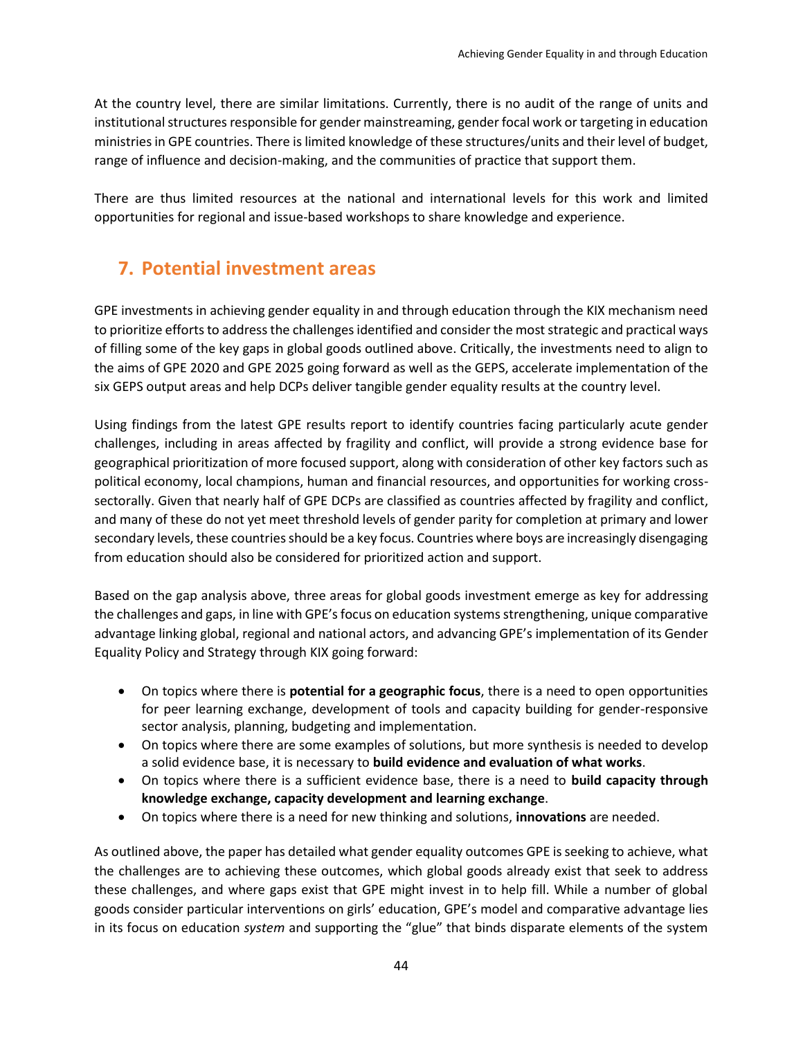At the country level, there are similar limitations. Currently, there is no audit of the range of units and institutional structures responsible for gender mainstreaming, gender focal work or targeting in education ministries in GPE countries. There is limited knowledge of these structures/units and their level of budget, range of influence and decision-making, and the communities of practice that support them.

There are thus limited resources at the national and international levels for this work and limited opportunities for regional and issue-based workshops to share knowledge and experience.

## 7. Potential investment areas

GPE investments in achieving gender equality in and through education through the KIX mechanism need to prioritize efforts to address the challenges identified and consider the most strategic and practical ways of filling some of the key gaps in global goods outlined above. Critically, the investments need to align to the aims of GPE 2020 and GPE 2025 going forward as well as the GEPS, accelerate implementation of the six GEPS output areas and help DCPs deliver tangible gender equality results at the country level.

Using findings from the latest GPE results report to identify countries facing particularly acute gender challenges, including in areas affected by fragility and conflict, will provide a strong evidence base for geographical prioritization of more focused support, along with consideration of other key factors such as political economy, local champions, human and financial resources, and opportunities for working cross-sectorally. Given that nearly half of GPE DCPs are classified as countries affected by fragility and conflict, and many of these do not yet meet threshold levels of gender parity for completion at primary and lower secondary levels, these countries should be a key focus. Countries where boys are increasingly disengaging from education should also be considered for prioritized action and support.

Based on the gap analysis above, three areas for global goods investment emerge as key for addressing the challenges and gaps, in line with GPE's focus on education systems strengthening, unique comparative advantage linking global, regional and national actors, and advancing GPE's implementation of its Gender Equality Policy and Strategy through KIX going forward:

- On topics where there is **potential for a geographic focus**, there is a need to open opportunities for peer learning exchange, development of tools and capacity building for gender-responsive sector analysis, planning, budgeting and implementation.
- On topics where there are some examples of solutions, but more synthesis is needed to develop a solid evidence base, it is necessary to **build evidence and evaluation of what works**.
- On topics where there is a sufficient evidence base, there is a need to **build capacity through knowledge exchange, capacity development and learning exchange**.
- On topics where there is a need for new thinking and solutions, **innovations** are needed.

As outlined above, the paper has detailed what gender equality outcomes GPE is seeking to achieve, what the challenges are to achieving these outcomes, which global goods already exist that seek to address these challenges, and where gaps exist that GPE might invest in to help fill. While a number of global goods consider particular interventions on girls' education, GPE's model and comparative advantage lies in its focus on education *system* and supporting the "glue" that binds disparate elements of the system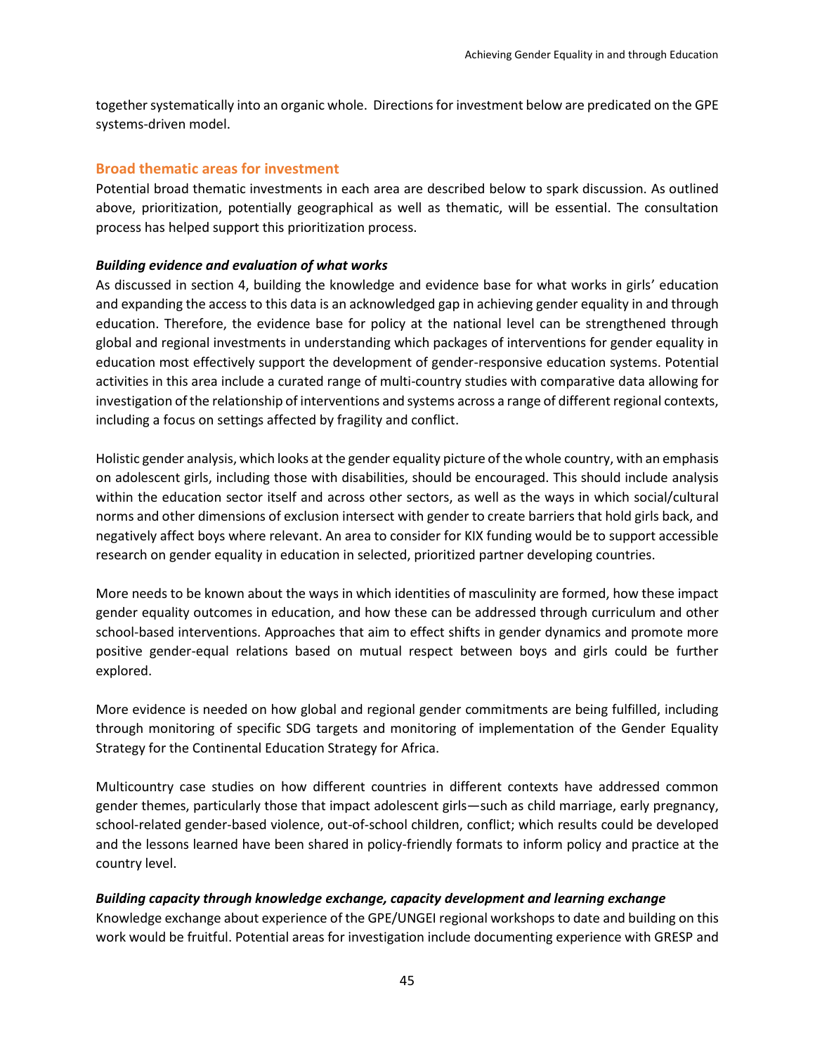together systematically into an organic whole. Directions for investment below are predicated on the GPE systems-driven model.

### Broad thematic areas for investment

Potential broad thematic investments in each area are described below to spark discussion. As outlined above, prioritization, potentially geographical as well as thematic, will be essential. The consultation process has helped support this prioritization process.

***Building evidence and evaluation of what works***

As discussed in section 4, building the knowledge and evidence base for what works in girls' education and expanding the access to this data is an acknowledged gap in achieving gender equality in and through education. Therefore, the evidence base for policy at the national level can be strengthened through global and regional investments in understanding which packages of interventions for gender equality in education most effectively support the development of gender-responsive education systems. Potential activities in this area include a curated range of multi-country studies with comparative data allowing for investigation of the relationship of interventions and systems across a range of different regional contexts, including a focus on settings affected by fragility and conflict.

Holistic gender analysis, which looks at the gender equality picture of the whole country, with an emphasis on adolescent girls, including those with disabilities, should be encouraged. This should include analysis within the education sector itself and across other sectors, as well as the ways in which social/cultural norms and other dimensions of exclusion intersect with gender to create barriers that hold girls back, and negatively affect boys where relevant. An area to consider for KIX funding would be to support accessible research on gender equality in education in selected, prioritized partner developing countries.

More needs to be known about the ways in which identities of masculinity are formed, how these impact gender equality outcomes in education, and how these can be addressed through curriculum and other school-based interventions. Approaches that aim to effect shifts in gender dynamics and promote more positive gender-equal relations based on mutual respect between boys and girls could be further explored.

More evidence is needed on how global and regional gender commitments are being fulfilled, including through monitoring of specific SDG targets and monitoring of implementation of the Gender Equality Strategy for the Continental Education Strategy for Africa.

Multicountry case studies on how different countries in different contexts have addressed common gender themes, particularly those that impact adolescent girls—such as child marriage, early pregnancy, school-related gender-based violence, out-of-school children, conflict; which results could be developed and the lessons learned have been shared in policy-friendly formats to inform policy and practice at the country level.

***Building capacity through knowledge exchange, capacity development and learning exchange***

Knowledge exchange about experience of the GPE/UNGEI regional workshops to date and building on this work would be fruitful. Potential areas for investigation include documenting experience with GRESP and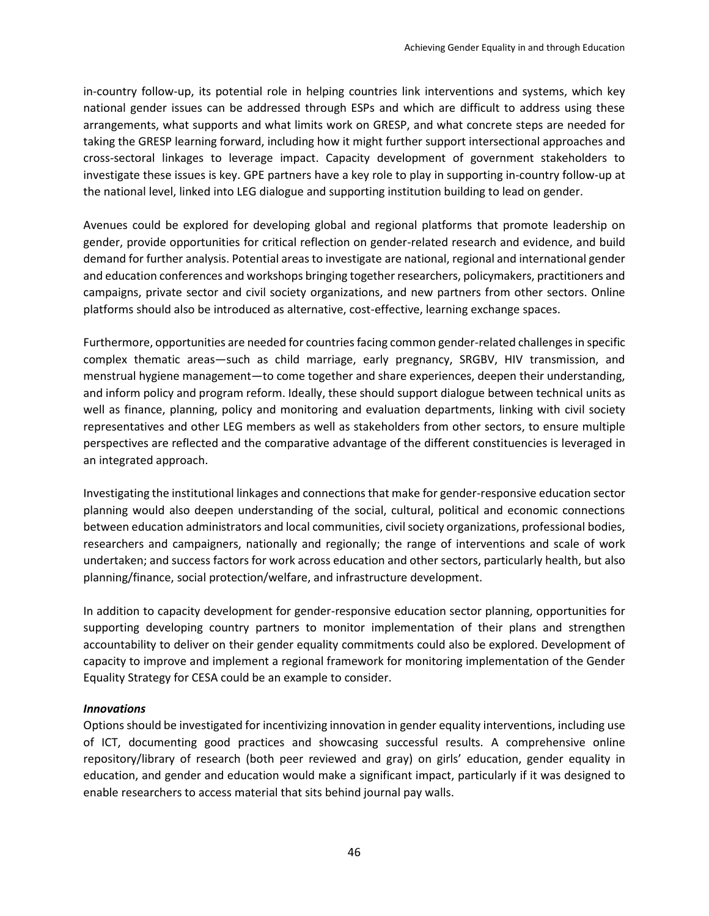in-country follow-up, its potential role in helping countries link interventions and systems, which key national gender issues can be addressed through ESPs and which are difficult to address using these arrangements, what supports and what limits work on GRESP, and what concrete steps are needed for taking the GRESP learning forward, including how it might further support intersectional approaches and cross-sectoral linkages to leverage impact. Capacity development of government stakeholders to investigate these issues is key. GPE partners have a key role to play in supporting in-country follow-up at the national level, linked into LEG dialogue and supporting institution building to lead on gender.

Avenues could be explored for developing global and regional platforms that promote leadership on gender, provide opportunities for critical reflection on gender-related research and evidence, and build demand for further analysis. Potential areas to investigate are national, regional and international gender and education conferences and workshops bringing together researchers, policymakers, practitioners and campaigns, private sector and civil society organizations, and new partners from other sectors. Online platforms should also be introduced as alternative, cost-effective, learning exchange spaces.

Furthermore, opportunities are needed for countries facing common gender-related challenges in specific complex thematic areas—such as child marriage, early pregnancy, SRGBV, HIV transmission, and menstrual hygiene management—to come together and share experiences, deepen their understanding, and inform policy and program reform. Ideally, these should support dialogue between technical units as well as finance, planning, policy and monitoring and evaluation departments, linking with civil society representatives and other LEG members as well as stakeholders from other sectors, to ensure multiple perspectives are reflected and the comparative advantage of the different constituencies is leveraged in an integrated approach.

Investigating the institutional linkages and connections that make for gender-responsive education sector planning would also deepen understanding of the social, cultural, political and economic connections between education administrators and local communities, civil society organizations, professional bodies, researchers and campaigners, nationally and regionally; the range of interventions and scale of work undertaken; and success factors for work across education and other sectors, particularly health, but also planning/finance, social protection/welfare, and infrastructure development.

In addition to capacity development for gender-responsive education sector planning, opportunities for supporting developing country partners to monitor implementation of their plans and strengthen accountability to deliver on their gender equality commitments could also be explored. Development of capacity to improve and implement a regional framework for monitoring implementation of the Gender Equality Strategy for CESA could be an example to consider.

***Innovations***

Options should be investigated for incentivizing innovation in gender equality interventions, including use of ICT, documenting good practices and showcasing successful results. A comprehensive online repository/library of research (both peer reviewed and gray) on girls' education, gender equality in education, and gender and education would make a significant impact, particularly if it was designed to enable researchers to access material that sits behind journal pay walls.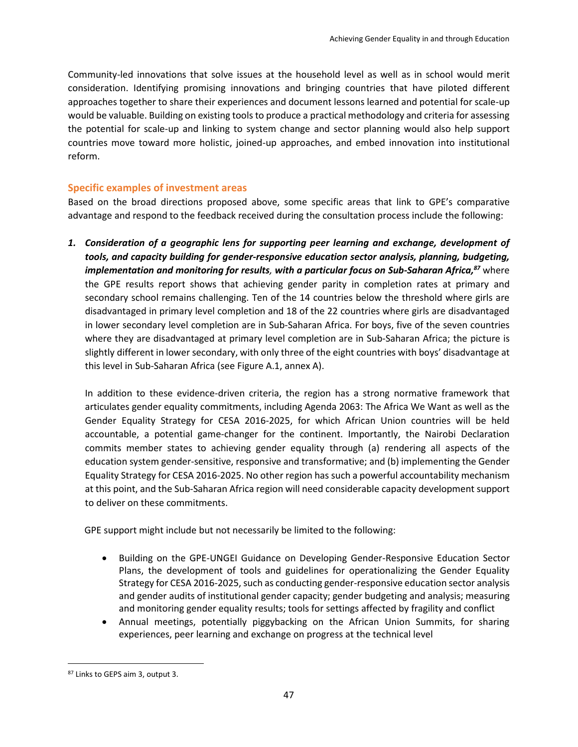Community-led innovations that solve issues at the household level as well as in school would merit consideration. Identifying promising innovations and bringing countries that have piloted different approaches together to share their experiences and document lessons learned and potential for scale-up would be valuable. Building on existing tools to produce a practical methodology and criteria for assessing the potential for scale-up and linking to system change and sector planning would also help support countries move toward more holistic, joined-up approaches, and embed innovation into institutional reform.

### Specific examples of investment areas

Based on the broad directions proposed above, some specific areas that link to GPE's comparative advantage and respond to the feedback received during the consultation process include the following:

1. ***Consideration of a geographic lens for supporting peer learning and exchange, development of tools, and capacity building for gender-responsive education sector analysis, planning, budgeting, implementation and monitoring for results, with a particular focus on Sub-Saharan Africa,***[87] where the GPE results report shows that achieving gender parity in completion rates at primary and secondary school remains challenging. Ten of the 14 countries below the threshold where girls are disadvantaged in primary level completion and 18 of the 22 countries where girls are disadvantaged in lower secondary level completion are in Sub-Saharan Africa. For boys, five of the seven countries where they are disadvantaged at primary level completion are in Sub-Saharan Africa; the picture is slightly different in lower secondary, with only three of the eight countries with boys' disadvantage at this level in Sub-Saharan Africa (see Figure A.1, annex A).

   In addition to these evidence-driven criteria, the region has a strong normative framework that articulates gender equality commitments, including Agenda 2063: The Africa We Want as well as the Gender Equality Strategy for CESA 2016-2025, for which African Union countries will be held accountable, a potential game-changer for the continent. Importantly, the Nairobi Declaration commits member states to achieving gender equality through (a) rendering all aspects of the education system gender-sensitive, responsive and transformative; and (b) implementing the Gender Equality Strategy for CESA 2016-2025. No other region has such a powerful accountability mechanism at this point, and the Sub-Saharan Africa region will need considerable capacity development support to deliver on these commitments.

   GPE support might include but not necessarily be limited to the following:

   - Building on the GPE-UNGEI Guidance on Developing Gender-Responsive Education Sector Plans, the development of tools and guidelines for operationalizing the Gender Equality Strategy for CESA 2016-2025, such as conducting gender-responsive education sector analysis and gender audits of institutional gender capacity; gender budgeting and analysis; measuring and monitoring gender equality results; tools for settings affected by fragility and conflict
   - Annual meetings, potentially piggybacking on the African Union Summits, for sharing experiences, peer learning and exchange on progress at the technical level

[87] Links to GEPS aim 3, output 3.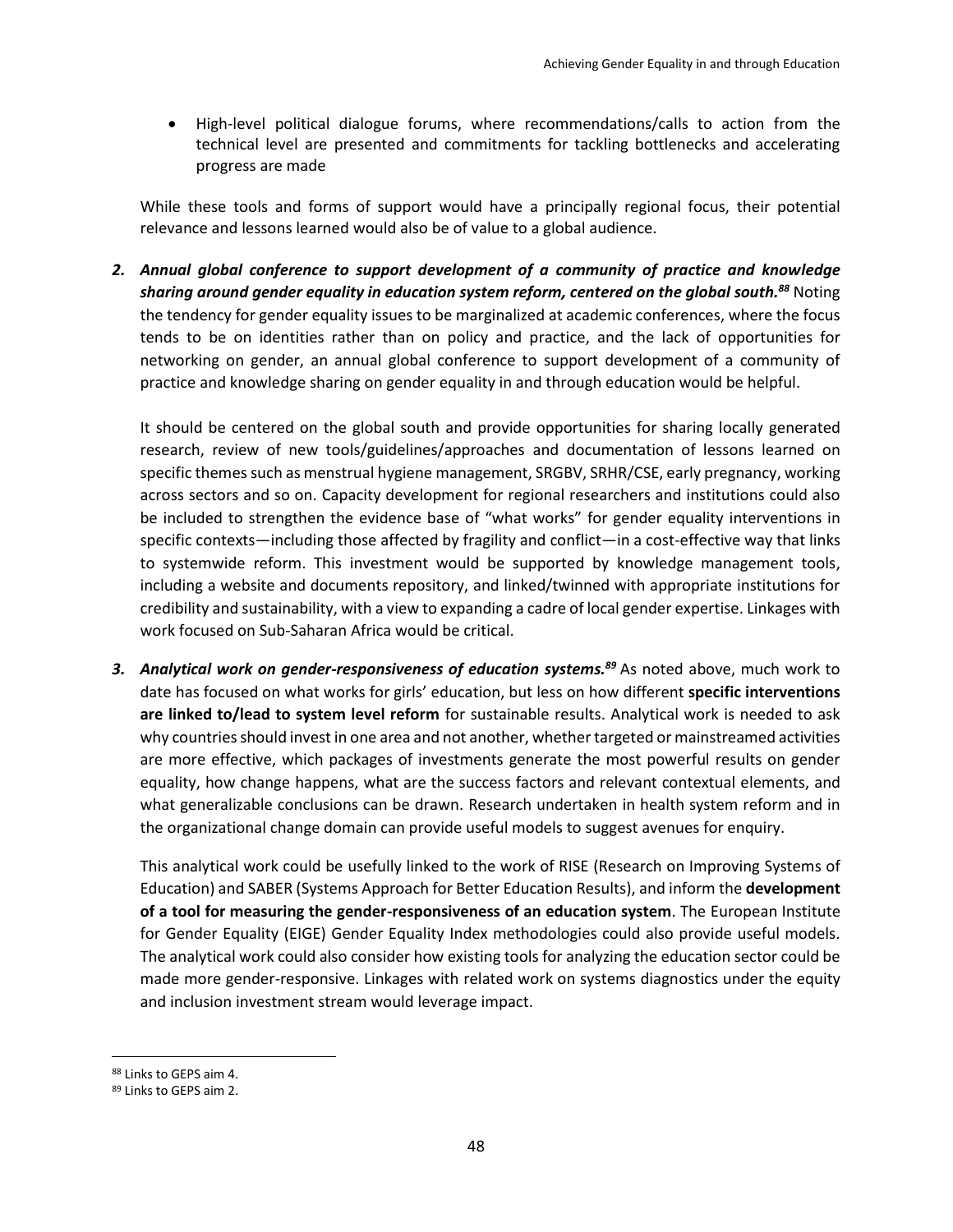- High-level political dialogue forums, where recommendations/calls to action from the technical level are presented and commitments for tackling bottlenecks and accelerating progress are made

While these tools and forms of support would have a principally regional focus, their potential relevance and lessons learned would also be of value to a global audience.

2. ***Annual global conference to support development of a community of practice and knowledge sharing around gender equality in education system reform, centered on the global south.***[88] Noting the tendency for gender equality issues to be marginalized at academic conferences, where the focus tends to be on identities rather than on policy and practice, and the lack of opportunities for networking on gender, an annual global conference to support development of a community of practice and knowledge sharing on gender equality in and through education would be helpful.

   It should be centered on the global south and provide opportunities for sharing locally generated research, review of new tools/guidelines/approaches and documentation of lessons learned on specific themes such as menstrual hygiene management, SRGBV, SRHR/CSE, early pregnancy, working across sectors and so on. Capacity development for regional researchers and institutions could also be included to strengthen the evidence base of "what works" for gender equality interventions in specific contexts—including those affected by fragility and conflict—in a cost-effective way that links to systemwide reform. This investment would be supported by knowledge management tools, including a website and documents repository, and linked/twinned with appropriate institutions for credibility and sustainability, with a view to expanding a cadre of local gender expertise. Linkages with work focused on Sub-Saharan Africa would be critical.

3. ***Analytical work on gender-responsiveness of education systems.***[89] As noted above, much work to date has focused on what works for girls' education, but less on how different **specific interventions are linked to/lead to system level reform** for sustainable results. Analytical work is needed to ask why countries should invest in one area and not another, whether targeted or mainstreamed activities are more effective, which packages of investments generate the most powerful results on gender equality, how change happens, what are the success factors and relevant contextual elements, and what generalizable conclusions can be drawn. Research undertaken in health system reform and in the organizational change domain can provide useful models to suggest avenues for enquiry.

   This analytical work could be usefully linked to the work of RISE (Research on Improving Systems of Education) and SABER (Systems Approach for Better Education Results), and inform the **development of a tool for measuring the gender-responsiveness of an education system**. The European Institute for Gender Equality (EIGE) Gender Equality Index methodologies could also provide useful models. The analytical work could also consider how existing tools for analyzing the education sector could be made more gender-responsive. Linkages with related work on systems diagnostics under the equity and inclusion investment stream would leverage impact.

[88] Links to GEPS aim 4.

[89] Links to GEPS aim 2.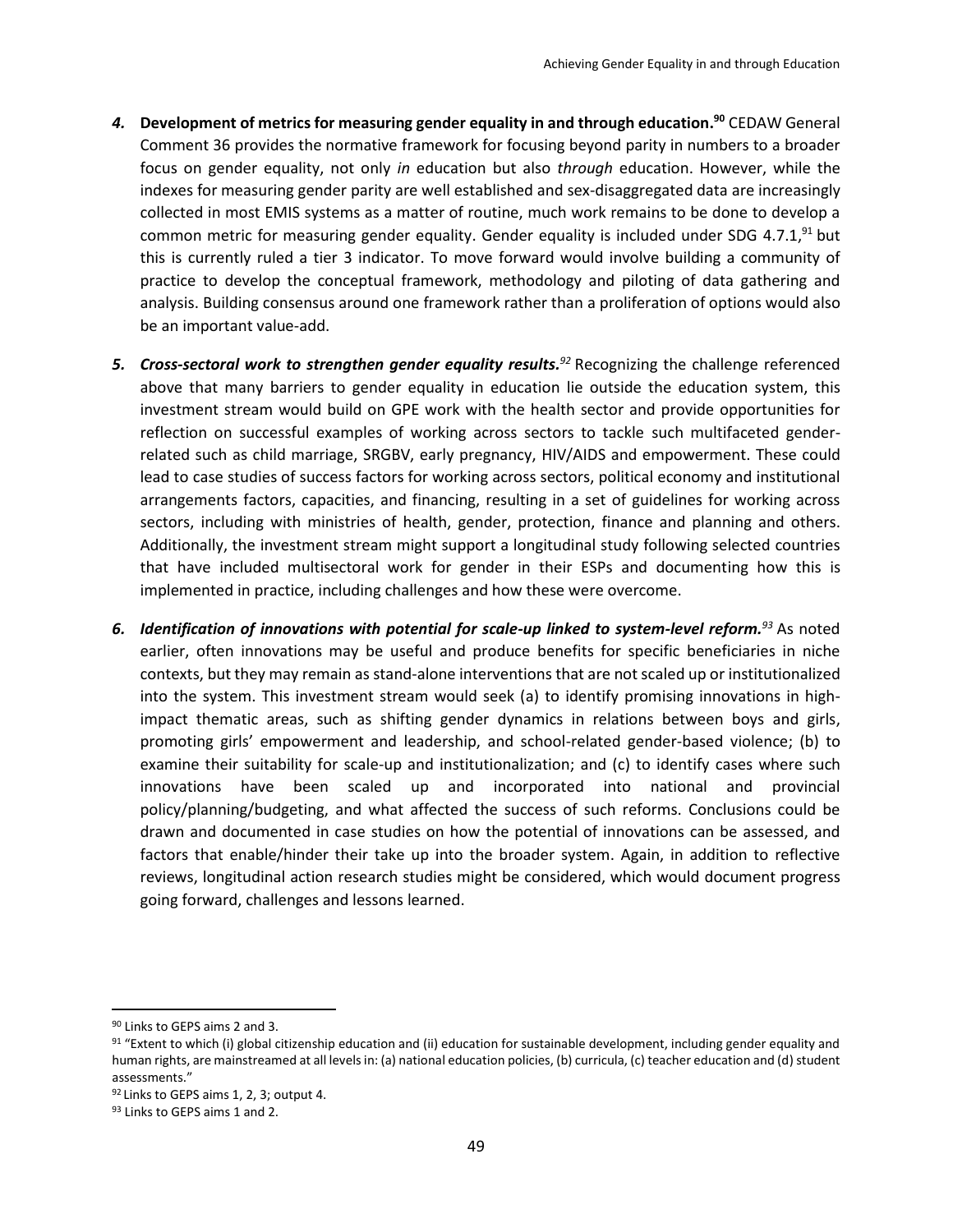4. **Development of metrics for measuring gender equality in and through education.**[90] CEDAW General Comment 36 provides the normative framework for focusing beyond parity in numbers to a broader focus on gender equality, not only *in* education but also *through* education. However, while the indexes for measuring gender parity are well established and sex-disaggregated data are increasingly collected in most EMIS systems as a matter of routine, much work remains to be done to develop a common metric for measuring gender equality. Gender equality is included under SDG 4.7.1,[91] but this is currently ruled a tier 3 indicator. To move forward would involve building a community of practice to develop the conceptual framework, methodology and piloting of data gathering and analysis. Building consensus around one framework rather than a proliferation of options would also be an important value-add.

5. ***Cross-sectoral work to strengthen gender equality results.***[92] Recognizing the challenge referenced above that many barriers to gender equality in education lie outside the education system, this investment stream would build on GPE work with the health sector and provide opportunities for reflection on successful examples of working across sectors to tackle such multifaceted gender-related such as child marriage, SRGBV, early pregnancy, HIV/AIDS and empowerment. These could lead to case studies of success factors for working across sectors, political economy and institutional arrangements factors, capacities, and financing, resulting in a set of guidelines for working across sectors, including with ministries of health, gender, protection, finance and planning and others. Additionally, the investment stream might support a longitudinal study following selected countries that have included multisectoral work for gender in their ESPs and documenting how this is implemented in practice, including challenges and how these were overcome.

6. ***Identification of innovations with potential for scale-up linked to system-level reform.***[93] As noted earlier, often innovations may be useful and produce benefits for specific beneficiaries in niche contexts, but they may remain as stand-alone interventions that are not scaled up or institutionalized into the system. This investment stream would seek (a) to identify promising innovations in high-impact thematic areas, such as shifting gender dynamics in relations between boys and girls, promoting girls' empowerment and leadership, and school-related gender-based violence; (b) to examine their suitability for scale-up and institutionalization; and (c) to identify cases where such innovations have been scaled up and incorporated into national and provincial policy/planning/budgeting, and what affected the success of such reforms. Conclusions could be drawn and documented in case studies on how the potential of innovations can be assessed, and factors that enable/hinder their take up into the broader system. Again, in addition to reflective reviews, longitudinal action research studies might be considered, which would document progress going forward, challenges and lessons learned.

---

[90] Links to GEPS aims 2 and 3.

[91] "Extent to which (i) global citizenship education and (ii) education for sustainable development, including gender equality and human rights, are mainstreamed at all levels in: (a) national education policies, (b) curricula, (c) teacher education and (d) student assessments."

[92] Links to GEPS aims 1, 2, 3; output 4.

[93] Links to GEPS aims 1 and 2.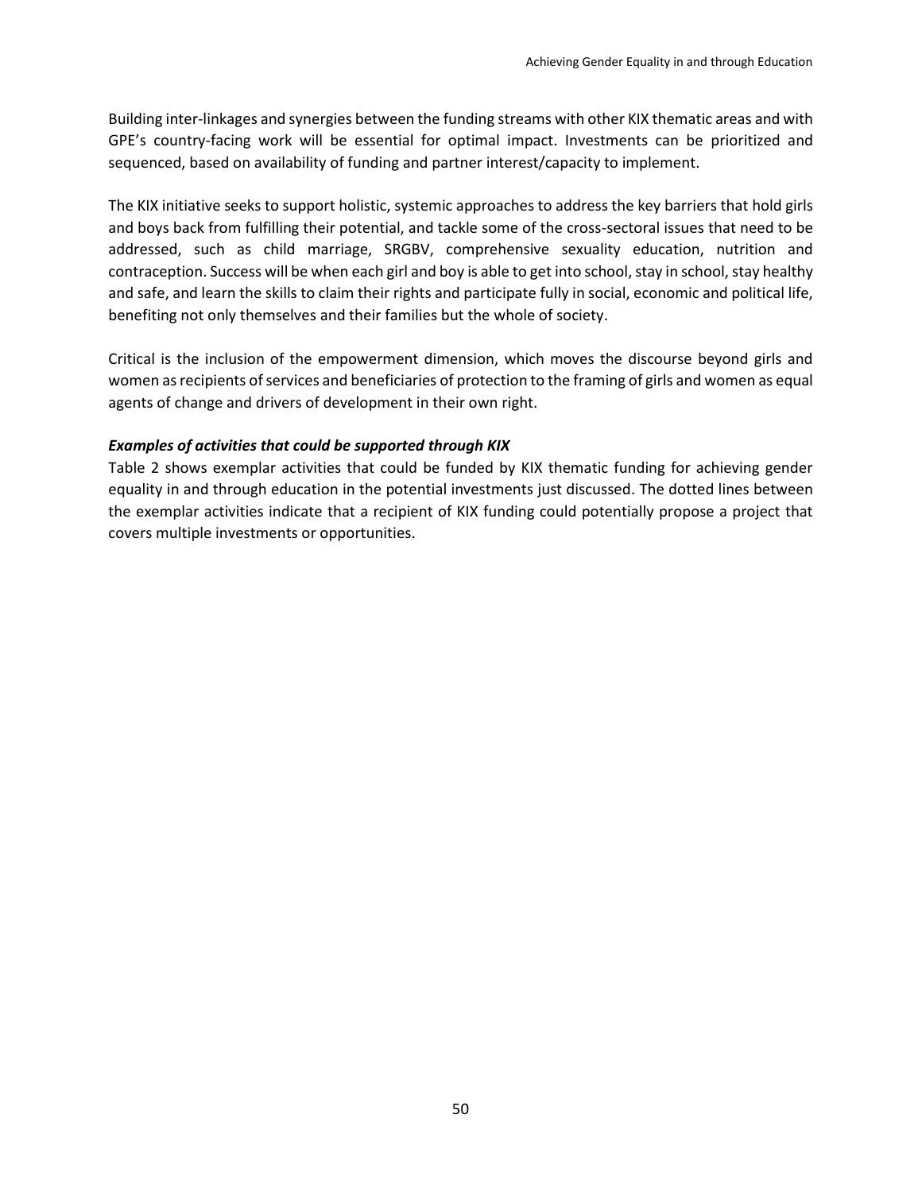Building inter-linkages and synergies between the funding streams with other KIX thematic areas and with GPE's country-facing work will be essential for optimal impact. Investments can be prioritized and sequenced, based on availability of funding and partner interest/capacity to implement.

The KIX initiative seeks to support holistic, systemic approaches to address the key barriers that hold girls and boys back from fulfilling their potential, and tackle some of the cross-sectoral issues that need to be addressed, such as child marriage, SRGBV, comprehensive sexuality education, nutrition and contraception. Success will be when each girl and boy is able to get into school, stay in school, stay healthy and safe, and learn the skills to claim their rights and participate fully in social, economic and political life, benefiting not only themselves and their families but the whole of society.

Critical is the inclusion of the empowerment dimension, which moves the discourse beyond girls and women as recipients of services and beneficiaries of protection to the framing of girls and women as equal agents of change and drivers of development in their own right.

***Examples of activities that could be supported through KIX***

Table 2 shows exemplar activities that could be funded by KIX thematic funding for achieving gender equality in and through education in the potential investments just discussed. The dotted lines between the exemplar activities indicate that a recipient of KIX funding could potentially propose a project that covers multiple investments or opportunities.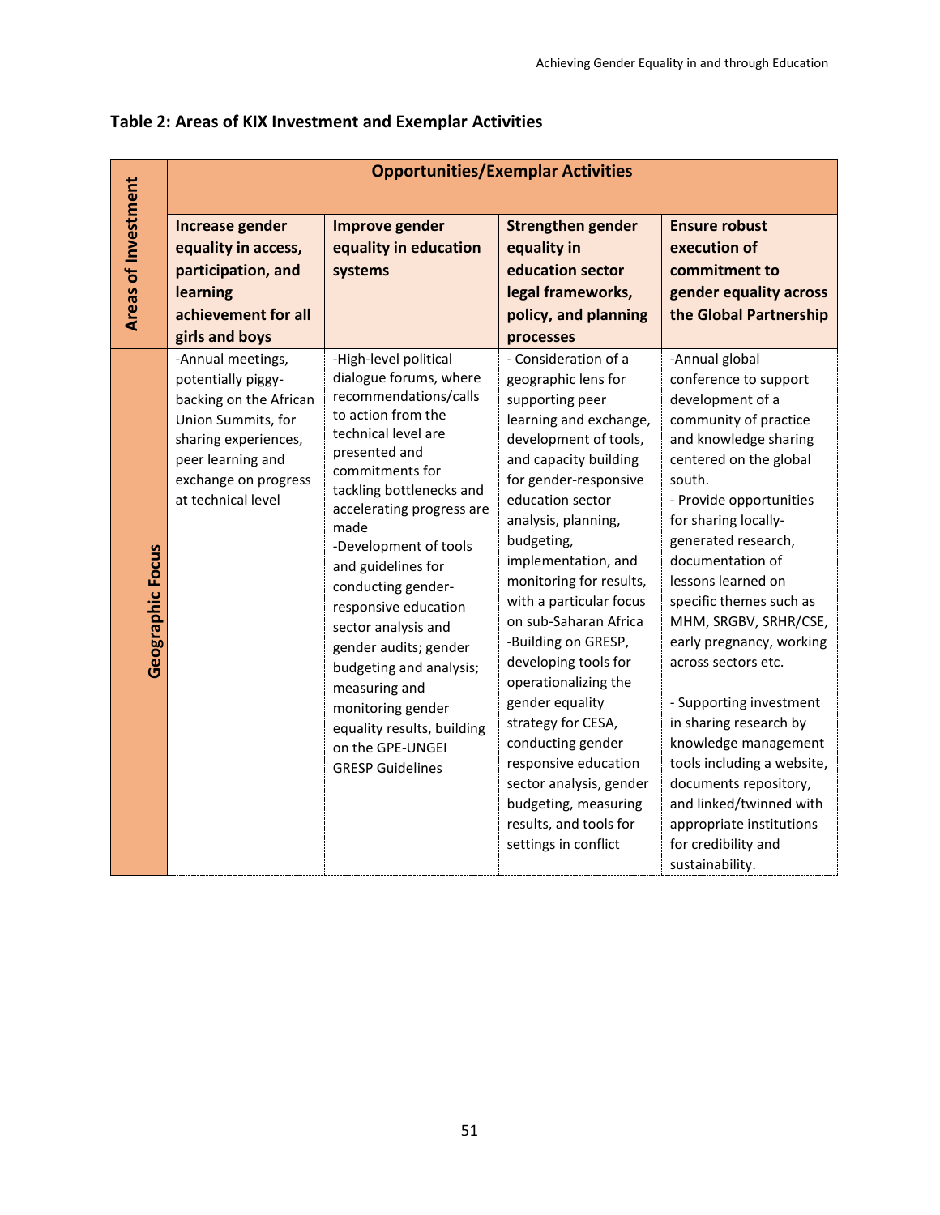**Table 2: Areas of KIX Investment and Exemplar Activities**

| Areas of Investment | Opportunities/Exemplar Activities | | | |
|---|---|---|---|---|
| | **Increase gender equality in access, participation, and learning achievement for all girls and boys** | **Improve gender equality in education systems** | **Strengthen gender equality in education sector legal frameworks, policy, and planning processes** | **Ensure robust execution of commitment to gender equality across the Global Partnership** |
| **Geographic Focus** | -Annual meetings, potentially piggy-backing on the African Union Summits, for sharing experiences, peer learning and exchange on progress at technical level | -High-level political dialogue forums, where recommendations/calls to action from the technical level are presented and commitments for tackling bottlenecks and accelerating progress are made<br>-Development of tools and guidelines for conducting gender-responsive education sector analysis and gender audits; gender budgeting and analysis; measuring and monitoring gender equality results, building on the GPE-UNGEI GRESP Guidelines | - Consideration of a geographic lens for supporting peer learning and exchange, development of tools, and capacity building for gender-responsive education sector analysis, planning, budgeting, implementation, and monitoring for results, with a particular focus on sub-Saharan Africa<br>-Building on GRESP, developing tools for operationalizing the gender equality strategy for CESA, conducting gender responsive education sector analysis, gender budgeting, measuring results, and tools for settings in conflict | -Annual global conference to support development of a community of practice and knowledge sharing centered on the global south.<br>- Provide opportunities for sharing locally-generated research, documentation of lessons learned on specific themes such as MHM, SRGBV, SRHR/CSE, early pregnancy, working across sectors etc.<br><br>- Supporting investment in sharing research by knowledge management tools including a website, documents repository, and linked/twinned with appropriate institutions for credibility and sustainability. |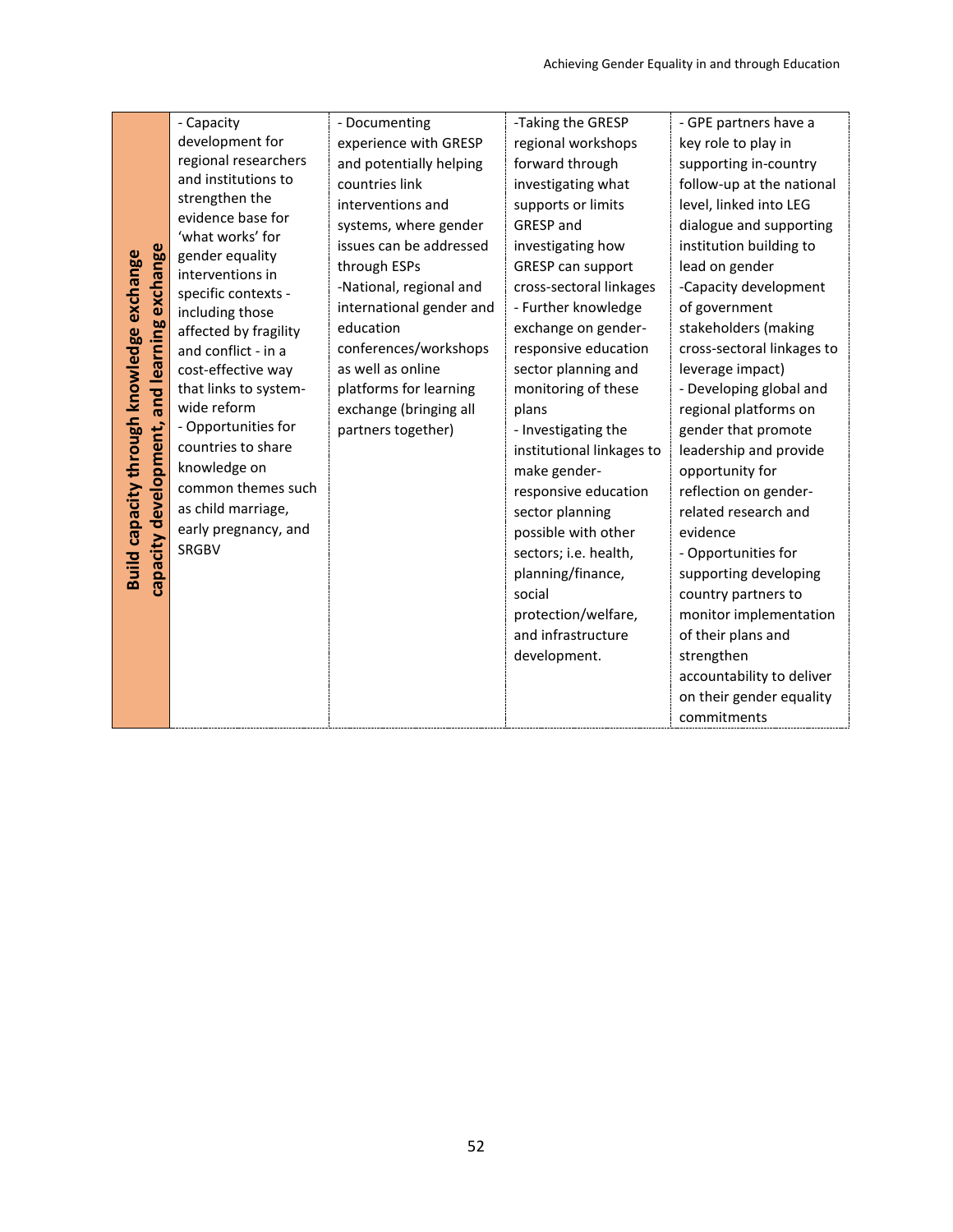| Build capacity through knowledge exchange capacity development, and learning exchange | - Capacity development for regional researchers and institutions to strengthen the evidence base for 'what works' for gender equality interventions in specific contexts - including those affected by fragility and conflict - in a cost-effective way that links to system-wide reform<br>- Opportunities for countries to share knowledge on common themes such as child marriage, early pregnancy, and SRGBV | - Documenting experience with GRESP and potentially helping countries link interventions and systems, where gender issues can be addressed through ESPs<br>-National, regional and international gender and education conferences/workshops as well as online platforms for learning exchange (bringing all partners together) | -Taking the GRESP regional workshops forward through investigating what supports or limits GRESP and investigating how GRESP can support cross-sectoral linkages<br>- Further knowledge exchange on gender-responsive education sector planning and monitoring of these plans<br>- Investigating the institutional linkages to make gender-responsive education sector planning possible with other sectors; i.e. health, planning/finance, social protection/welfare, and infrastructure development. | - GPE partners have a key role to play in supporting in-country follow-up at the national level, linked into LEG dialogue and supporting institution building to lead on gender<br>-Capacity development of government stakeholders (making cross-sectoral linkages to leverage impact)<br>- Developing global and regional platforms on gender that promote leadership and provide opportunity for reflection on gender-related research and evidence<br>- Opportunities for supporting developing country partners to monitor implementation of their plans and strengthen accountability to deliver on their gender equality commitments |
|---|---|---|---|---|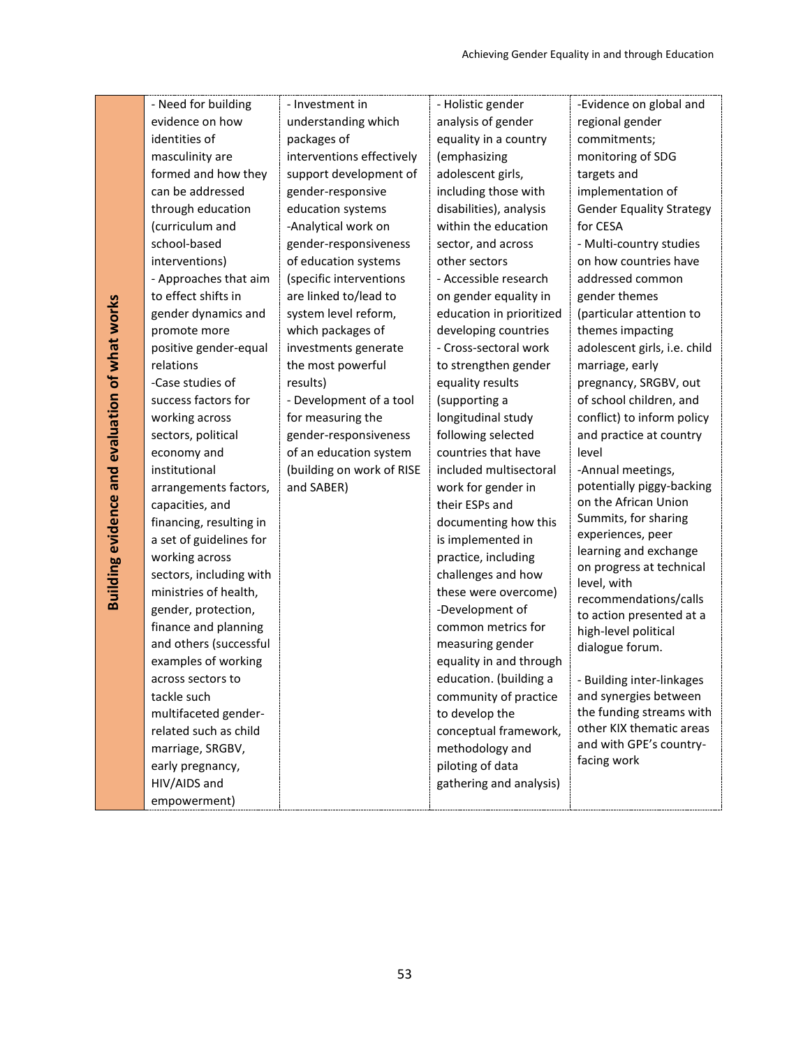| Building evidence and evaluation of what works | - Need for building evidence on how identities of masculinity are formed and how they can be addressed through education (curriculum and school-based interventions)<br>- Approaches that aim to effect shifts in gender dynamics and promote more positive gender-equal relations<br>-Case studies of success factors for working across sectors, political economy and institutional arrangements factors, capacities, and financing, resulting in a set of guidelines for working across sectors, including with ministries of health, gender, protection, finance and planning and others (successful examples of working across sectors to tackle such multifaceted gender-related such as child marriage, SRGBV, early pregnancy, HIV/AIDS and empowerment) | - Investment in understanding which packages of interventions effectively support development of gender-responsive education systems<br>-Analytical work on gender-responsiveness of education systems (specific interventions are linked to/lead to system level reform, which packages of investments generate the most powerful results)<br>- Development of a tool for measuring the gender-responsiveness of an education system (building on work of RISE and SABER) | - Holistic gender analysis of gender equality in a country (emphasizing adolescent girls, including those with disabilities), analysis within the education sector, and across other sectors<br>- Accessible research on gender equality in education in prioritized developing countries<br>- Cross-sectoral work to strengthen gender equality results (supporting a longitudinal study following selected countries that have included multisectoral work for gender in their ESPs and documenting how this is implemented in practice, including challenges and how these were overcome)<br>-Development of common metrics for measuring gender equality in and through education. (building a community of practice to develop the conceptual framework, methodology and piloting of data gathering and analysis) | -Evidence on global and regional gender commitments; monitoring of SDG targets and implementation of Gender Equality Strategy for CESA<br>- Multi-country studies on how countries have addressed common gender themes (particular attention to themes impacting adolescent girls, i.e. child marriage, early pregnancy, SRGBV, out of school children, and conflict) to inform policy and practice at country level<br>-Annual meetings, potentially piggy-backing on the African Union Summits, for sharing experiences, peer learning and exchange on progress at technical level, with recommendations/calls to action presented at a high-level political dialogue forum.<br><br>- Building inter-linkages and synergies between the funding streams with other KIX thematic areas and with GPE's country-facing work |
|---|---|---|---|---|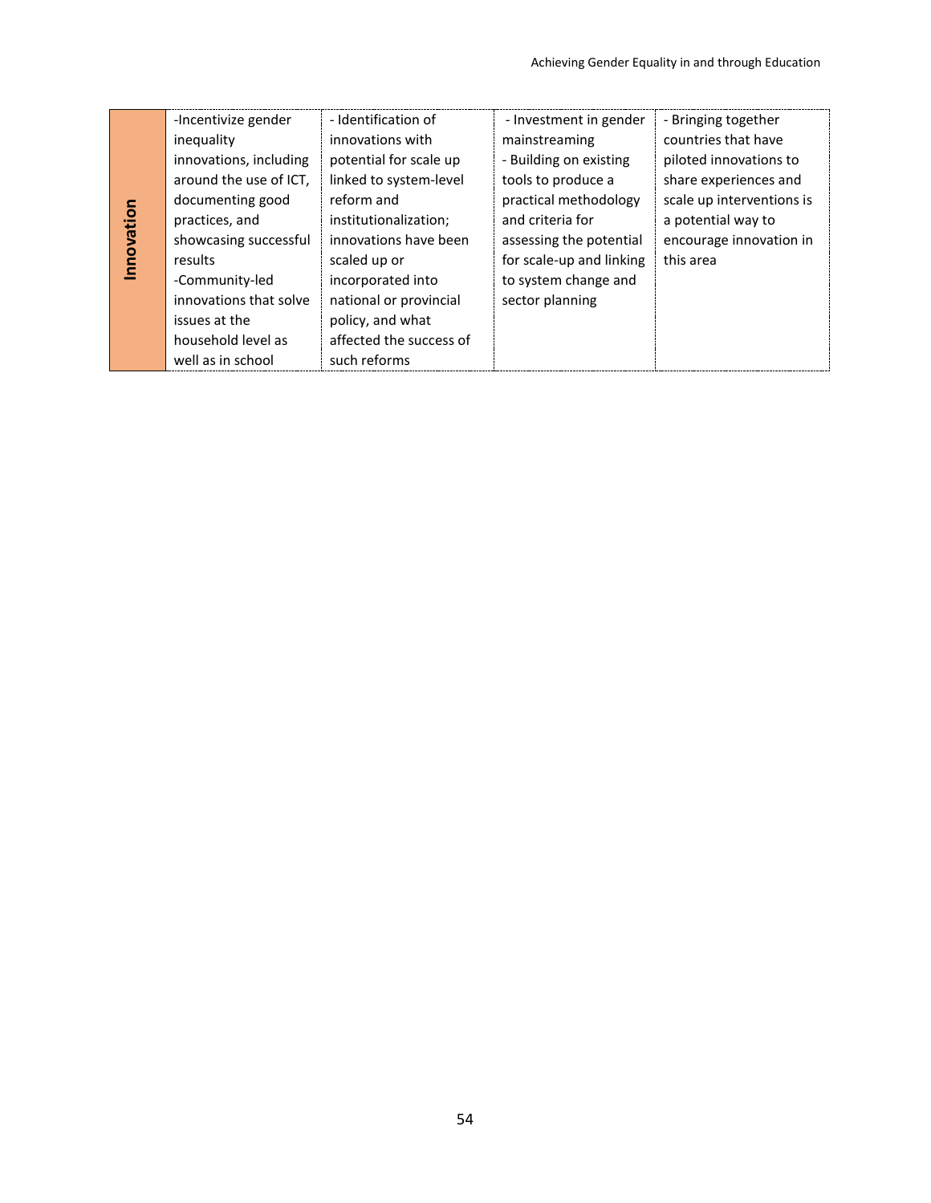| Innovation | -Incentivize gender inequality innovations, including around the use of ICT, documenting good practices, and showcasing successful results<br>-Community-led innovations that solve issues at the household level as well as in school | - Identification of innovations with potential for scale up linked to system-level reform and institutionalization; innovations have been scaled up or incorporated into national or provincial policy, and what affected the success of such reforms | - Investment in gender mainstreaming<br>- Building on existing tools to produce a practical methodology and criteria for assessing the potential for scale-up and linking to system change and sector planning | - Bringing together countries that have piloted innovations to share experiences and scale up interventions is a potential way to encourage innovation in this area |
|---|---|---|---|---|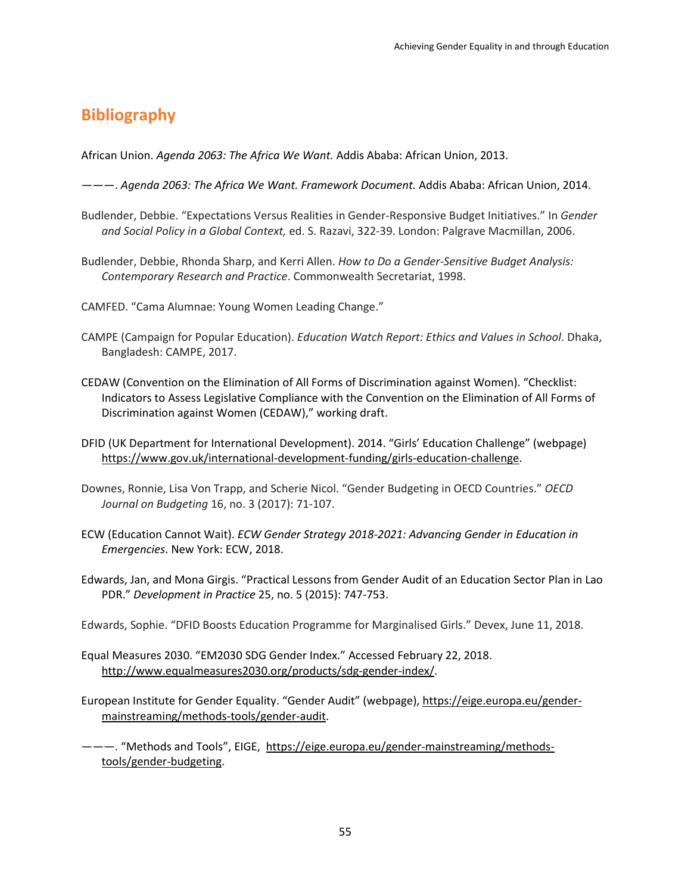## Bibliography

African Union. *Agenda 2063: The Africa We Want.* Addis Ababa: African Union, 2013.

———. *Agenda 2063: The Africa We Want. Framework Document.* Addis Ababa: African Union, 2014.

Budlender, Debbie. "Expectations Versus Realities in Gender-Responsive Budget Initiatives." In *Gender and Social Policy in a Global Context,* ed. S. Razavi, 322-39. London: Palgrave Macmillan, 2006.

Budlender, Debbie, Rhonda Sharp, and Kerri Allen. *How to Do a Gender-Sensitive Budget Analysis: Contemporary Research and Practice*. Commonwealth Secretariat, 1998.

CAMFED. "Cama Alumnae: Young Women Leading Change."

CAMPE (Campaign for Popular Education). *Education Watch Report: Ethics and Values in School*. Dhaka, Bangladesh: CAMPE, 2017.

CEDAW (Convention on the Elimination of All Forms of Discrimination against Women). "Checklist: Indicators to Assess Legislative Compliance with the Convention on the Elimination of All Forms of Discrimination against Women (CEDAW)," working draft.

DFID (UK Department for International Development). 2014. "Girls' Education Challenge" (webpage) https://www.gov.uk/international-development-funding/girls-education-challenge.

Downes, Ronnie, Lisa Von Trapp, and Scherie Nicol. "Gender Budgeting in OECD Countries." *OECD Journal on Budgeting* 16, no. 3 (2017): 71-107.

ECW (Education Cannot Wait). *ECW Gender Strategy 2018-2021: Advancing Gender in Education in Emergencies*. New York: ECW, 2018.

Edwards, Jan, and Mona Girgis. "Practical Lessons from Gender Audit of an Education Sector Plan in Lao PDR." *Development in Practice* 25, no. 5 (2015): 747-753.

Edwards, Sophie. "DFID Boosts Education Programme for Marginalised Girls." Devex, June 11, 2018.

Equal Measures 2030. "EM2030 SDG Gender Index." Accessed February 22, 2018. http://www.equalmeasures2030.org/products/sdg-gender-index/.

European Institute for Gender Equality. "Gender Audit" (webpage), https://eige.europa.eu/gender-mainstreaming/methods-tools/gender-audit.

———. "Methods and Tools", EIGE, https://eige.europa.eu/gender-mainstreaming/methods-tools/gender-budgeting.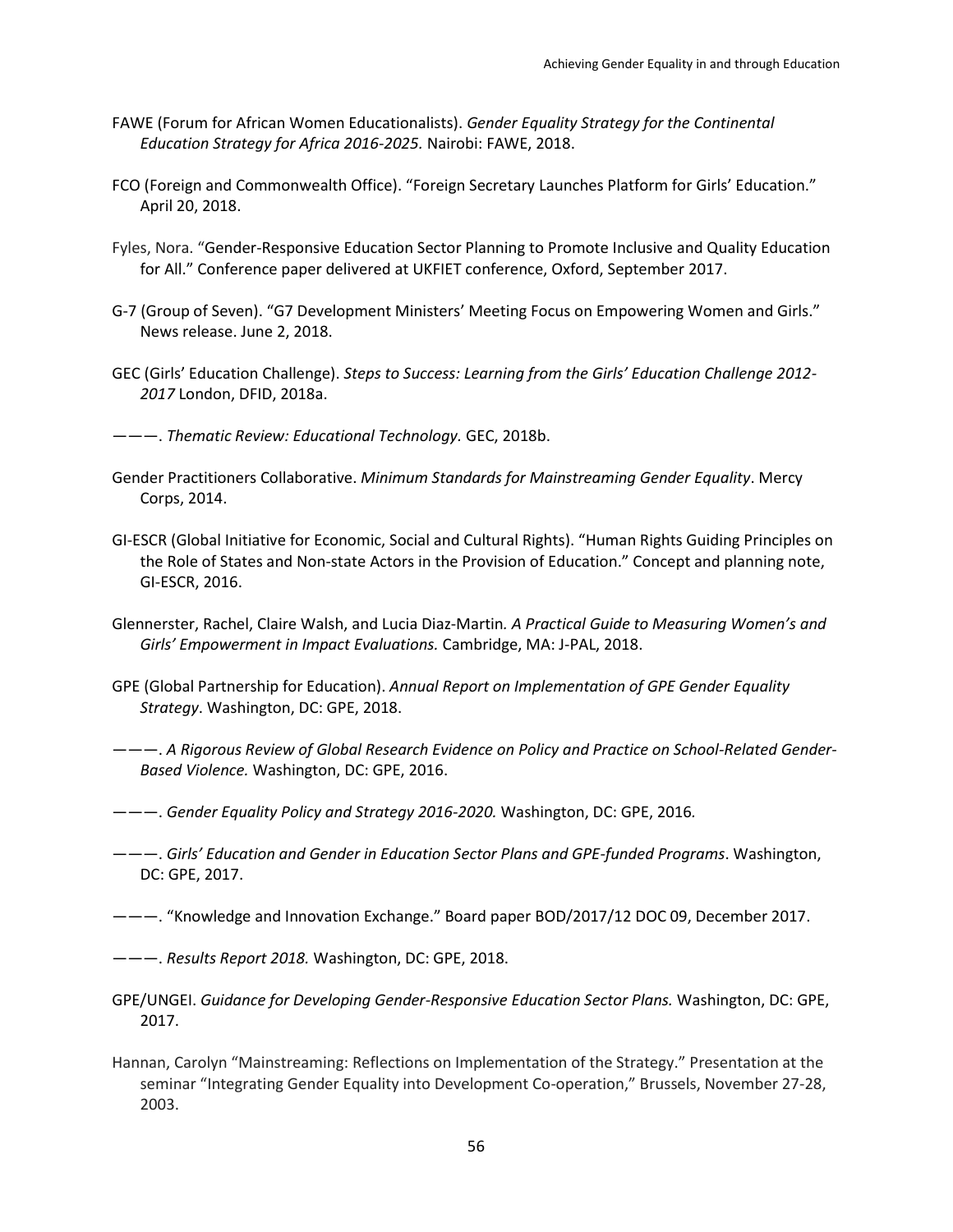FAWE (Forum for African Women Educationalists). *Gender Equality Strategy for the Continental Education Strategy for Africa 2016-2025.* Nairobi: FAWE, 2018.

FCO (Foreign and Commonwealth Office). "Foreign Secretary Launches Platform for Girls' Education." April 20, 2018.

Fyles, Nora. "Gender-Responsive Education Sector Planning to Promote Inclusive and Quality Education for All." Conference paper delivered at UKFIET conference, Oxford, September 2017.

G-7 (Group of Seven). "G7 Development Ministers' Meeting Focus on Empowering Women and Girls." News release. June 2, 2018.

GEC (Girls' Education Challenge). *Steps to Success: Learning from the Girls' Education Challenge 2012-2017* London, DFID, 2018a.

———. *Thematic Review: Educational Technology.* GEC, 2018b.

Gender Practitioners Collaborative. *Minimum Standards for Mainstreaming Gender Equality*. Mercy Corps, 2014.

GI-ESCR (Global Initiative for Economic, Social and Cultural Rights). "Human Rights Guiding Principles on the Role of States and Non-state Actors in the Provision of Education." Concept and planning note, GI-ESCR, 2016.

Glennerster, Rachel, Claire Walsh, and Lucia Diaz-Martin. *A Practical Guide to Measuring Women's and Girls' Empowerment in Impact Evaluations.* Cambridge, MA: J-PAL, 2018.

GPE (Global Partnership for Education). *Annual Report on Implementation of GPE Gender Equality Strategy*. Washington, DC: GPE, 2018.

———. *A Rigorous Review of Global Research Evidence on Policy and Practice on School-Related Gender-Based Violence.* Washington, DC: GPE, 2016.

———. *Gender Equality Policy and Strategy 2016-2020.* Washington, DC: GPE, 2016.

———. *Girls' Education and Gender in Education Sector Plans and GPE-funded Programs*. Washington, DC: GPE, 2017.

———. "Knowledge and Innovation Exchange." Board paper BOD/2017/12 DOC 09, December 2017.

———. *Results Report 2018.* Washington, DC: GPE, 2018.

GPE/UNGEI. *Guidance for Developing Gender-Responsive Education Sector Plans.* Washington, DC: GPE, 2017.

Hannan, Carolyn "Mainstreaming: Reflections on Implementation of the Strategy." Presentation at the seminar "Integrating Gender Equality into Development Co-operation," Brussels, November 27-28, 2003.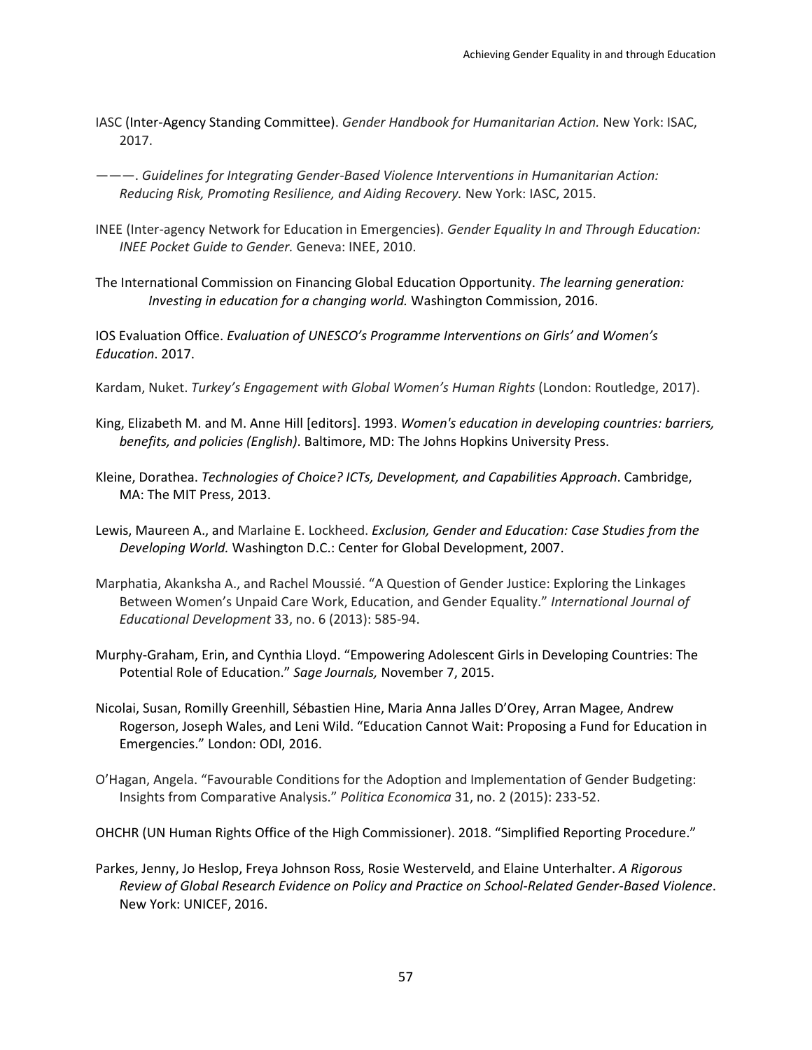IASC (Inter-Agency Standing Committee). *Gender Handbook for Humanitarian Action.* New York: ISAC, 2017.

———. *Guidelines for Integrating Gender-Based Violence Interventions in Humanitarian Action: Reducing Risk, Promoting Resilience, and Aiding Recovery.* New York: IASC, 2015.

INEE (Inter-agency Network for Education in Emergencies). *Gender Equality In and Through Education: INEE Pocket Guide to Gender.* Geneva: INEE, 2010.

The International Commission on Financing Global Education Opportunity. *The learning generation: Investing in education for a changing world.* Washington Commission, 2016.

IOS Evaluation Office. *Evaluation of UNESCO's Programme Interventions on Girls' and Women's Education*. 2017.

Kardam, Nuket. *Turkey's Engagement with Global Women's Human Rights* (London: Routledge, 2017).

King, Elizabeth M. and M. Anne Hill [editors]. 1993. *Women's education in developing countries: barriers, benefits, and policies (English)*. Baltimore, MD: The Johns Hopkins University Press.

Kleine, Dorathea. *Technologies of Choice? ICTs, Development, and Capabilities Approach*. Cambridge, MA: The MIT Press, 2013.

Lewis, Maureen A., and Marlaine E. Lockheed. *Exclusion, Gender and Education: Case Studies from the Developing World.* Washington D.C.: Center for Global Development, 2007.

Marphatia, Akanksha A., and Rachel Moussié. "A Question of Gender Justice: Exploring the Linkages Between Women's Unpaid Care Work, Education, and Gender Equality." *International Journal of Educational Development* 33, no. 6 (2013): 585-94.

Murphy-Graham, Erin, and Cynthia Lloyd. "Empowering Adolescent Girls in Developing Countries: The Potential Role of Education." *Sage Journals,* November 7, 2015.

Nicolai, Susan, Romilly Greenhill, Sébastien Hine, Maria Anna Jalles D'Orey, Arran Magee, Andrew Rogerson, Joseph Wales, and Leni Wild. "Education Cannot Wait: Proposing a Fund for Education in Emergencies." London: ODI, 2016.

O'Hagan, Angela. "Favourable Conditions for the Adoption and Implementation of Gender Budgeting: Insights from Comparative Analysis." *Politica Economica* 31, no. 2 (2015): 233-52.

OHCHR (UN Human Rights Office of the High Commissioner). 2018. "Simplified Reporting Procedure."

Parkes, Jenny, Jo Heslop, Freya Johnson Ross, Rosie Westerveld, and Elaine Unterhalter. *A Rigorous Review of Global Research Evidence on Policy and Practice on School-Related Gender-Based Violence*. New York: UNICEF, 2016.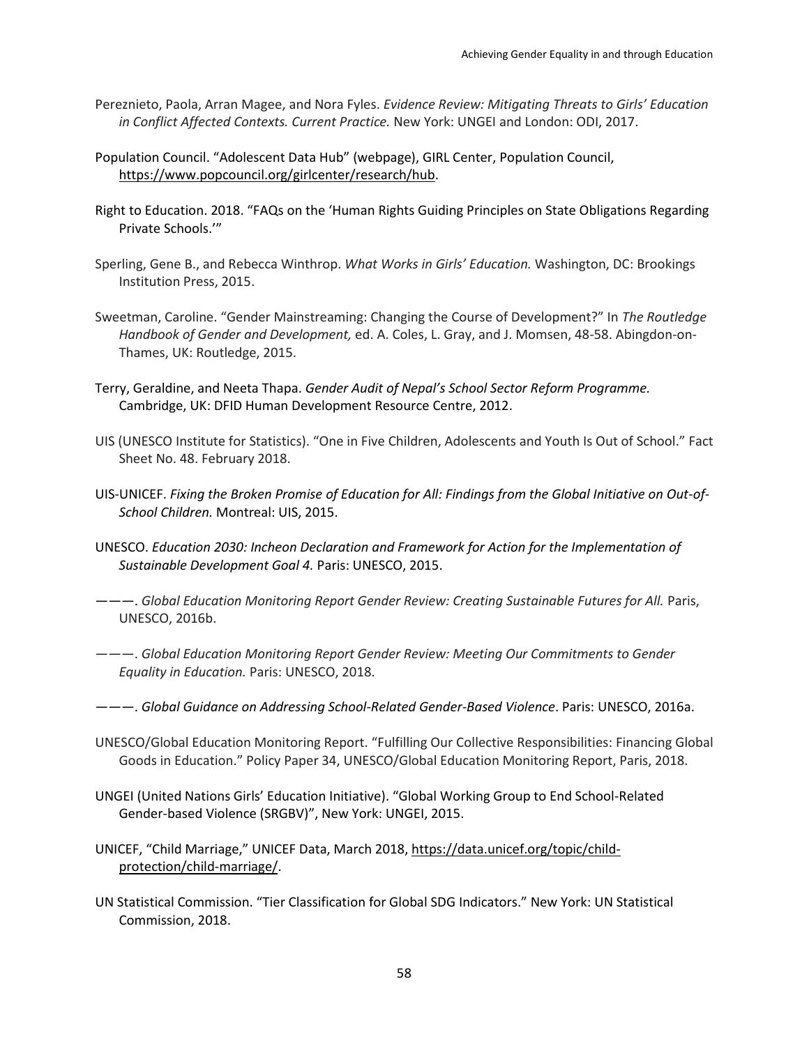Pereznieto, Paola, Arran Magee, and Nora Fyles. *Evidence Review: Mitigating Threats to Girls' Education in Conflict Affected Contexts. Current Practice.* New York: UNGEI and London: ODI, 2017.

Population Council. "Adolescent Data Hub" (webpage), GIRL Center, Population Council, https://www.popcouncil.org/girlcenter/research/hub.

Right to Education. 2018. "FAQs on the 'Human Rights Guiding Principles on State Obligations Regarding Private Schools.'"

Sperling, Gene B., and Rebecca Winthrop. *What Works in Girls' Education.* Washington, DC: Brookings Institution Press, 2015.

Sweetman, Caroline. "Gender Mainstreaming: Changing the Course of Development?" In *The Routledge Handbook of Gender and Development,* ed. A. Coles, L. Gray, and J. Momsen, 48-58. Abingdon-on-Thames, UK: Routledge, 2015.

Terry, Geraldine, and Neeta Thapa. *Gender Audit of Nepal's School Sector Reform Programme.* Cambridge, UK: DFID Human Development Resource Centre, 2012.

UIS (UNESCO Institute for Statistics). "One in Five Children, Adolescents and Youth Is Out of School." Fact Sheet No. 48. February 2018.

UIS-UNICEF. *Fixing the Broken Promise of Education for All: Findings from the Global Initiative on Out-of-School Children.* Montreal: UIS, 2015.

UNESCO. *Education 2030: Incheon Declaration and Framework for Action for the Implementation of Sustainable Development Goal 4.* Paris: UNESCO, 2015.

———. *Global Education Monitoring Report Gender Review: Creating Sustainable Futures for All.* Paris, UNESCO, 2016b.

———. *Global Education Monitoring Report Gender Review: Meeting Our Commitments to Gender Equality in Education.* Paris: UNESCO, 2018.

———. *Global Guidance on Addressing School-Related Gender-Based Violence*. Paris: UNESCO, 2016a.

UNESCO/Global Education Monitoring Report. "Fulfilling Our Collective Responsibilities: Financing Global Goods in Education." Policy Paper 34, UNESCO/Global Education Monitoring Report, Paris, 2018.

UNGEI (United Nations Girls' Education Initiative). "Global Working Group to End School-Related Gender-based Violence (SRGBV)", New York: UNGEI, 2015.

UNICEF, "Child Marriage," UNICEF Data, March 2018, https://data.unicef.org/topic/child-protection/child-marriage/.

UN Statistical Commission. "Tier Classification for Global SDG Indicators." New York: UN Statistical Commission, 2018.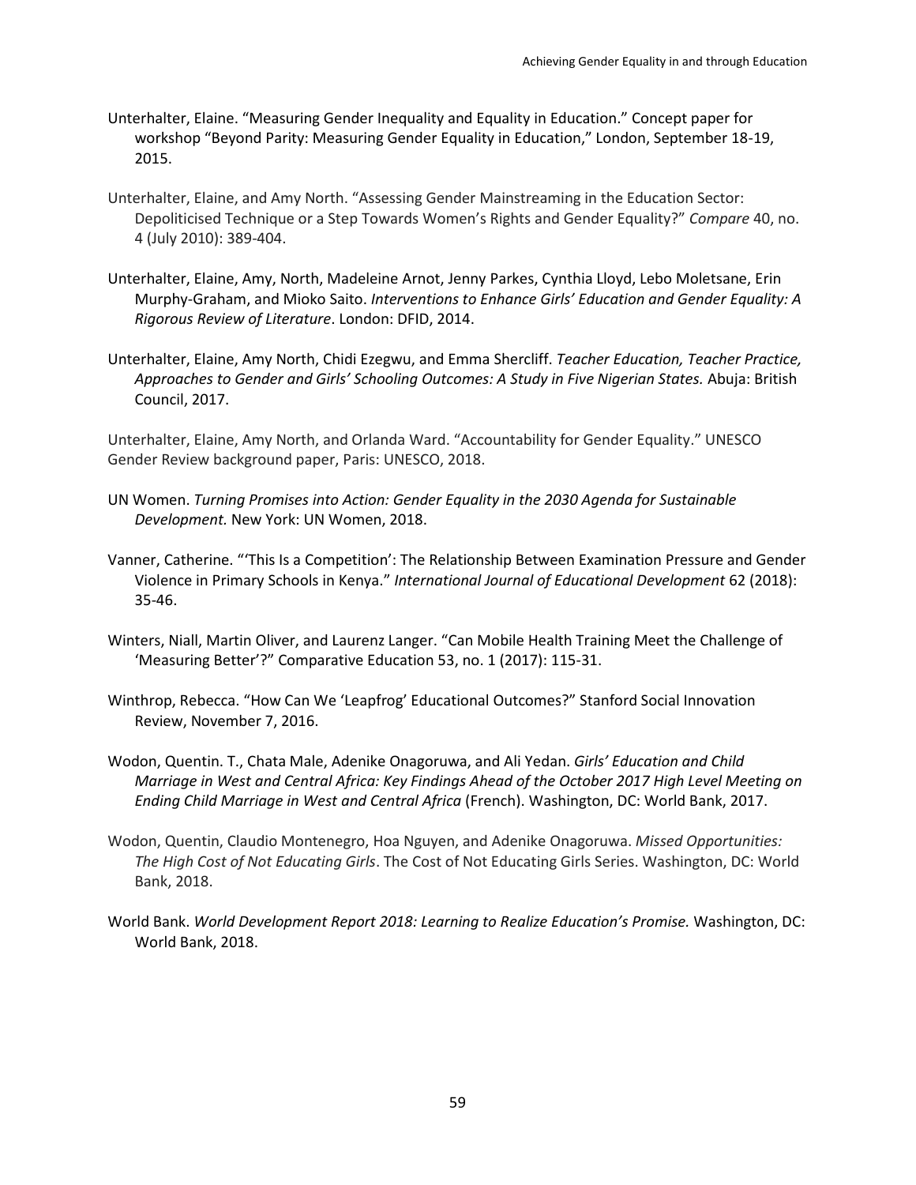Unterhalter, Elaine. "Measuring Gender Inequality and Equality in Education." Concept paper for workshop "Beyond Parity: Measuring Gender Equality in Education," London, September 18-19, 2015.

Unterhalter, Elaine, and Amy North. "Assessing Gender Mainstreaming in the Education Sector: Depoliticised Technique or a Step Towards Women's Rights and Gender Equality?" *Compare* 40, no. 4 (July 2010): 389-404.

Unterhalter, Elaine, Amy, North, Madeleine Arnot, Jenny Parkes, Cynthia Lloyd, Lebo Moletsane, Erin Murphy-Graham, and Mioko Saito. *Interventions to Enhance Girls' Education and Gender Equality: A Rigorous Review of Literature*. London: DFID, 2014.

Unterhalter, Elaine, Amy North, Chidi Ezegwu, and Emma Shercliff. *Teacher Education, Teacher Practice, Approaches to Gender and Girls' Schooling Outcomes: A Study in Five Nigerian States.* Abuja: British Council, 2017.

Unterhalter, Elaine, Amy North, and Orlanda Ward. "Accountability for Gender Equality." UNESCO Gender Review background paper, Paris: UNESCO, 2018.

UN Women. *Turning Promises into Action: Gender Equality in the 2030 Agenda for Sustainable Development.* New York: UN Women, 2018.

Vanner, Catherine. "'This Is a Competition': The Relationship Between Examination Pressure and Gender Violence in Primary Schools in Kenya." *International Journal of Educational Development* 62 (2018): 35-46.

Winters, Niall, Martin Oliver, and Laurenz Langer. "Can Mobile Health Training Meet the Challenge of 'Measuring Better'?" Comparative Education 53, no. 1 (2017): 115-31.

Winthrop, Rebecca. "How Can We 'Leapfrog' Educational Outcomes?" Stanford Social Innovation Review, November 7, 2016.

Wodon, Quentin. T., Chata Male, Adenike Onagoruwa, and Ali Yedan. *Girls' Education and Child Marriage in West and Central Africa: Key Findings Ahead of the October 2017 High Level Meeting on Ending Child Marriage in West and Central Africa* (French). Washington, DC: World Bank, 2017.

Wodon, Quentin, Claudio Montenegro, Hoa Nguyen, and Adenike Onagoruwa. *Missed Opportunities: The High Cost of Not Educating Girls*. The Cost of Not Educating Girls Series. Washington, DC: World Bank, 2018.

World Bank. *World Development Report 2018: Learning to Realize Education's Promise.* Washington, DC: World Bank, 2018.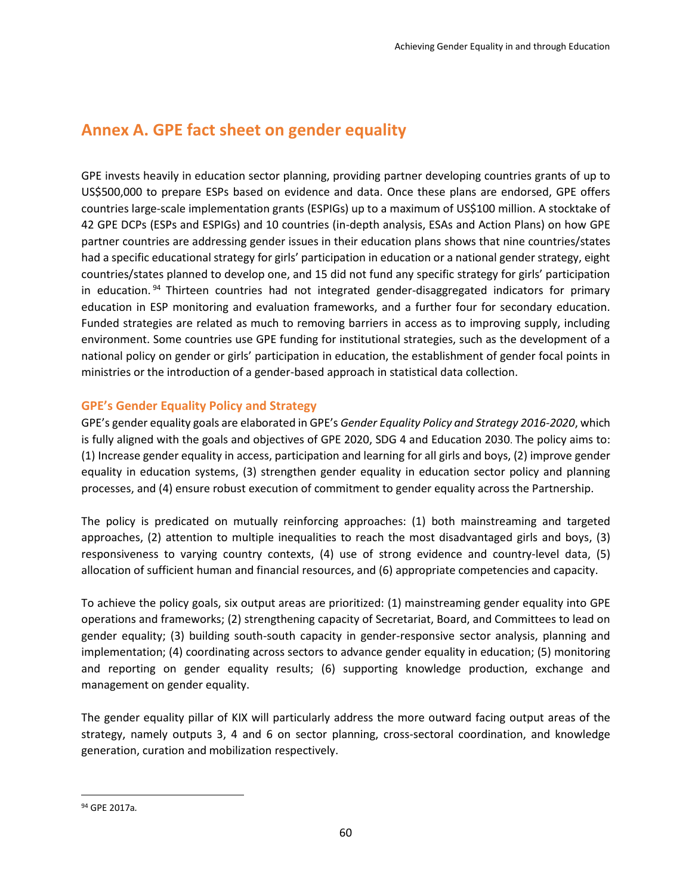## Annex A. GPE fact sheet on gender equality

GPE invests heavily in education sector planning, providing partner developing countries grants of up to US$500,000 to prepare ESPs based on evidence and data. Once these plans are endorsed, GPE offers countries large-scale implementation grants (ESPIGs) up to a maximum of US$100 million. A stocktake of 42 GPE DCPs (ESPs and ESPIGs) and 10 countries (in-depth analysis, ESAs and Action Plans) on how GPE partner countries are addressing gender issues in their education plans shows that nine countries/states had a specific educational strategy for girls' participation in education or a national gender strategy, eight countries/states planned to develop one, and 15 did not fund any specific strategy for girls' participation in education.[94] Thirteen countries had not integrated gender-disaggregated indicators for primary education in ESP monitoring and evaluation frameworks, and a further four for secondary education. Funded strategies are related as much to removing barriers in access as to improving supply, including environment. Some countries use GPE funding for institutional strategies, such as the development of a national policy on gender or girls' participation in education, the establishment of gender focal points in ministries or the introduction of a gender-based approach in statistical data collection.

### GPE's Gender Equality Policy and Strategy

GPE's gender equality goals are elaborated in GPE's *Gender Equality Policy and Strategy 2016-2020*, which is fully aligned with the goals and objectives of GPE 2020, SDG 4 and Education 2030. The policy aims to: (1) Increase gender equality in access, participation and learning for all girls and boys, (2) improve gender equality in education systems, (3) strengthen gender equality in education sector policy and planning processes, and (4) ensure robust execution of commitment to gender equality across the Partnership.

The policy is predicated on mutually reinforcing approaches: (1) both mainstreaming and targeted approaches, (2) attention to multiple inequalities to reach the most disadvantaged girls and boys, (3) responsiveness to varying country contexts, (4) use of strong evidence and country-level data, (5) allocation of sufficient human and financial resources, and (6) appropriate competencies and capacity.

To achieve the policy goals, six output areas are prioritized: (1) mainstreaming gender equality into GPE operations and frameworks; (2) strengthening capacity of Secretariat, Board, and Committees to lead on gender equality; (3) building south-south capacity in gender-responsive sector analysis, planning and implementation; (4) coordinating across sectors to advance gender equality in education; (5) monitoring and reporting on gender equality results; (6) supporting knowledge production, exchange and management on gender equality.

The gender equality pillar of KIX will particularly address the more outward facing output areas of the strategy, namely outputs 3, 4 and 6 on sector planning, cross-sectoral coordination, and knowledge generation, curation and mobilization respectively.

---

[94] GPE 2017a.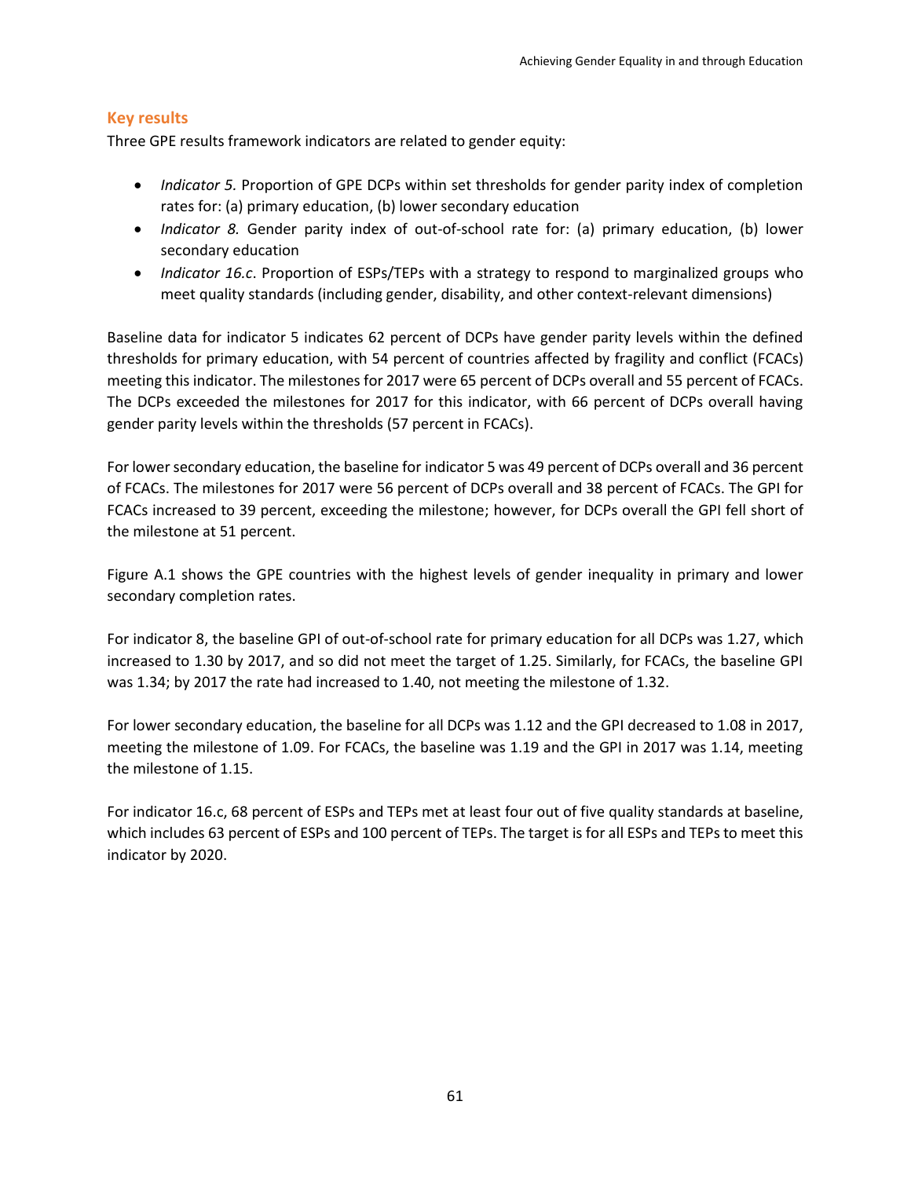## Key results

Three GPE results framework indicators are related to gender equity:

- *Indicator 5.* Proportion of GPE DCPs within set thresholds for gender parity index of completion rates for: (a) primary education, (b) lower secondary education
- *Indicator 8.* Gender parity index of out-of-school rate for: (a) primary education, (b) lower secondary education
- *Indicator 16.c*. Proportion of ESPs/TEPs with a strategy to respond to marginalized groups who meet quality standards (including gender, disability, and other context-relevant dimensions)

Baseline data for indicator 5 indicates 62 percent of DCPs have gender parity levels within the defined thresholds for primary education, with 54 percent of countries affected by fragility and conflict (FCACs) meeting this indicator. The milestones for 2017 were 65 percent of DCPs overall and 55 percent of FCACs. The DCPs exceeded the milestones for 2017 for this indicator, with 66 percent of DCPs overall having gender parity levels within the thresholds (57 percent in FCACs).

For lower secondary education, the baseline for indicator 5 was 49 percent of DCPs overall and 36 percent of FCACs. The milestones for 2017 were 56 percent of DCPs overall and 38 percent of FCACs. The GPI for FCACs increased to 39 percent, exceeding the milestone; however, for DCPs overall the GPI fell short of the milestone at 51 percent.

Figure A.1 shows the GPE countries with the highest levels of gender inequality in primary and lower secondary completion rates.

For indicator 8, the baseline GPI of out-of-school rate for primary education for all DCPs was 1.27, which increased to 1.30 by 2017, and so did not meet the target of 1.25. Similarly, for FCACs, the baseline GPI was 1.34; by 2017 the rate had increased to 1.40, not meeting the milestone of 1.32.

For lower secondary education, the baseline for all DCPs was 1.12 and the GPI decreased to 1.08 in 2017, meeting the milestone of 1.09. For FCACs, the baseline was 1.19 and the GPI in 2017 was 1.14, meeting the milestone of 1.15.

For indicator 16.c, 68 percent of ESPs and TEPs met at least four out of five quality standards at baseline, which includes 63 percent of ESPs and 100 percent of TEPs. The target is for all ESPs and TEPs to meet this indicator by 2020.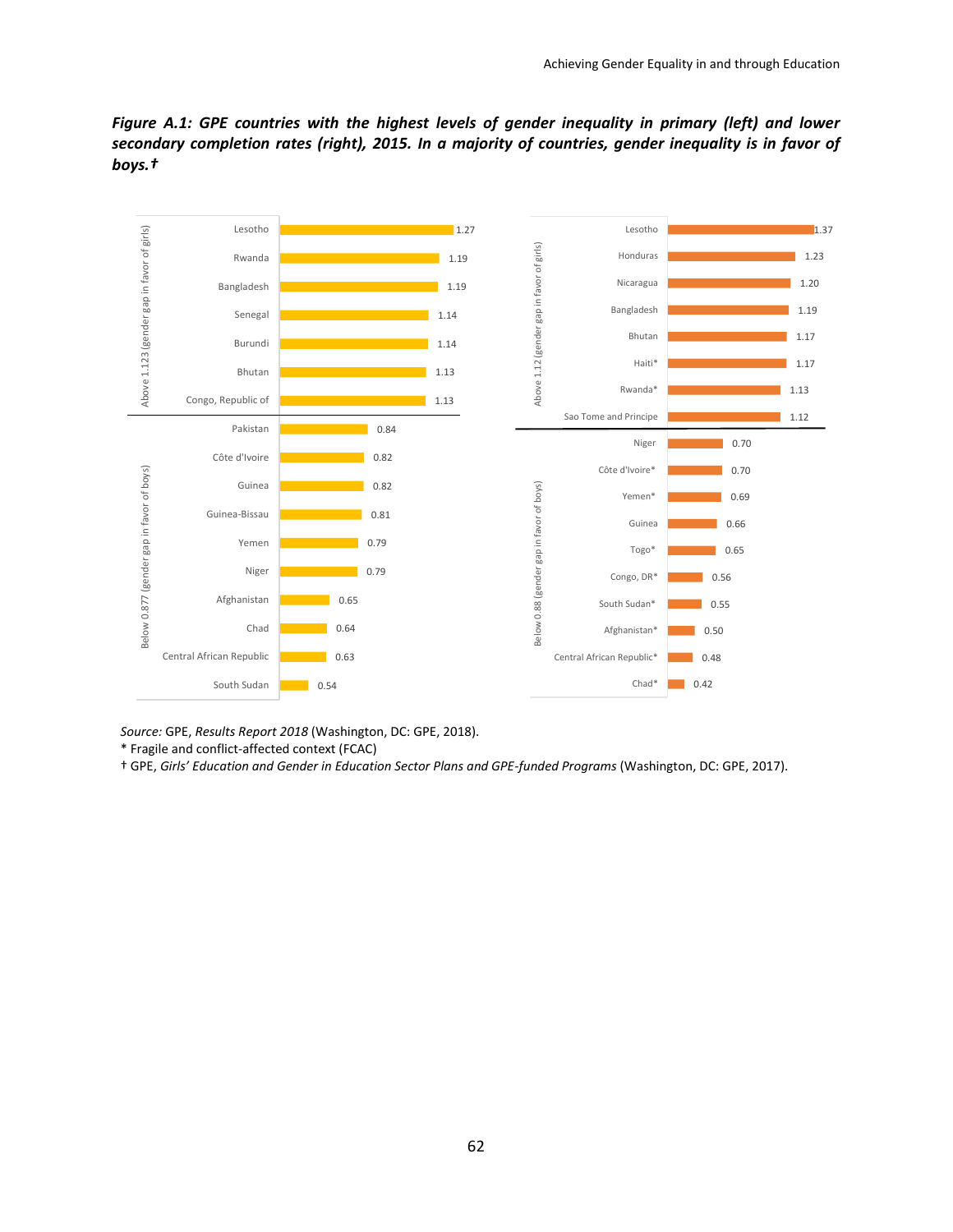*Figure A.1: GPE countries with the highest levels of gender inequality in primary (left) and lower secondary completion rates (right), 2015. In a majority of countries, gender inequality is in favor of boys.†*

**Primary completion rates (left)**

| Group | Country | Value |
|---|---|---|
| Above 1.123 (gender gap in favor of girls) | Lesotho | 1.27 |
| | Rwanda | 1.19 |
| | Bangladesh | 1.19 |
| | Senegal | 1.14 |
| | Burundi | 1.14 |
| | Bhutan | 1.13 |
| | Congo, Republic of | 1.13 |
| Below 0.877 (gender gap in favor of boys) | Pakistan | 0.84 |
| | Côte d'Ivoire | 0.82 |
| | Guinea | 0.82 |
| | Guinea-Bissau | 0.81 |
| | Yemen | 0.79 |
| | Niger | 0.79 |
| | Afghanistan | 0.65 |
| | Chad | 0.64 |
| | Central African Republic | 0.63 |
| | South Sudan | 0.54 |

**Lower secondary completion rates (right)**

| Group | Country | Value |
|---|---|---|
| Above 1.12 (gender gap in favor of girls) | Lesotho | 1.37 |
| | Honduras | 1.23 |
| | Nicaragua | 1.20 |
| | Bangladesh | 1.19 |
| | Bhutan | 1.17 |
| | Haiti* | 1.17 |
| | Rwanda* | 1.13 |
| | Sao Tome and Principe | 1.12 |
| Below 0.88 (gender gap in favor of boys) | Niger | 0.70 |
| | Côte d'Ivoire* | 0.70 |
| | Yemen* | 0.69 |
| | Guinea | 0.66 |
| | Togo* | 0.65 |
| | Congo, DR* | 0.56 |
| | South Sudan* | 0.55 |
| | Afghanistan* | 0.50 |
| | Central African Republic* | 0.48 |
| | Chad* | 0.42 |

*Source:* GPE, *Results Report 2018* (Washington, DC: GPE, 2018).

\* Fragile and conflict-affected context (FCAC)

† GPE, *Girls' Education and Gender in Education Sector Plans and GPE-funded Programs* (Washington, DC: GPE, 2017).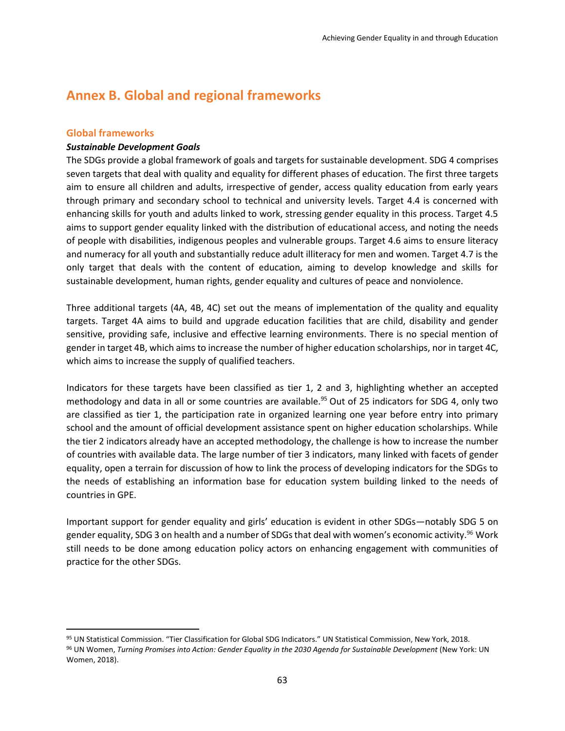# Annex B. Global and regional frameworks

## Global frameworks

### *Sustainable Development Goals*

The SDGs provide a global framework of goals and targets for sustainable development. SDG 4 comprises seven targets that deal with quality and equality for different phases of education. The first three targets aim to ensure all children and adults, irrespective of gender, access quality education from early years through primary and secondary school to technical and university levels. Target 4.4 is concerned with enhancing skills for youth and adults linked to work, stressing gender equality in this process. Target 4.5 aims to support gender equality linked with the distribution of educational access, and noting the needs of people with disabilities, indigenous peoples and vulnerable groups. Target 4.6 aims to ensure literacy and numeracy for all youth and substantially reduce adult illiteracy for men and women. Target 4.7 is the only target that deals with the content of education, aiming to develop knowledge and skills for sustainable development, human rights, gender equality and cultures of peace and nonviolence.

Three additional targets (4A, 4B, 4C) set out the means of implementation of the quality and equality targets. Target 4A aims to build and upgrade education facilities that are child, disability and gender sensitive, providing safe, inclusive and effective learning environments. There is no special mention of gender in target 4B, which aims to increase the number of higher education scholarships, nor in target 4C, which aims to increase the supply of qualified teachers.

Indicators for these targets have been classified as tier 1, 2 and 3, highlighting whether an accepted methodology and data in all or some countries are available.[95] Out of 25 indicators for SDG 4, only two are classified as tier 1, the participation rate in organized learning one year before entry into primary school and the amount of official development assistance spent on higher education scholarships. While the tier 2 indicators already have an accepted methodology, the challenge is how to increase the number of countries with available data. The large number of tier 3 indicators, many linked with facets of gender equality, open a terrain for discussion of how to link the process of developing indicators for the SDGs to the needs of establishing an information base for education system building linked to the needs of countries in GPE.

Important support for gender equality and girls' education is evident in other SDGs—notably SDG 5 on gender equality, SDG 3 on health and a number of SDGs that deal with women's economic activity.[96] Work still needs to be done among education policy actors on enhancing engagement with communities of practice for the other SDGs.

---

[95] UN Statistical Commission. "Tier Classification for Global SDG Indicators." UN Statistical Commission, New York, 2018.

[96] UN Women, *Turning Promises into Action: Gender Equality in the 2030 Agenda for Sustainable Development* (New York: UN Women, 2018).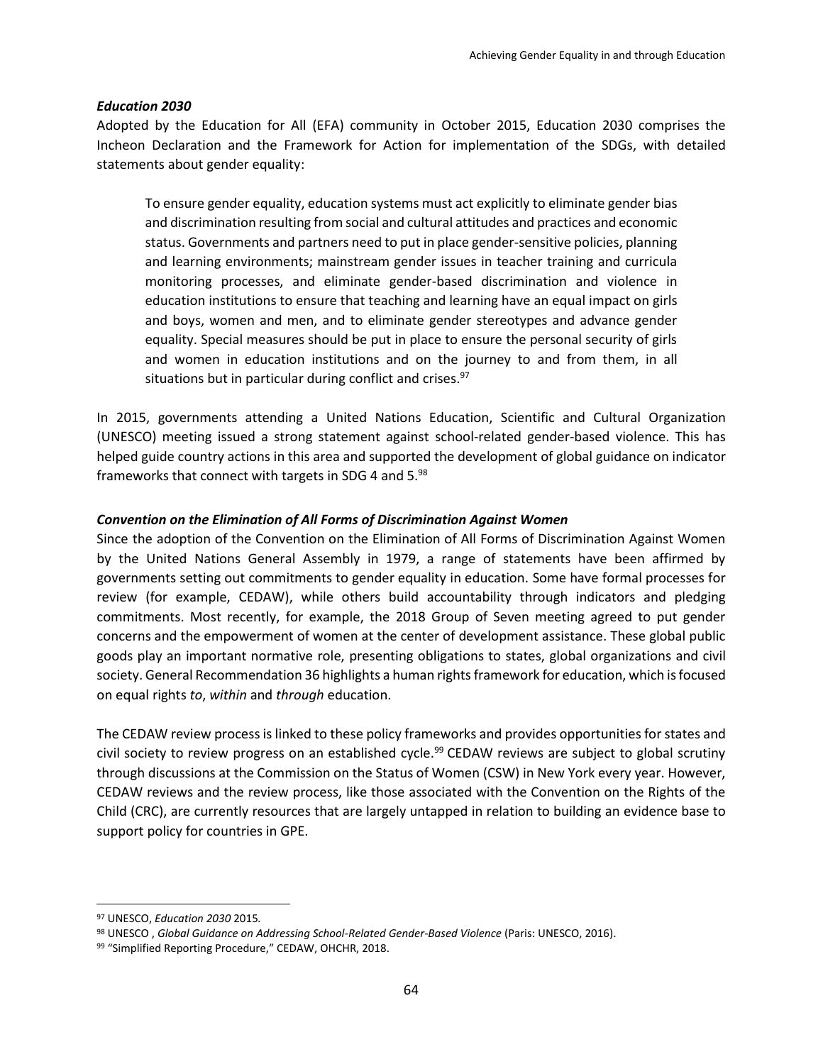### *Education 2030*

Adopted by the Education for All (EFA) community in October 2015, Education 2030 comprises the Incheon Declaration and the Framework for Action for implementation of the SDGs, with detailed statements about gender equality:

> To ensure gender equality, education systems must act explicitly to eliminate gender bias and discrimination resulting from social and cultural attitudes and practices and economic status. Governments and partners need to put in place gender-sensitive policies, planning and learning environments; mainstream gender issues in teacher training and curricula monitoring processes, and eliminate gender-based discrimination and violence in education institutions to ensure that teaching and learning have an equal impact on girls and boys, women and men, and to eliminate gender stereotypes and advance gender equality. Special measures should be put in place to ensure the personal security of girls and women in education institutions and on the journey to and from them, in all situations but in particular during conflict and crises.[97]

In 2015, governments attending a United Nations Education, Scientific and Cultural Organization (UNESCO) meeting issued a strong statement against school-related gender-based violence. This has helped guide country actions in this area and supported the development of global guidance on indicator frameworks that connect with targets in SDG 4 and 5.[98]

### *Convention on the Elimination of All Forms of Discrimination Against Women*

Since the adoption of the Convention on the Elimination of All Forms of Discrimination Against Women by the United Nations General Assembly in 1979, a range of statements have been affirmed by governments setting out commitments to gender equality in education. Some have formal processes for review (for example, CEDAW), while others build accountability through indicators and pledging commitments. Most recently, for example, the 2018 Group of Seven meeting agreed to put gender concerns and the empowerment of women at the center of development assistance. These global public goods play an important normative role, presenting obligations to states, global organizations and civil society. General Recommendation 36 highlights a human rights framework for education, which is focused on equal rights *to*, *within* and *through* education.

The CEDAW review process is linked to these policy frameworks and provides opportunities for states and civil society to review progress on an established cycle.[99] CEDAW reviews are subject to global scrutiny through discussions at the Commission on the Status of Women (CSW) in New York every year. However, CEDAW reviews and the review process, like those associated with the Convention on the Rights of the Child (CRC), are currently resources that are largely untapped in relation to building an evidence base to support policy for countries in GPE.

---

[97] UNESCO, *Education 2030* 2015*.*

[98] UNESCO , *Global Guidance on Addressing School-Related Gender-Based Violence* (Paris: UNESCO, 2016).

[99] "Simplified Reporting Procedure," CEDAW, OHCHR, 2018.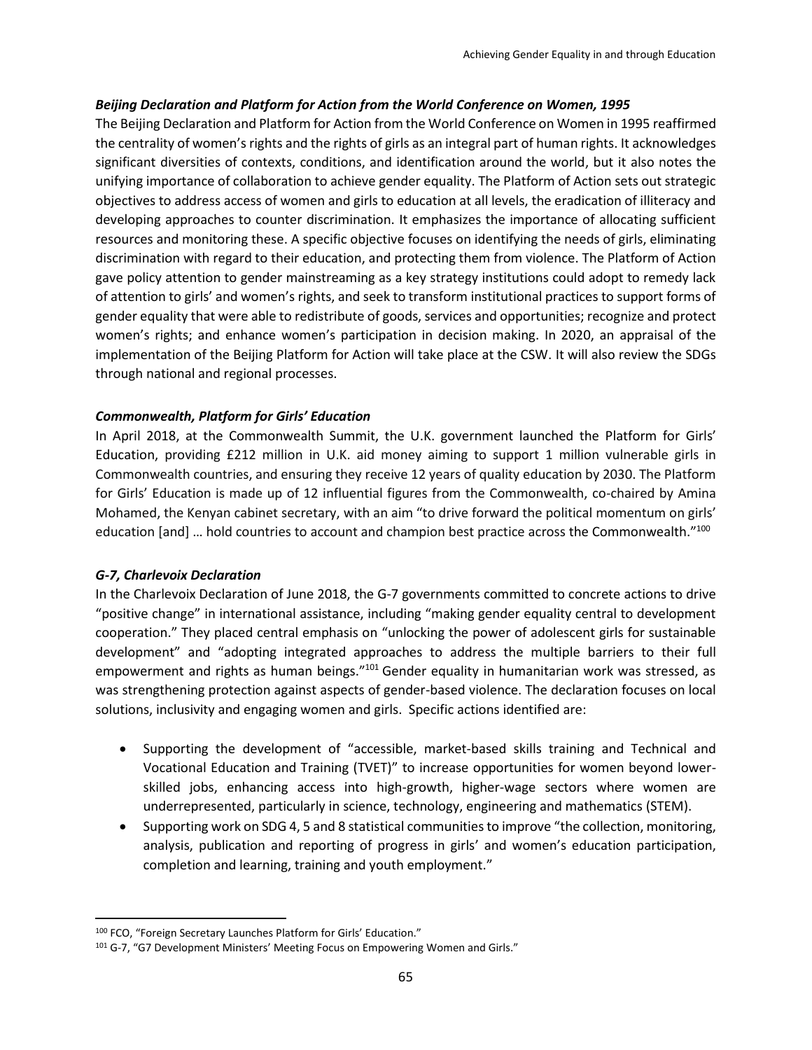### *Beijing Declaration and Platform for Action from the World Conference on Women, 1995*

The Beijing Declaration and Platform for Action from the World Conference on Women in 1995 reaffirmed the centrality of women's rights and the rights of girls as an integral part of human rights. It acknowledges significant diversities of contexts, conditions, and identification around the world, but it also notes the unifying importance of collaboration to achieve gender equality. The Platform of Action sets out strategic objectives to address access of women and girls to education at all levels, the eradication of illiteracy and developing approaches to counter discrimination. It emphasizes the importance of allocating sufficient resources and monitoring these. A specific objective focuses on identifying the needs of girls, eliminating discrimination with regard to their education, and protecting them from violence. The Platform of Action gave policy attention to gender mainstreaming as a key strategy institutions could adopt to remedy lack of attention to girls' and women's rights, and seek to transform institutional practices to support forms of gender equality that were able to redistribute of goods, services and opportunities; recognize and protect women's rights; and enhance women's participation in decision making. In 2020, an appraisal of the implementation of the Beijing Platform for Action will take place at the CSW. It will also review the SDGs through national and regional processes.

### *Commonwealth, Platform for Girls' Education*

In April 2018, at the Commonwealth Summit, the U.K. government launched the Platform for Girls' Education, providing £212 million in U.K. aid money aiming to support 1 million vulnerable girls in Commonwealth countries, and ensuring they receive 12 years of quality education by 2030. The Platform for Girls' Education is made up of 12 influential figures from the Commonwealth, co-chaired by Amina Mohamed, the Kenyan cabinet secretary, with an aim "to drive forward the political momentum on girls' education [and] … hold countries to account and champion best practice across the Commonwealth."[100]

### *G-7, Charlevoix Declaration*

In the Charlevoix Declaration of June 2018, the G-7 governments committed to concrete actions to drive "positive change" in international assistance, including "making gender equality central to development cooperation." They placed central emphasis on "unlocking the power of adolescent girls for sustainable development" and "adopting integrated approaches to address the multiple barriers to their full empowerment and rights as human beings."[101] Gender equality in humanitarian work was stressed, as was strengthening protection against aspects of gender-based violence. The declaration focuses on local solutions, inclusivity and engaging women and girls. Specific actions identified are:

- Supporting the development of "accessible, market-based skills training and Technical and Vocational Education and Training (TVET)" to increase opportunities for women beyond lower-skilled jobs, enhancing access into high-growth, higher-wage sectors where women are underrepresented, particularly in science, technology, engineering and mathematics (STEM).
- Supporting work on SDG 4, 5 and 8 statistical communities to improve "the collection, monitoring, analysis, publication and reporting of progress in girls' and women's education participation, completion and learning, training and youth employment."

---

[100] FCO, "Foreign Secretary Launches Platform for Girls' Education."

[101] G-7, "G7 Development Ministers' Meeting Focus on Empowering Women and Girls."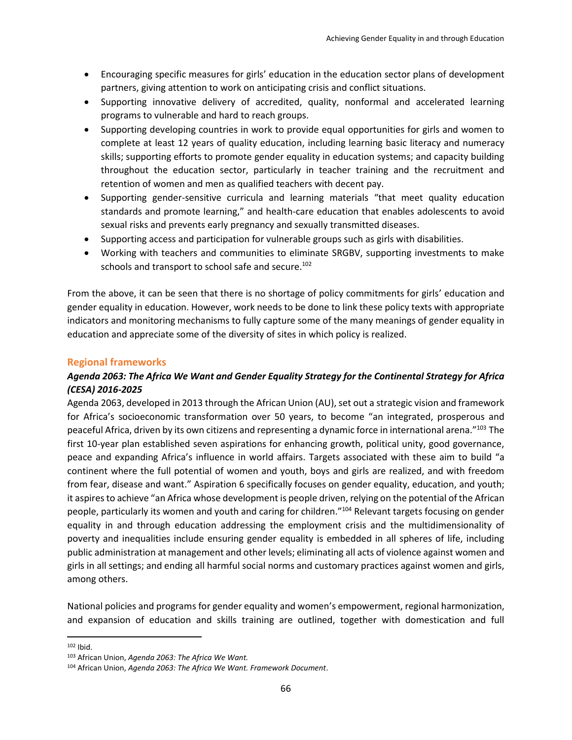- Encouraging specific measures for girls' education in the education sector plans of development partners, giving attention to work on anticipating crisis and conflict situations.
- Supporting innovative delivery of accredited, quality, nonformal and accelerated learning programs to vulnerable and hard to reach groups.
- Supporting developing countries in work to provide equal opportunities for girls and women to complete at least 12 years of quality education, including learning basic literacy and numeracy skills; supporting efforts to promote gender equality in education systems; and capacity building throughout the education sector, particularly in teacher training and the recruitment and retention of women and men as qualified teachers with decent pay.
- Supporting gender-sensitive curricula and learning materials "that meet quality education standards and promote learning," and health-care education that enables adolescents to avoid sexual risks and prevents early pregnancy and sexually transmitted diseases.
- Supporting access and participation for vulnerable groups such as girls with disabilities.
- Working with teachers and communities to eliminate SRGBV, supporting investments to make schools and transport to school safe and secure.[102]

From the above, it can be seen that there is no shortage of policy commitments for girls' education and gender equality in education. However, work needs to be done to link these policy texts with appropriate indicators and monitoring mechanisms to fully capture some of the many meanings of gender equality in education and appreciate some of the diversity of sites in which policy is realized.

## Regional frameworks

### *Agenda 2063: The Africa We Want and Gender Equality Strategy for the Continental Strategy for Africa (CESA) 2016-2025*

Agenda 2063, developed in 2013 through the African Union (AU), set out a strategic vision and framework for Africa's socioeconomic transformation over 50 years, to become "an integrated, prosperous and peaceful Africa, driven by its own citizens and representing a dynamic force in international arena."[103] The first 10-year plan established seven aspirations for enhancing growth, political unity, good governance, peace and expanding Africa's influence in world affairs. Targets associated with these aim to build "a continent where the full potential of women and youth, boys and girls are realized, and with freedom from fear, disease and want." Aspiration 6 specifically focuses on gender equality, education, and youth; it aspires to achieve "an Africa whose development is people driven, relying on the potential of the African people, particularly its women and youth and caring for children."[104] Relevant targets focusing on gender equality in and through education addressing the employment crisis and the multidimensionality of poverty and inequalities include ensuring gender equality is embedded in all spheres of life, including public administration at management and other levels; eliminating all acts of violence against women and girls in all settings; and ending all harmful social norms and customary practices against women and girls, among others.

National policies and programs for gender equality and women's empowerment, regional harmonization, and expansion of education and skills training are outlined, together with domestication and full

---

[102] Ibid.

[103] African Union, *Agenda 2063: The Africa We Want.*

[104] African Union, *Agenda 2063: The Africa We Want. Framework Document*.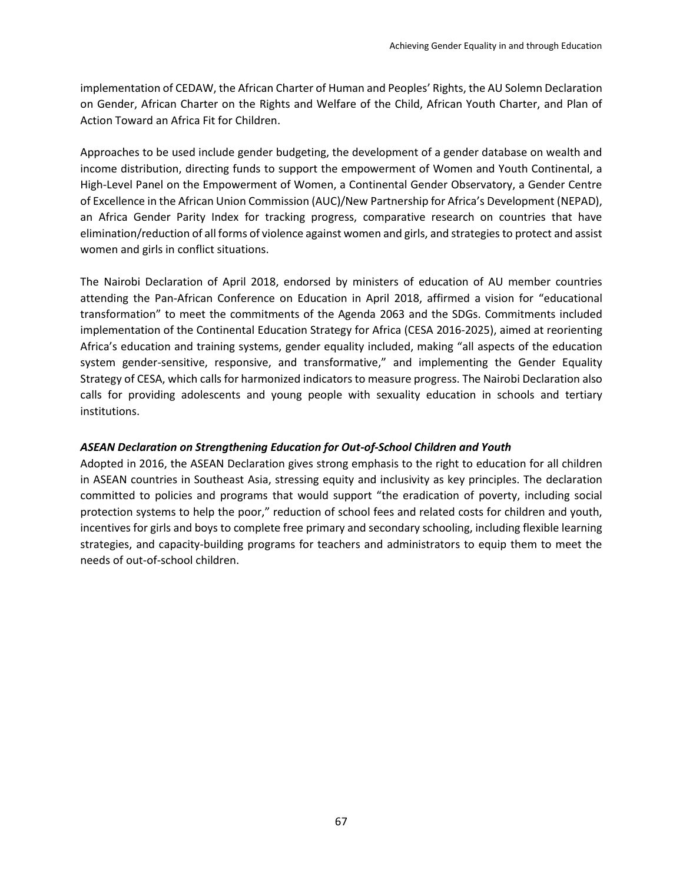implementation of CEDAW, the African Charter of Human and Peoples' Rights, the AU Solemn Declaration on Gender, African Charter on the Rights and Welfare of the Child, African Youth Charter, and Plan of Action Toward an Africa Fit for Children.

Approaches to be used include gender budgeting, the development of a gender database on wealth and income distribution, directing funds to support the empowerment of Women and Youth Continental, a High-Level Panel on the Empowerment of Women, a Continental Gender Observatory, a Gender Centre of Excellence in the African Union Commission (AUC)/New Partnership for Africa's Development (NEPAD), an Africa Gender Parity Index for tracking progress, comparative research on countries that have elimination/reduction of all forms of violence against women and girls, and strategies to protect and assist women and girls in conflict situations.

The Nairobi Declaration of April 2018, endorsed by ministers of education of AU member countries attending the Pan-African Conference on Education in April 2018, affirmed a vision for "educational transformation" to meet the commitments of the Agenda 2063 and the SDGs. Commitments included implementation of the Continental Education Strategy for Africa (CESA 2016-2025), aimed at reorienting Africa's education and training systems, gender equality included, making "all aspects of the education system gender-sensitive, responsive, and transformative," and implementing the Gender Equality Strategy of CESA, which calls for harmonized indicators to measure progress. The Nairobi Declaration also calls for providing adolescents and young people with sexuality education in schools and tertiary institutions.

***ASEAN Declaration on Strengthening Education for Out-of-School Children and Youth***

Adopted in 2016, the ASEAN Declaration gives strong emphasis to the right to education for all children in ASEAN countries in Southeast Asia, stressing equity and inclusivity as key principles. The declaration committed to policies and programs that would support "the eradication of poverty, including social protection systems to help the poor," reduction of school fees and related costs for children and youth, incentives for girls and boys to complete free primary and secondary schooling, including flexible learning strategies, and capacity-building programs for teachers and administrators to equip them to meet the needs of out-of-school children.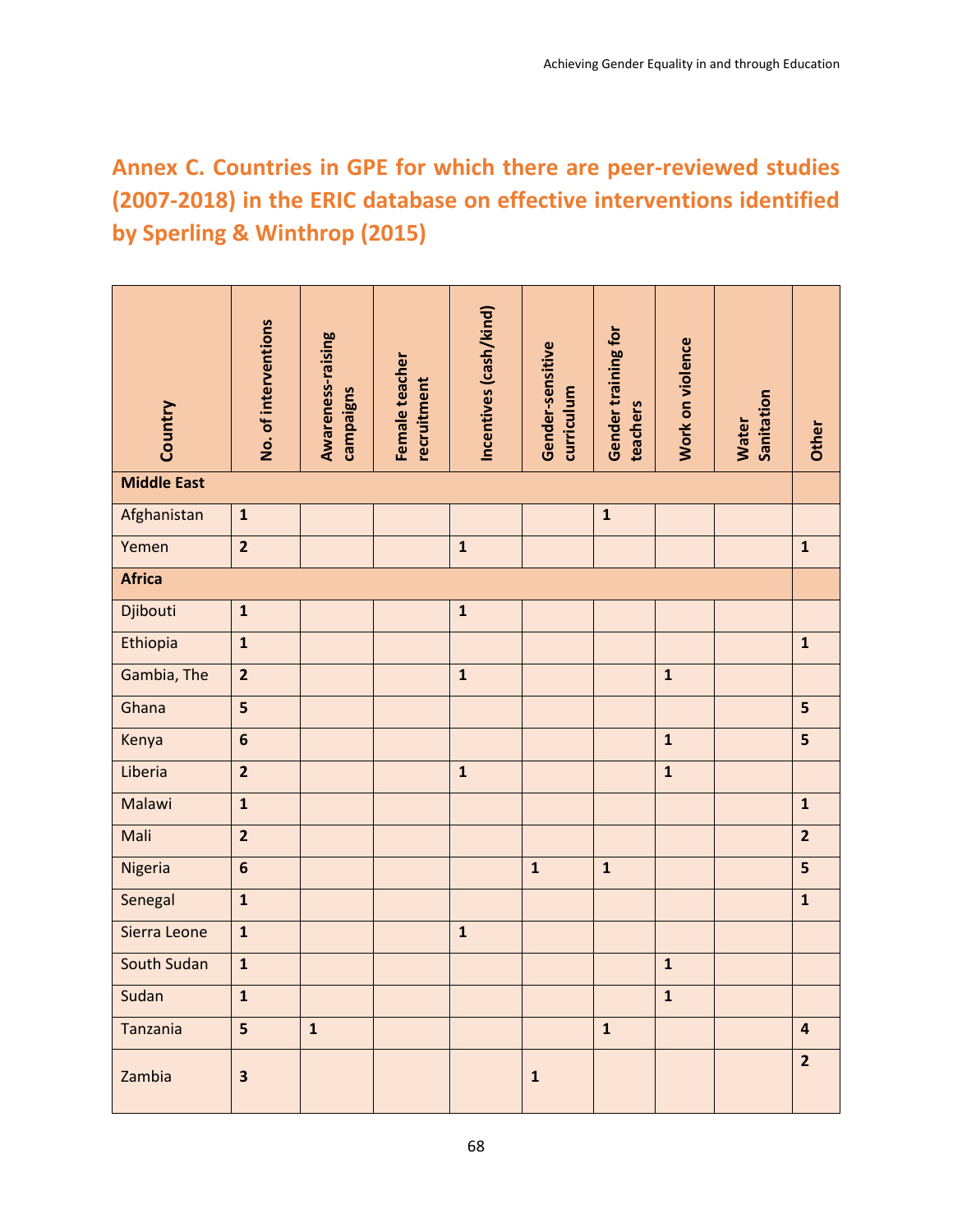## Annex C. Countries in GPE for which there are peer-reviewed studies (2007-2018) in the ERIC database on effective interventions identified by Sperling & Winthrop (2015)

| Country | No. of interventions | Awareness-raising campaigns | Female teacher recruitment | Incentives (cash/kind) | Gender-sensitive curriculum | Gender training for teachers | Work on violence | Water Sanitation | Other |
|---|---|---|---|---|---|---|---|---|---|
| **Middle East** | | | | | | | | | |
| Afghanistan | **1** | | | | | **1** | | | |
| Yemen | **2** | | | **1** | | | | | **1** |
| **Africa** | | | | | | | | | |
| Djibouti | **1** | | | **1** | | | | | |
| Ethiopia | **1** | | | | | | | | **1** |
| Gambia, The | **2** | | | **1** | | | **1** | | |
| Ghana | **5** | | | | | | | | **5** |
| Kenya | **6** | | | | | | **1** | | **5** |
| Liberia | **2** | | | **1** | | | **1** | | |
| Malawi | **1** | | | | | | | | **1** |
| Mali | **2** | | | | | | | | **2** |
| Nigeria | **6** | | | | **1** | **1** | | | **5** |
| Senegal | **1** | | | | | | | | **1** |
| Sierra Leone | **1** | | | **1** | | | | | |
| South Sudan | **1** | | | | | | **1** | | |
| Sudan | **1** | | | | | | **1** | | |
| Tanzania | **5** | **1** | | | | **1** | | | **4** |
| Zambia | **3** | | | | **1** | | | | **2** |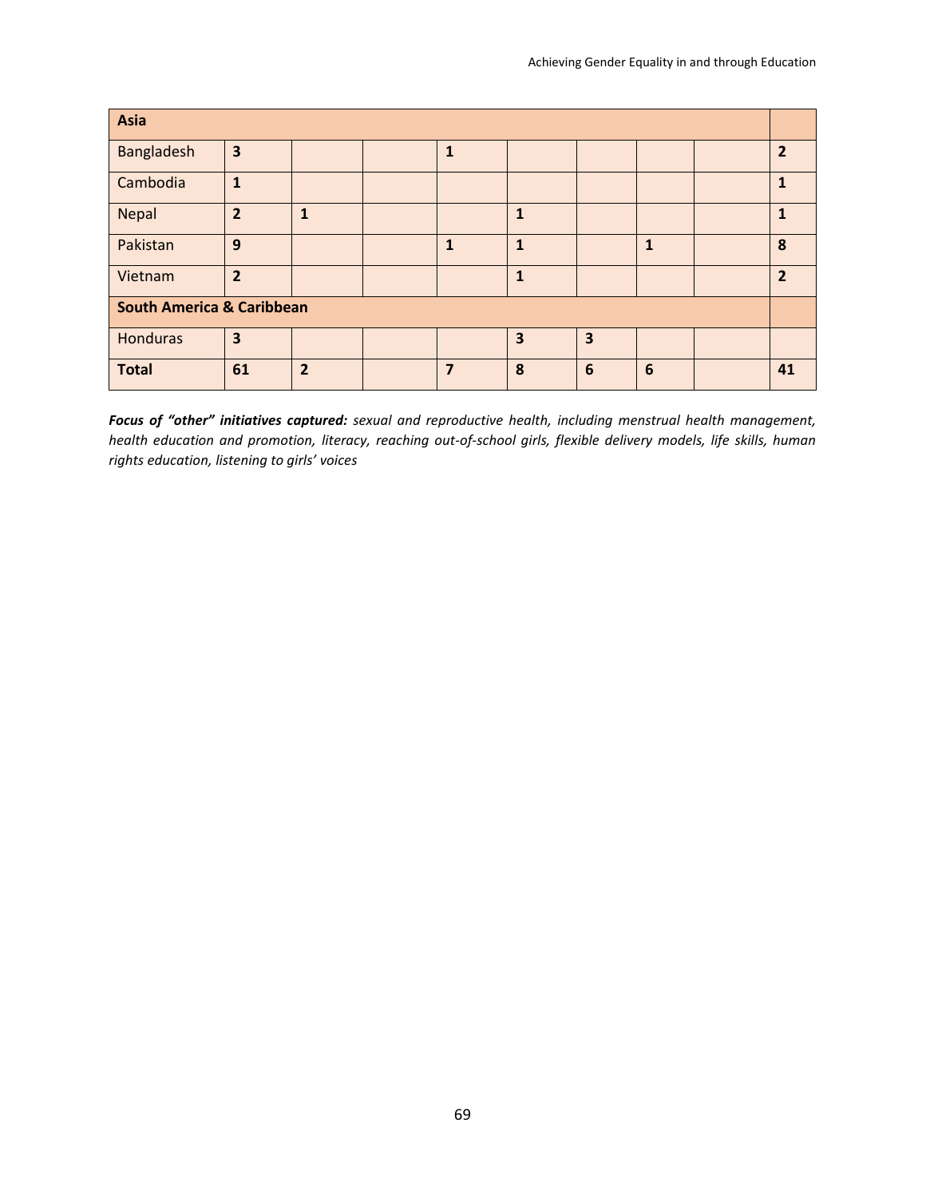| | | | | | | | | | |
|---|---|---|---|---|---|---|---|---|---|
| **Asia** | | | | | | | | | |
| Bangladesh | **3** | | | **1** | | | | | **2** |
| Cambodia | **1** | | | | | | | | **1** |
| Nepal | **2** | **1** | | | **1** | | | | **1** |
| Pakistan | **9** | | | **1** | **1** | | **1** | | **8** |
| Vietnam | **2** | | | | **1** | | | | **2** |
| **South America & Caribbean** | | | | | | | | | |
| Honduras | **3** | | | | **3** | **3** | | | |
| **Total** | **61** | **2** | | **7** | **8** | **6** | **6** | | **41** |

***Focus of "other" initiatives captured:*** *sexual and reproductive health, including menstrual health management, health education and promotion, literacy, reaching out-of-school girls, flexible delivery models, life skills, human rights education, listening to girls' voices*